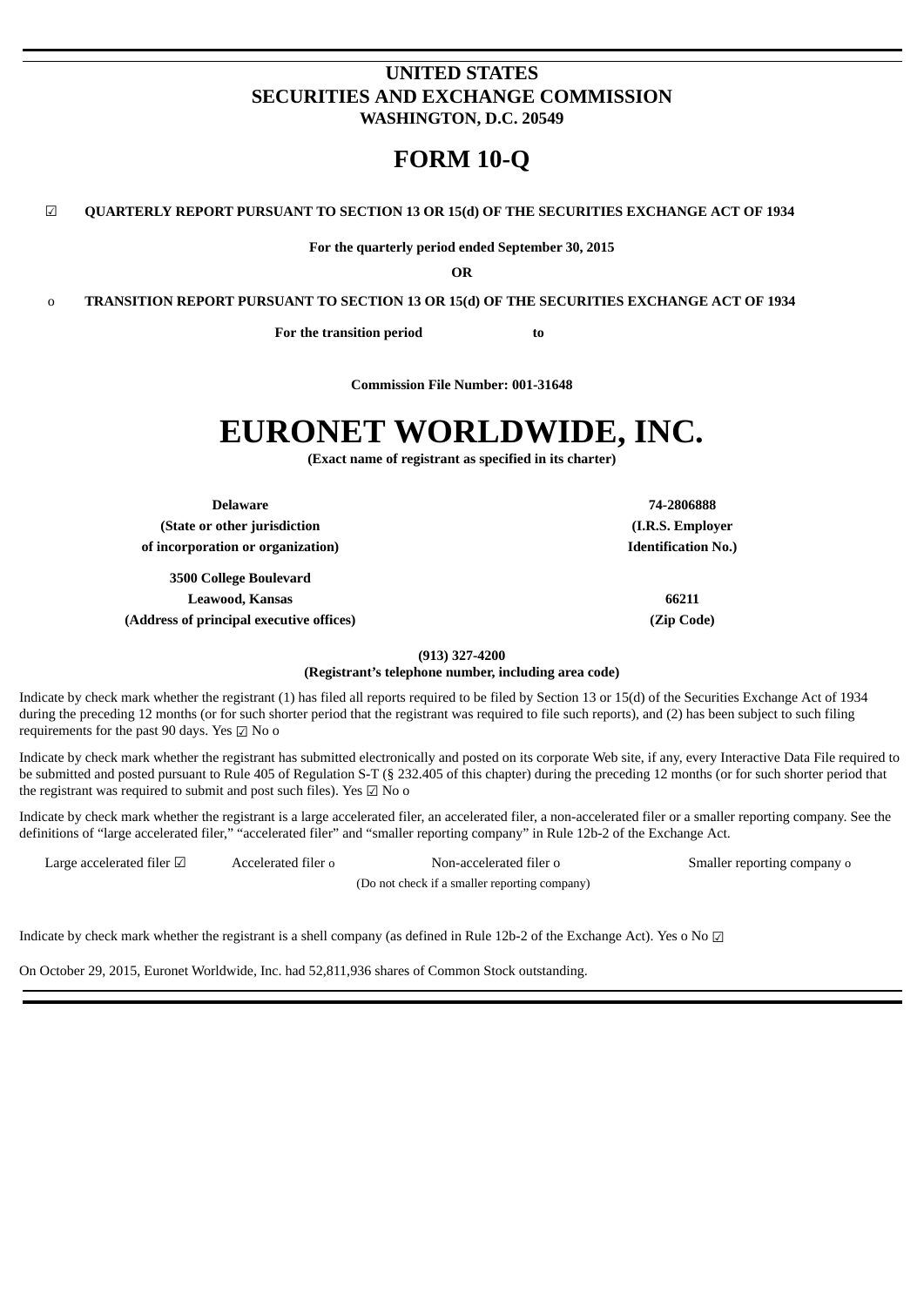# UNITED STATES
# SECURITIES AND EXCHANGE COMMISSION
**WASHINGTON, D.C. 20549**

# FORM 10-Q

☑ **QUARTERLY REPORT PURSUANT TO SECTION 13 OR 15(d) OF THE SECURITIES EXCHANGE ACT OF 1934**

**For the quarterly period ended September 30, 2015**

**OR**

o **TRANSITION REPORT PURSUANT TO SECTION 13 OR 15(d) OF THE SECURITIES EXCHANGE ACT OF 1934**

**For the transition period to**

**Commission File Number: 001-31648**

# EURONET WORLDWIDE, INC.

**(Exact name of registrant as specified in its charter)**

| | |
|---|---|
| **Delaware** | **74-2806888** |
| **(State or other jurisdiction of incorporation or organization)** | **(I.R.S. Employer Identification No.)** |
| **3500 College Boulevard Leawood, Kansas** | **66211** |
| **(Address of principal executive offices)** | **(Zip Code)** |

**(913) 327-4200**
**(Registrant's telephone number, including area code)**

Indicate by check mark whether the registrant (1) has filed all reports required to be filed by Section 13 or 15(d) of the Securities Exchange Act of 1934 during the preceding 12 months (or for such shorter period that the registrant was required to file such reports), and (2) has been subject to such filing requirements for the past 90 days. Yes ☑ No o

Indicate by check mark whether the registrant has submitted electronically and posted on its corporate Web site, if any, every Interactive Data File required to be submitted and posted pursuant to Rule 405 of Regulation S-T (§ 232.405 of this chapter) during the preceding 12 months (or for such shorter period that the registrant was required to submit and post such files). Yes ☑ No o

Indicate by check mark whether the registrant is a large accelerated filer, an accelerated filer, a non-accelerated filer or a smaller reporting company. See the definitions of "large accelerated filer," "accelerated filer" and "smaller reporting company" in Rule 12b-2 of the Exchange Act.

| Large accelerated filer ☑ | Accelerated filer o | Non-accelerated filer o (Do not check if a smaller reporting company) | Smaller reporting company o |
|---|---|---|---|

Indicate by check mark whether the registrant is a shell company (as defined in Rule 12b-2 of the Exchange Act). Yes o No ☑

On October 29, 2015, Euronet Worldwide, Inc. had 52,811,936 shares of Common Stock outstanding.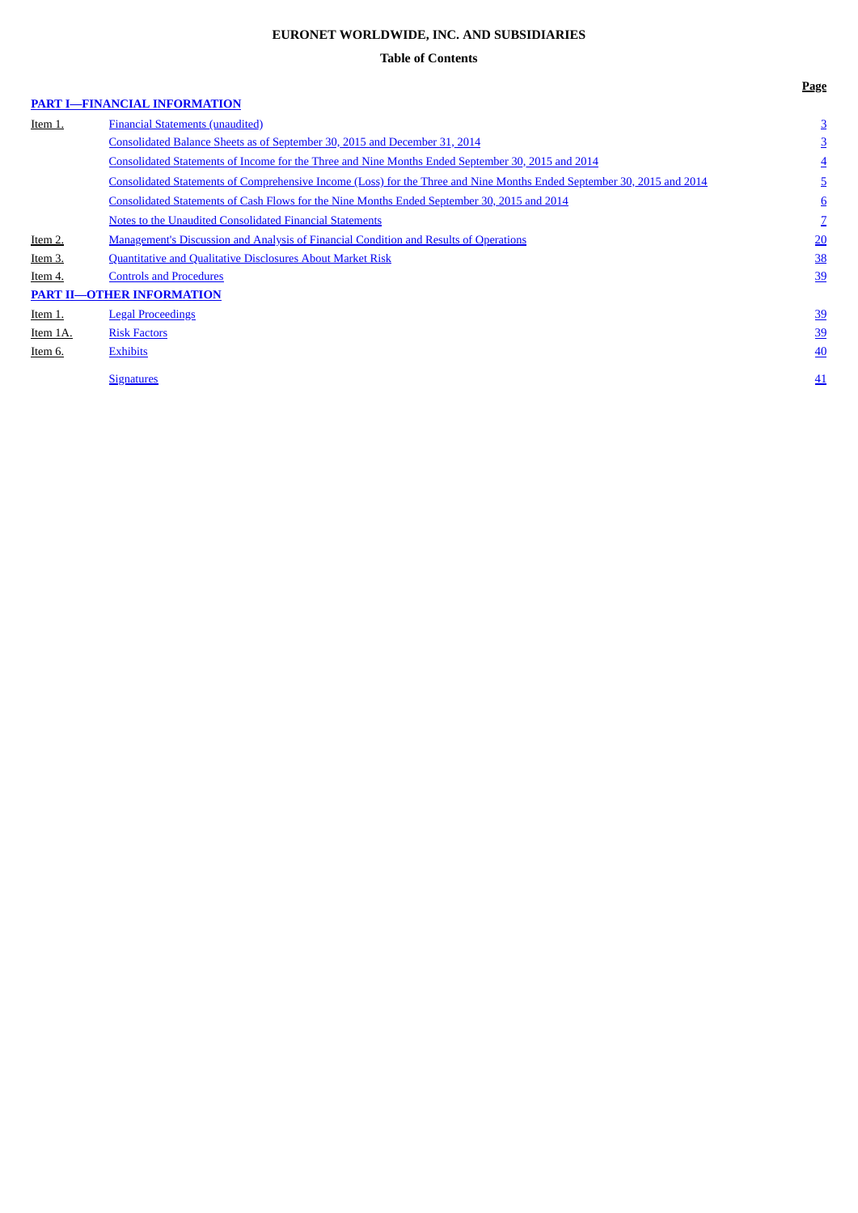**EURONET WORLDWIDE, INC. AND SUBSIDIARIES**

**Table of Contents**

| | | Page |
|---|---|---|
| **PART I—FINANCIAL INFORMATION** | | |
| Item 1. | Financial Statements (unaudited) | 3 |
| | Consolidated Balance Sheets as of September 30, 2015 and December 31, 2014 | 3 |
| | Consolidated Statements of Income for the Three and Nine Months Ended September 30, 2015 and 2014 | 4 |
| | Consolidated Statements of Comprehensive Income (Loss) for the Three and Nine Months Ended September 30, 2015 and 2014 | 5 |
| | Consolidated Statements of Cash Flows for the Nine Months Ended September 30, 2015 and 2014 | 6 |
| | Notes to the Unaudited Consolidated Financial Statements | 7 |
| Item 2. | Management's Discussion and Analysis of Financial Condition and Results of Operations | 20 |
| Item 3. | Quantitative and Qualitative Disclosures About Market Risk | 38 |
| Item 4. | Controls and Procedures | 39 |
| **PART II—OTHER INFORMATION** | | |
| Item 1. | Legal Proceedings | 39 |
| Item 1A. | Risk Factors | 39 |
| Item 6. | Exhibits | 40 |
| | Signatures | 41 |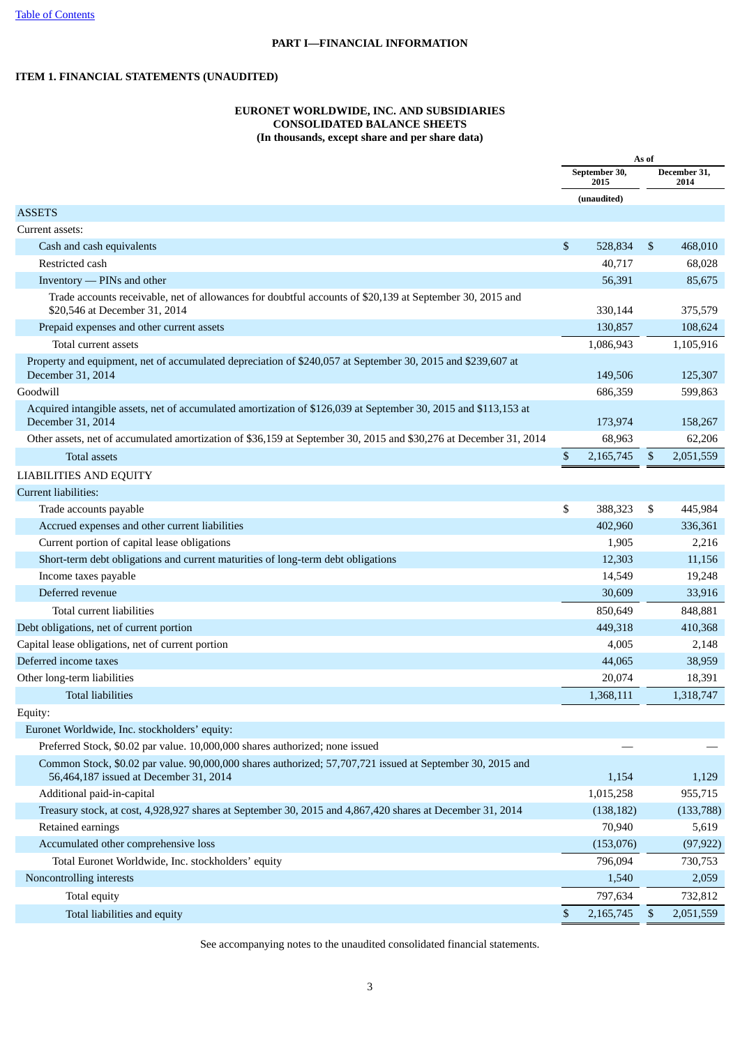[Table of Contents](#)

**PART I—FINANCIAL INFORMATION**

**ITEM 1. FINANCIAL STATEMENTS (UNAUDITED)**

**EURONET WORLDWIDE, INC. AND SUBSIDIARIES**
**CONSOLIDATED BALANCE SHEETS**
**(In thousands, except share and per share data)**

| | As of | |
|---|---|---|
| | September 30, 2015 | December 31, 2014 |
| | (unaudited) | |
| ASSETS | | |
| Current assets: | | |
| Cash and cash equivalents | $ 528,834 | $ 468,010 |
| Restricted cash | 40,717 | 68,028 |
| Inventory — PINs and other | 56,391 | 85,675 |
| Trade accounts receivable, net of allowances for doubtful accounts of $20,139 at September 30, 2015 and $20,546 at December 31, 2014 | 330,144 | 375,579 |
| Prepaid expenses and other current assets | 130,857 | 108,624 |
| Total current assets | 1,086,943 | 1,105,916 |
| Property and equipment, net of accumulated depreciation of $240,057 at September 30, 2015 and $239,607 at December 31, 2014 | 149,506 | 125,307 |
| Goodwill | 686,359 | 599,863 |
| Acquired intangible assets, net of accumulated amortization of $126,039 at September 30, 2015 and $113,153 at December 31, 2014 | 173,974 | 158,267 |
| Other assets, net of accumulated amortization of $36,159 at September 30, 2015 and $30,276 at December 31, 2014 | 68,963 | 62,206 |
| Total assets | $ 2,165,745 | $ 2,051,559 |
| LIABILITIES AND EQUITY | | |
| Current liabilities: | | |
| Trade accounts payable | $ 388,323 | $ 445,984 |
| Accrued expenses and other current liabilities | 402,960 | 336,361 |
| Current portion of capital lease obligations | 1,905 | 2,216 |
| Short-term debt obligations and current maturities of long-term debt obligations | 12,303 | 11,156 |
| Income taxes payable | 14,549 | 19,248 |
| Deferred revenue | 30,609 | 33,916 |
| Total current liabilities | 850,649 | 848,881 |
| Debt obligations, net of current portion | 449,318 | 410,368 |
| Capital lease obligations, net of current portion | 4,005 | 2,148 |
| Deferred income taxes | 44,065 | 38,959 |
| Other long-term liabilities | 20,074 | 18,391 |
| Total liabilities | 1,368,111 | 1,318,747 |
| Equity: | | |
| Euronet Worldwide, Inc. stockholders' equity: | | |
| Preferred Stock, $0.02 par value. 10,000,000 shares authorized; none issued | — | — |
| Common Stock, $0.02 par value. 90,000,000 shares authorized; 57,707,721 issued at September 30, 2015 and 56,464,187 issued at December 31, 2014 | 1,154 | 1,129 |
| Additional paid-in-capital | 1,015,258 | 955,715 |
| Treasury stock, at cost, 4,928,927 shares at September 30, 2015 and 4,867,420 shares at December 31, 2014 | (138,182) | (133,788) |
| Retained earnings | 70,940 | 5,619 |
| Accumulated other comprehensive loss | (153,076) | (97,922) |
| Total Euronet Worldwide, Inc. stockholders' equity | 796,094 | 730,753 |
| Noncontrolling interests | 1,540 | 2,059 |
| Total equity | 797,634 | 732,812 |
| Total liabilities and equity | $ 2,165,745 | $ 2,051,559 |

See accompanying notes to the unaudited consolidated financial statements.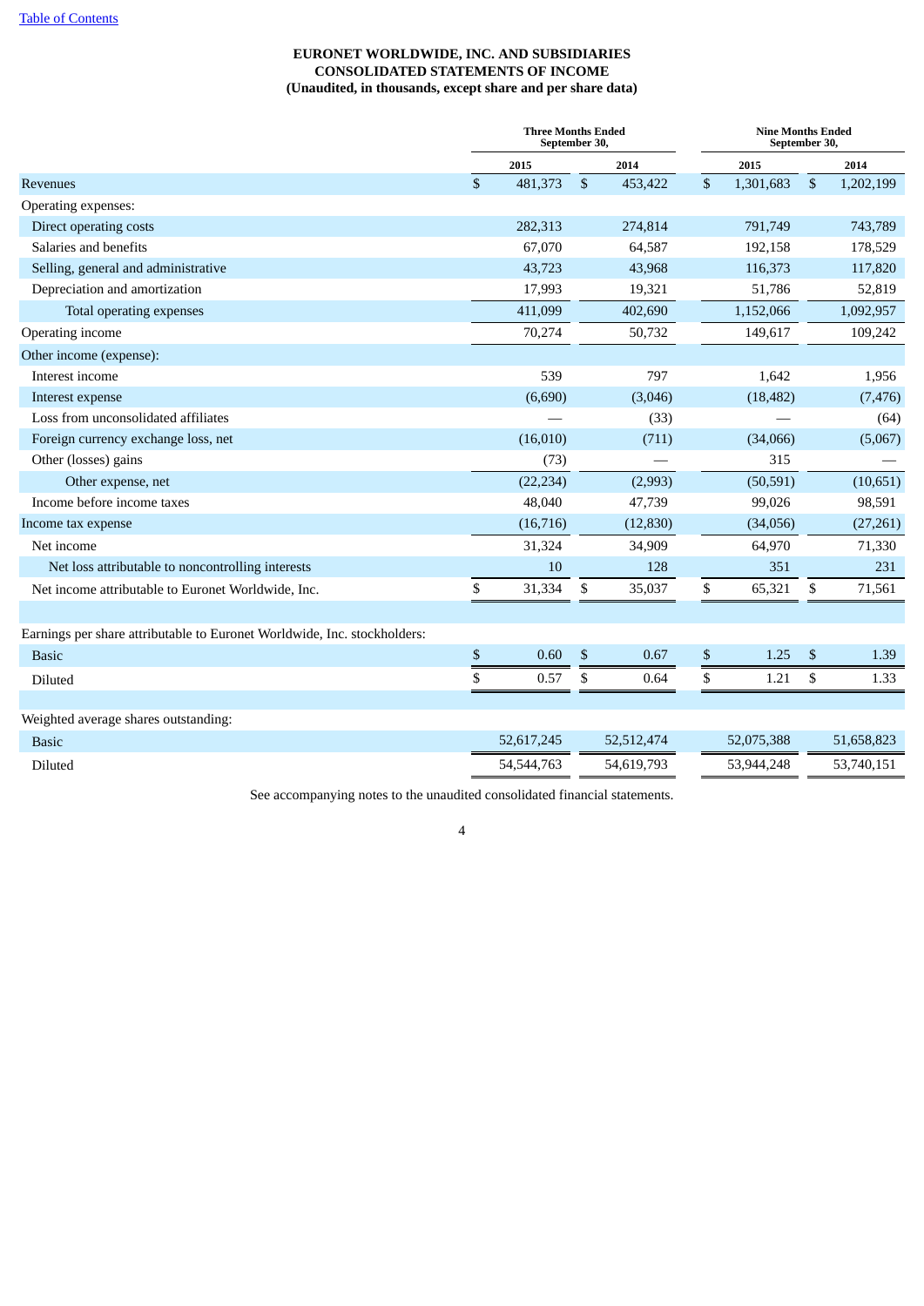EURONET WORLDWIDE, INC. AND SUBSIDIARIES
CONSOLIDATED STATEMENTS OF INCOME
(Unaudited, in thousands, except share and per share data)

| | Three Months Ended September 30, | | Nine Months Ended September 30, | |
|---|---|---|---|---|
| | 2015 | 2014 | 2015 | 2014 |
| Revenues | $ 481,373 | $ 453,422 | $ 1,301,683 | $ 1,202,199 |
| Operating expenses: | | | | |
| Direct operating costs | 282,313 | 274,814 | 791,749 | 743,789 |
| Salaries and benefits | 67,070 | 64,587 | 192,158 | 178,529 |
| Selling, general and administrative | 43,723 | 43,968 | 116,373 | 117,820 |
| Depreciation and amortization | 17,993 | 19,321 | 51,786 | 52,819 |
| Total operating expenses | 411,099 | 402,690 | 1,152,066 | 1,092,957 |
| Operating income | 70,274 | 50,732 | 149,617 | 109,242 |
| Other income (expense): | | | | |
| Interest income | 539 | 797 | 1,642 | 1,956 |
| Interest expense | (6,690) | (3,046) | (18,482) | (7,476) |
| Loss from unconsolidated affiliates | — | (33) | — | (64) |
| Foreign currency exchange loss, net | (16,010) | (711) | (34,066) | (5,067) |
| Other (losses) gains | (73) | — | 315 | — |
| Other expense, net | (22,234) | (2,993) | (50,591) | (10,651) |
| Income before income taxes | 48,040 | 47,739 | 99,026 | 98,591 |
| Income tax expense | (16,716) | (12,830) | (34,056) | (27,261) |
| Net income | 31,324 | 34,909 | 64,970 | 71,330 |
| Net loss attributable to noncontrolling interests | 10 | 128 | 351 | 231 |
| Net income attributable to Euronet Worldwide, Inc. | $ 31,334 | $ 35,037 | $ 65,321 | $ 71,561 |
| | | | | |
| Earnings per share attributable to Euronet Worldwide, Inc. stockholders: | | | | |
| Basic | $ 0.60 | $ 0.67 | $ 1.25 | $ 1.39 |
| Diluted | $ 0.57 | $ 0.64 | $ 1.21 | $ 1.33 |
| | | | | |
| Weighted average shares outstanding: | | | | |
| Basic | 52,617,245 | 52,512,474 | 52,075,388 | 51,658,823 |
| Diluted | 54,544,763 | 54,619,793 | 53,944,248 | 53,740,151 |

See accompanying notes to the unaudited consolidated financial statements.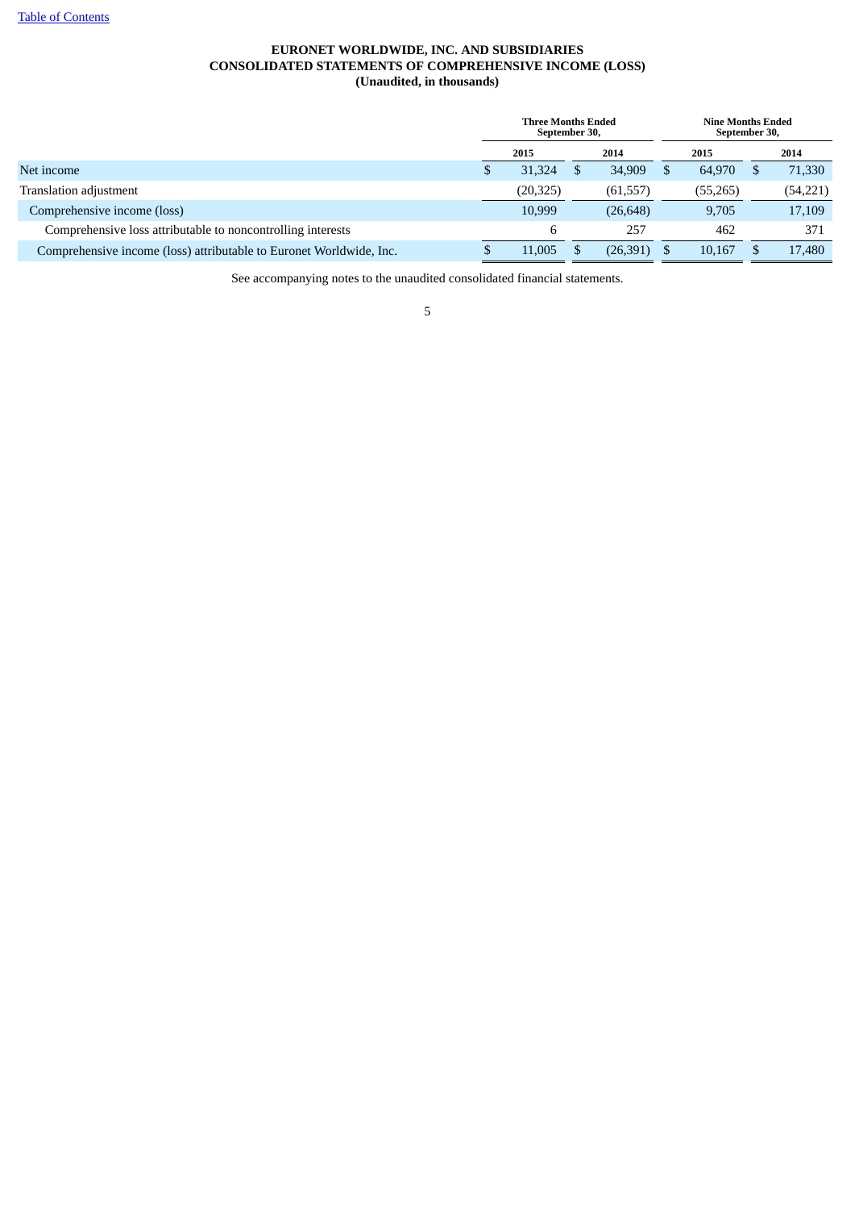**EURONET WORLDWIDE, INC. AND SUBSIDIARIES**
**CONSOLIDATED STATEMENTS OF COMPREHENSIVE INCOME (LOSS)**
**(Unaudited, in thousands)**

| | Three Months Ended September 30, | | Nine Months Ended September 30, | |
|---|---|---|---|---|
| | 2015 | 2014 | 2015 | 2014 |
| Net income | $ 31,324 | $ 34,909 | $ 64,970 | $ 71,330 |
| Translation adjustment | (20,325) | (61,557) | (55,265) | (54,221) |
| Comprehensive income (loss) | 10,999 | (26,648) | 9,705 | 17,109 |
| Comprehensive loss attributable to noncontrolling interests | 6 | 257 | 462 | 371 |
| Comprehensive income (loss) attributable to Euronet Worldwide, Inc. | $ 11,005 | $ (26,391) | $ 10,167 | $ 17,480 |

See accompanying notes to the unaudited consolidated financial statements.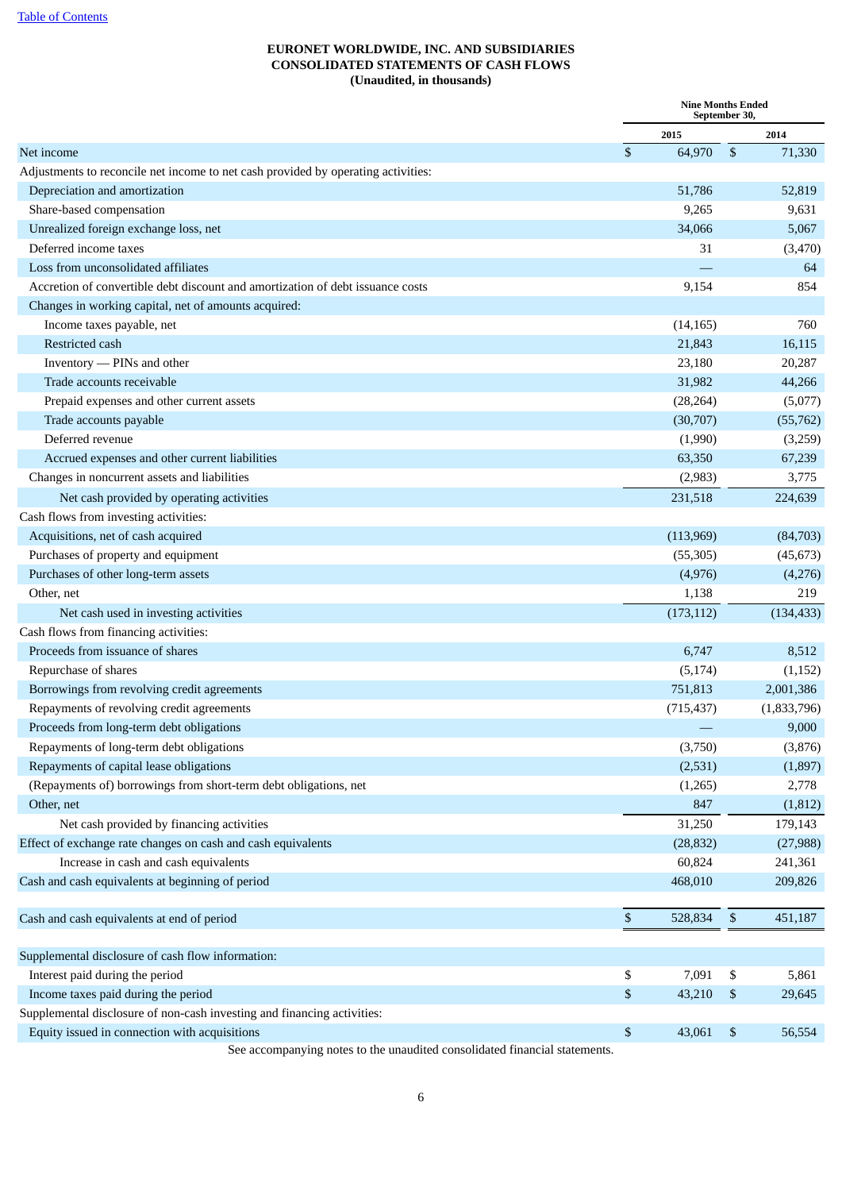[Table of Contents](#)

**EURONET WORLDWIDE, INC. AND SUBSIDIARIES**
**CONSOLIDATED STATEMENTS OF CASH FLOWS**
**(Unaudited, in thousands)**

| | Nine Months Ended September 30, | |
|---|---|---|
| | 2015 | 2014 |
| Net income | $ 64,970 | $ 71,330 |
| Adjustments to reconcile net income to net cash provided by operating activities: | | |
| Depreciation and amortization | 51,786 | 52,819 |
| Share-based compensation | 9,265 | 9,631 |
| Unrealized foreign exchange loss, net | 34,066 | 5,067 |
| Deferred income taxes | 31 | (3,470) |
| Loss from unconsolidated affiliates | — | 64 |
| Accretion of convertible debt discount and amortization of debt issuance costs | 9,154 | 854 |
| Changes in working capital, net of amounts acquired: | | |
| Income taxes payable, net | (14,165) | 760 |
| Restricted cash | 21,843 | 16,115 |
| Inventory — PINs and other | 23,180 | 20,287 |
| Trade accounts receivable | 31,982 | 44,266 |
| Prepaid expenses and other current assets | (28,264) | (5,077) |
| Trade accounts payable | (30,707) | (55,762) |
| Deferred revenue | (1,990) | (3,259) |
| Accrued expenses and other current liabilities | 63,350 | 67,239 |
| Changes in noncurrent assets and liabilities | (2,983) | 3,775 |
| Net cash provided by operating activities | 231,518 | 224,639 |
| Cash flows from investing activities: | | |
| Acquisitions, net of cash acquired | (113,969) | (84,703) |
| Purchases of property and equipment | (55,305) | (45,673) |
| Purchases of other long-term assets | (4,976) | (4,276) |
| Other, net | 1,138 | 219 |
| Net cash used in investing activities | (173,112) | (134,433) |
| Cash flows from financing activities: | | |
| Proceeds from issuance of shares | 6,747 | 8,512 |
| Repurchase of shares | (5,174) | (1,152) |
| Borrowings from revolving credit agreements | 751,813 | 2,001,386 |
| Repayments of revolving credit agreements | (715,437) | (1,833,796) |
| Proceeds from long-term debt obligations | — | 9,000 |
| Repayments of long-term debt obligations | (3,750) | (3,876) |
| Repayments of capital lease obligations | (2,531) | (1,897) |
| (Repayments of) borrowings from short-term debt obligations, net | (1,265) | 2,778 |
| Other, net | 847 | (1,812) |
| Net cash provided by financing activities | 31,250 | 179,143 |
| Effect of exchange rate changes on cash and cash equivalents | (28,832) | (27,988) |
| Increase in cash and cash equivalents | 60,824 | 241,361 |
| Cash and cash equivalents at beginning of period | 468,010 | 209,826 |
| Cash and cash equivalents at end of period | $ 528,834 | $ 451,187 |
| Supplemental disclosure of cash flow information: | | |
| Interest paid during the period | $ 7,091 | $ 5,861 |
| Income taxes paid during the period | $ 43,210 | $ 29,645 |
| Supplemental disclosure of non-cash investing and financing activities: | | |
| Equity issued in connection with acquisitions | $ 43,061 | $ 56,554 |

See accompanying notes to the unaudited consolidated financial statements.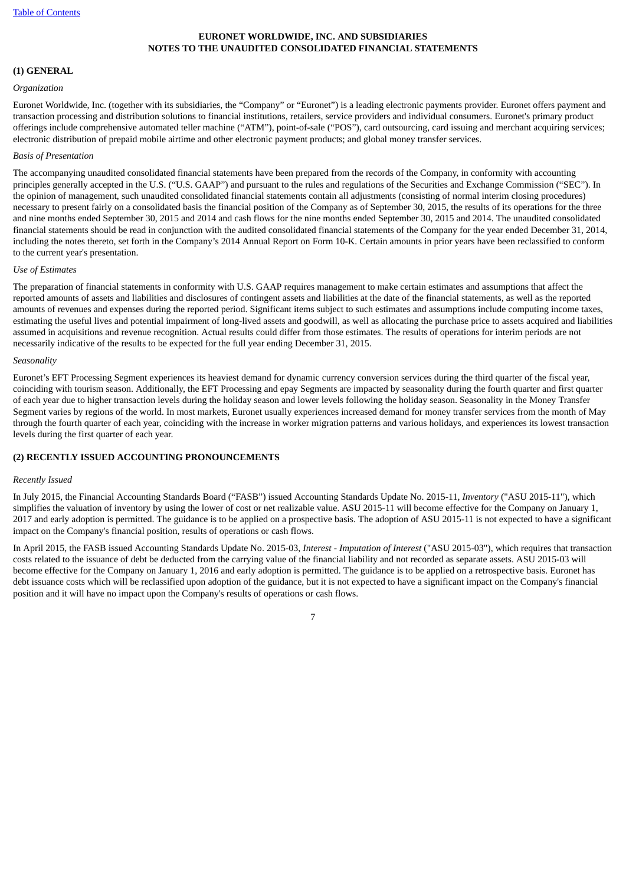# EURONET WORLDWIDE, INC. AND SUBSIDIARIES
# NOTES TO THE UNAUDITED CONSOLIDATED FINANCIAL STATEMENTS

## (1) GENERAL

*Organization*

Euronet Worldwide, Inc. (together with its subsidiaries, the "Company" or "Euronet") is a leading electronic payments provider. Euronet offers payment and transaction processing and distribution solutions to financial institutions, retailers, service providers and individual consumers. Euronet's primary product offerings include comprehensive automated teller machine ("ATM"), point-of-sale ("POS"), card outsourcing, card issuing and merchant acquiring services; electronic distribution of prepaid mobile airtime and other electronic payment products; and global money transfer services.

*Basis of Presentation*

The accompanying unaudited consolidated financial statements have been prepared from the records of the Company, in conformity with accounting principles generally accepted in the U.S. ("U.S. GAAP") and pursuant to the rules and regulations of the Securities and Exchange Commission ("SEC"). In the opinion of management, such unaudited consolidated financial statements contain all adjustments (consisting of normal interim closing procedures) necessary to present fairly on a consolidated basis the financial position of the Company as of September 30, 2015, the results of its operations for the three and nine months ended September 30, 2015 and 2014 and cash flows for the nine months ended September 30, 2015 and 2014. The unaudited consolidated financial statements should be read in conjunction with the audited consolidated financial statements of the Company for the year ended December 31, 2014, including the notes thereto, set forth in the Company's 2014 Annual Report on Form 10-K. Certain amounts in prior years have been reclassified to conform to the current year's presentation.

*Use of Estimates*

The preparation of financial statements in conformity with U.S. GAAP requires management to make certain estimates and assumptions that affect the reported amounts of assets and liabilities and disclosures of contingent assets and liabilities at the date of the financial statements, as well as the reported amounts of revenues and expenses during the reported period. Significant items subject to such estimates and assumptions include computing income taxes, estimating the useful lives and potential impairment of long-lived assets and goodwill, as well as allocating the purchase price to assets acquired and liabilities assumed in acquisitions and revenue recognition. Actual results could differ from those estimates. The results of operations for interim periods are not necessarily indicative of the results to be expected for the full year ending December 31, 2015.

*Seasonality*

Euronet's EFT Processing Segment experiences its heaviest demand for dynamic currency conversion services during the third quarter of the fiscal year, coinciding with tourism season. Additionally, the EFT Processing and epay Segments are impacted by seasonality during the fourth quarter and first quarter of each year due to higher transaction levels during the holiday season and lower levels following the holiday season. Seasonality in the Money Transfer Segment varies by regions of the world. In most markets, Euronet usually experiences increased demand for money transfer services from the month of May through the fourth quarter of each year, coinciding with the increase in worker migration patterns and various holidays, and experiences its lowest transaction levels during the first quarter of each year.

## (2) RECENTLY ISSUED ACCOUNTING PRONOUNCEMENTS

*Recently Issued*

In July 2015, the Financial Accounting Standards Board ("FASB") issued Accounting Standards Update No. 2015-11, *Inventory* ("ASU 2015-11"), which simplifies the valuation of inventory by using the lower of cost or net realizable value. ASU 2015-11 will become effective for the Company on January 1, 2017 and early adoption is permitted. The guidance is to be applied on a prospective basis. The adoption of ASU 2015-11 is not expected to have a significant impact on the Company's financial position, results of operations or cash flows.

In April 2015, the FASB issued Accounting Standards Update No. 2015-03, *Interest - Imputation of Interest* ("ASU 2015-03"), which requires that transaction costs related to the issuance of debt be deducted from the carrying value of the financial liability and not recorded as separate assets. ASU 2015-03 will become effective for the Company on January 1, 2016 and early adoption is permitted. The guidance is to be applied on a retrospective basis. Euronet has debt issuance costs which will be reclassified upon adoption of the guidance, but it is not expected to have a significant impact on the Company's financial position and it will have no impact upon the Company's results of operations or cash flows.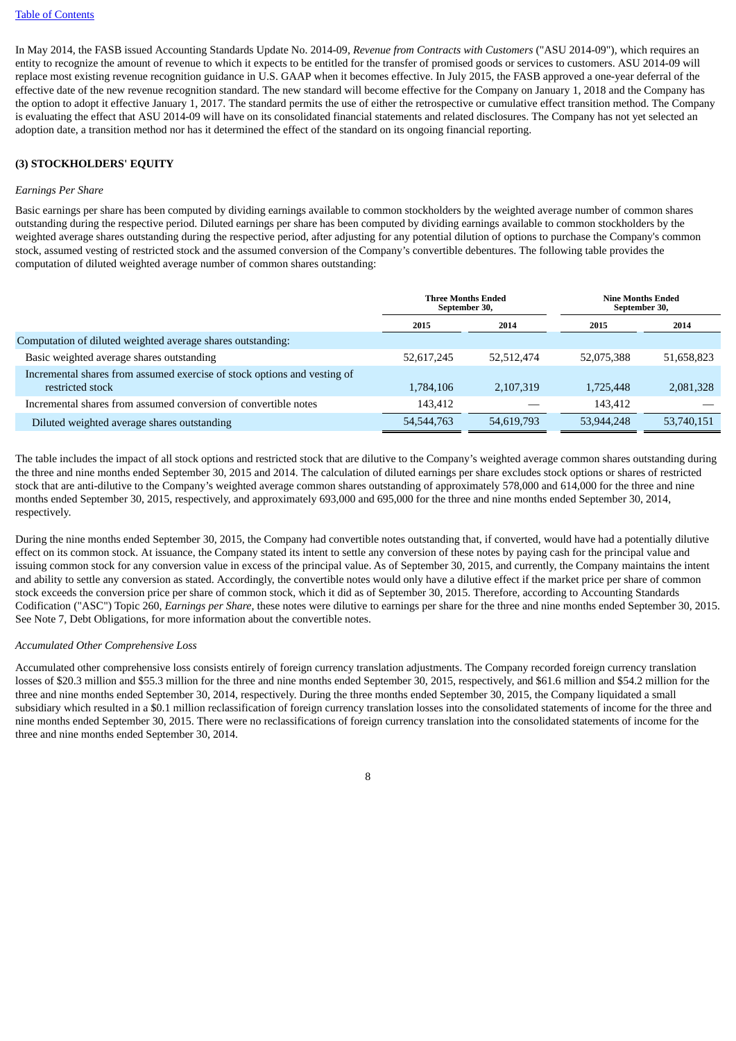In May 2014, the FASB issued Accounting Standards Update No. 2014-09, *Revenue from Contracts with Customers* ("ASU 2014-09"), which requires an entity to recognize the amount of revenue to which it expects to be entitled for the transfer of promised goods or services to customers. ASU 2014-09 will replace most existing revenue recognition guidance in U.S. GAAP when it becomes effective. In July 2015, the FASB approved a one-year deferral of the effective date of the new revenue recognition standard. The new standard will become effective for the Company on January 1, 2018 and the Company has the option to adopt it effective January 1, 2017. The standard permits the use of either the retrospective or cumulative effect transition method. The Company is evaluating the effect that ASU 2014-09 will have on its consolidated financial statements and related disclosures. The Company has not yet selected an adoption date, a transition method nor has it determined the effect of the standard on its ongoing financial reporting.

**(3) STOCKHOLDERS' EQUITY**

*Earnings Per Share*

Basic earnings per share has been computed by dividing earnings available to common stockholders by the weighted average number of common shares outstanding during the respective period. Diluted earnings per share has been computed by dividing earnings available to common stockholders by the weighted average shares outstanding during the respective period, after adjusting for any potential dilution of options to purchase the Company's common stock, assumed vesting of restricted stock and the assumed conversion of the Company's convertible debentures. The following table provides the computation of diluted weighted average number of common shares outstanding:

| | Three Months Ended September 30, | | Nine Months Ended September 30, | |
|---|---|---|---|---|
| | 2015 | 2014 | 2015 | 2014 |
| Computation of diluted weighted average shares outstanding: | | | | |
| Basic weighted average shares outstanding | 52,617,245 | 52,512,474 | 52,075,388 | 51,658,823 |
| Incremental shares from assumed exercise of stock options and vesting of restricted stock | 1,784,106 | 2,107,319 | 1,725,448 | 2,081,328 |
| Incremental shares from assumed conversion of convertible notes | 143,412 | — | 143,412 | — |
| Diluted weighted average shares outstanding | 54,544,763 | 54,619,793 | 53,944,248 | 53,740,151 |

The table includes the impact of all stock options and restricted stock that are dilutive to the Company's weighted average common shares outstanding during the three and nine months ended September 30, 2015 and 2014. The calculation of diluted earnings per share excludes stock options or shares of restricted stock that are anti-dilutive to the Company's weighted average common shares outstanding of approximately 578,000 and 614,000 for the three and nine months ended September 30, 2015, respectively, and approximately 693,000 and 695,000 for the three and nine months ended September 30, 2014, respectively.

During the nine months ended September 30, 2015, the Company had convertible notes outstanding that, if converted, would have had a potentially dilutive effect on its common stock. At issuance, the Company stated its intent to settle any conversion of these notes by paying cash for the principal value and issuing common stock for any conversion value in excess of the principal value. As of September 30, 2015, and currently, the Company maintains the intent and ability to settle any conversion as stated. Accordingly, the convertible notes would only have a dilutive effect if the market price per share of common stock exceeds the conversion price per share of common stock, which it did as of September 30, 2015. Therefore, according to Accounting Standards Codification ("ASC") Topic 260, *Earnings per Share*, these notes were dilutive to earnings per share for the three and nine months ended September 30, 2015. See Note 7, Debt Obligations, for more information about the convertible notes.

*Accumulated Other Comprehensive Loss*

Accumulated other comprehensive loss consists entirely of foreign currency translation adjustments. The Company recorded foreign currency translation losses of $20.3 million and $55.3 million for the three and nine months ended September 30, 2015, respectively, and $61.6 million and $54.2 million for the three and nine months ended September 30, 2014, respectively. During the three months ended September 30, 2015, the Company liquidated a small subsidiary which resulted in a $0.1 million reclassification of foreign currency translation losses into the consolidated statements of income for the three and nine months ended September 30, 2015. There were no reclassifications of foreign currency translation into the consolidated statements of income for the three and nine months ended September 30, 2014.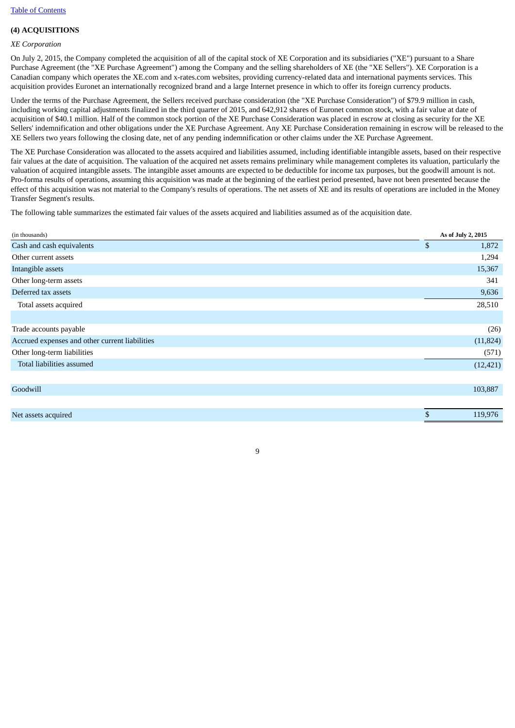## (4) ACQUISITIONS

*XE Corporation*

On July 2, 2015, the Company completed the acquisition of all of the capital stock of XE Corporation and its subsidiaries ("XE") pursuant to a Share Purchase Agreement (the "XE Purchase Agreement") among the Company and the selling shareholders of XE (the "XE Sellers"). XE Corporation is a Canadian company which operates the XE.com and x-rates.com websites, providing currency-related data and international payments services. This acquisition provides Euronet an internationally recognized brand and a large Internet presence in which to offer its foreign currency products.

Under the terms of the Purchase Agreement, the Sellers received purchase consideration (the "XE Purchase Consideration") of $79.9 million in cash, including working capital adjustments finalized in the third quarter of 2015, and 642,912 shares of Euronet common stock, with a fair value at date of acquisition of $40.1 million. Half of the common stock portion of the XE Purchase Consideration was placed in escrow at closing as security for the XE Sellers' indemnification and other obligations under the XE Purchase Agreement. Any XE Purchase Consideration remaining in escrow will be released to the XE Sellers two years following the closing date, net of any pending indemnification or other claims under the XE Purchase Agreement.

The XE Purchase Consideration was allocated to the assets acquired and liabilities assumed, including identifiable intangible assets, based on their respective fair values at the date of acquisition. The valuation of the acquired net assets remains preliminary while management completes its valuation, particularly the valuation of acquired intangible assets. The intangible asset amounts are expected to be deductible for income tax purposes, but the goodwill amount is not. Pro-forma results of operations, assuming this acquisition was made at the beginning of the earliest period presented, have not been presented because the effect of this acquisition was not material to the Company's results of operations. The net assets of XE and its results of operations are included in the Money Transfer Segment's results.

The following table summarizes the estimated fair values of the assets acquired and liabilities assumed as of the acquisition date.

| (in thousands) | As of July 2, 2015 |
|---|---|
| Cash and cash equivalents | $ 1,872 |
| Other current assets | 1,294 |
| Intangible assets | 15,367 |
| Other long-term assets | 341 |
| Deferred tax assets | 9,636 |
| Total assets acquired | 28,510 |
| | |
| Trade accounts payable | (26) |
| Accrued expenses and other current liabilities | (11,824) |
| Other long-term liabilities | (571) |
| Total liabilities assumed | (12,421) |
| | |
| Goodwill | 103,887 |
| | |
| Net assets acquired | $ 119,976 |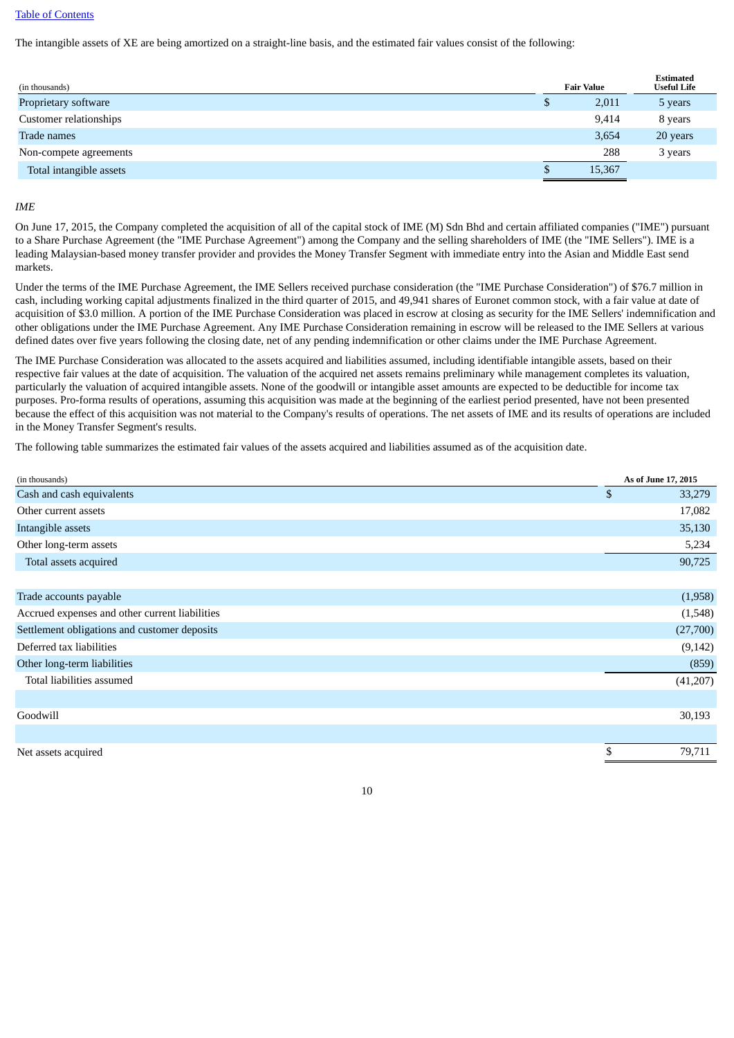[Table of Contents](#)

The intangible assets of XE are being amortized on a straight-line basis, and the estimated fair values consist of the following:

| (in thousands) | Fair Value | Estimated Useful Life |
|---|---|---|
| Proprietary software | $ 2,011 | 5 years |
| Customer relationships | 9,414 | 8 years |
| Trade names | 3,654 | 20 years |
| Non-compete agreements | 288 | 3 years |
| Total intangible assets | $ 15,367 | |

*IME*

On June 17, 2015, the Company completed the acquisition of all of the capital stock of IME (M) Sdn Bhd and certain affiliated companies ("IME") pursuant to a Share Purchase Agreement (the "IME Purchase Agreement") among the Company and the selling shareholders of IME (the "IME Sellers"). IME is a leading Malaysian-based money transfer provider and provides the Money Transfer Segment with immediate entry into the Asian and Middle East send markets.

Under the terms of the IME Purchase Agreement, the IME Sellers received purchase consideration (the "IME Purchase Consideration") of $76.7 million in cash, including working capital adjustments finalized in the third quarter of 2015, and 49,941 shares of Euronet common stock, with a fair value at date of acquisition of $3.0 million. A portion of the IME Purchase Consideration was placed in escrow at closing as security for the IME Sellers' indemnification and other obligations under the IME Purchase Agreement. Any IME Purchase Consideration remaining in escrow will be released to the IME Sellers at various defined dates over five years following the closing date, net of any pending indemnification or other claims under the IME Purchase Agreement.

The IME Purchase Consideration was allocated to the assets acquired and liabilities assumed, including identifiable intangible assets, based on their respective fair values at the date of acquisition. The valuation of the acquired net assets remains preliminary while management completes its valuation, particularly the valuation of acquired intangible assets. None of the goodwill or intangible asset amounts are expected to be deductible for income tax purposes. Pro-forma results of operations, assuming this acquisition was made at the beginning of the earliest period presented, have not been presented because the effect of this acquisition was not material to the Company's results of operations. The net assets of IME and its results of operations are included in the Money Transfer Segment's results.

The following table summarizes the estimated fair values of the assets acquired and liabilities assumed as of the acquisition date.

| (in thousands) | As of June 17, 2015 |
|---|---|
| Cash and cash equivalents | $ 33,279 |
| Other current assets | 17,082 |
| Intangible assets | 35,130 |
| Other long-term assets | 5,234 |
| Total assets acquired | 90,725 |
| | |
| Trade accounts payable | (1,958) |
| Accrued expenses and other current liabilities | (1,548) |
| Settlement obligations and customer deposits | (27,700) |
| Deferred tax liabilities | (9,142) |
| Other long-term liabilities | (859) |
| Total liabilities assumed | (41,207) |
| | |
| Goodwill | 30,193 |
| | |
| Net assets acquired | $ 79,711 |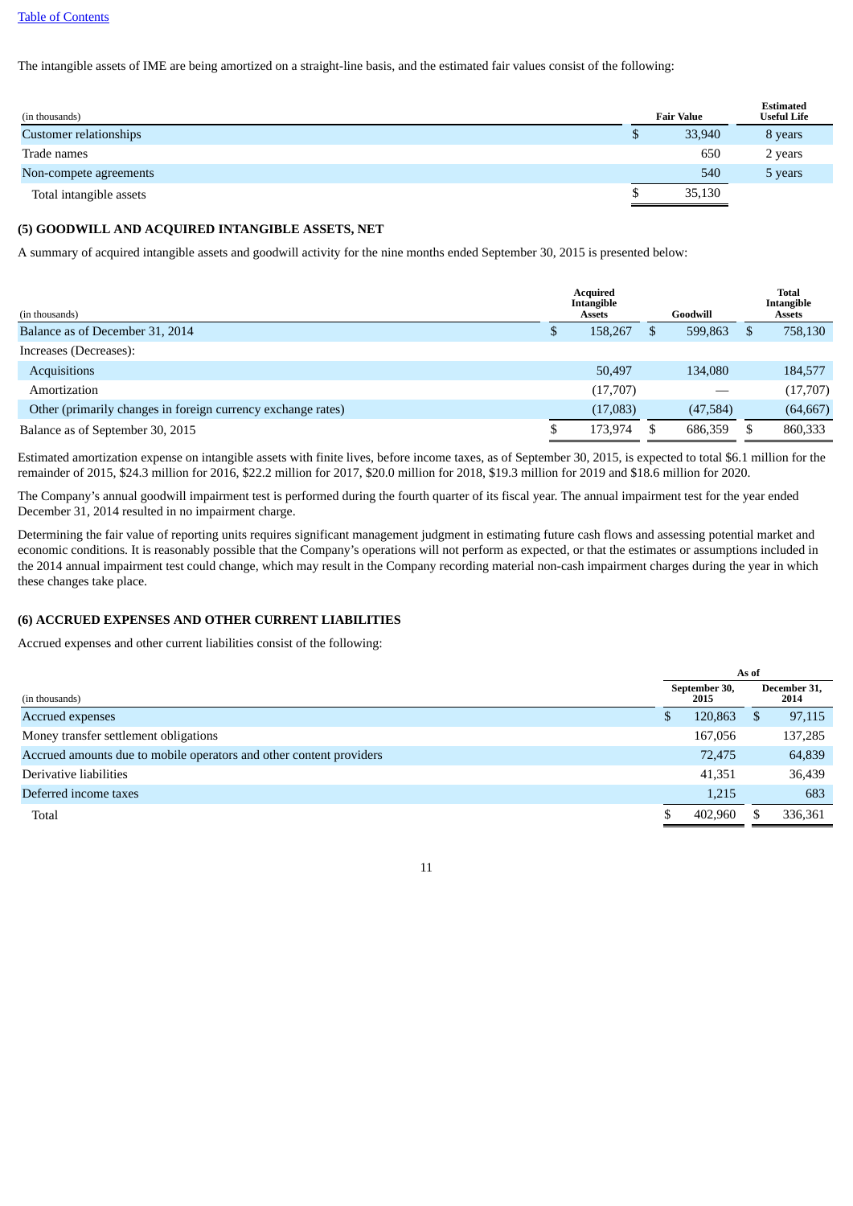The intangible assets of IME are being amortized on a straight-line basis, and the estimated fair values consist of the following:

| (in thousands) | Fair Value | Estimated Useful Life |
|---|---|---|
| Customer relationships | $ 33,940 | 8 years |
| Trade names | 650 | 2 years |
| Non-compete agreements | 540 | 5 years |
| Total intangible assets | $ 35,130 | |

### (5) GOODWILL AND ACQUIRED INTANGIBLE ASSETS, NET

A summary of acquired intangible assets and goodwill activity for the nine months ended September 30, 2015 is presented below:

| (in thousands) | Acquired Intangible Assets | Goodwill | Total Intangible Assets |
|---|---|---|---|
| Balance as of December 31, 2014 | $ 158,267 | $ 599,863 | $ 758,130 |
| Increases (Decreases): | | | |
| Acquisitions | 50,497 | 134,080 | 184,577 |
| Amortization | (17,707) | — | (17,707) |
| Other (primarily changes in foreign currency exchange rates) | (17,083) | (47,584) | (64,667) |
| Balance as of September 30, 2015 | $ 173,974 | $ 686,359 | $ 860,333 |

Estimated amortization expense on intangible assets with finite lives, before income taxes, as of September 30, 2015, is expected to total $6.1 million for the remainder of 2015, $24.3 million for 2016, $22.2 million for 2017, $20.0 million for 2018, $19.3 million for 2019 and $18.6 million for 2020.

The Company's annual goodwill impairment test is performed during the fourth quarter of its fiscal year. The annual impairment test for the year ended December 31, 2014 resulted in no impairment charge.

Determining the fair value of reporting units requires significant management judgment in estimating future cash flows and assessing potential market and economic conditions. It is reasonably possible that the Company's operations will not perform as expected, or that the estimates or assumptions included in the 2014 annual impairment test could change, which may result in the Company recording material non-cash impairment charges during the year in which these changes take place.

### (6) ACCRUED EXPENSES AND OTHER CURRENT LIABILITIES

Accrued expenses and other current liabilities consist of the following:

| | As of | |
|---|---|---|
| (in thousands) | September 30, 2015 | December 31, 2014 |
| Accrued expenses | $ 120,863 | $ 97,115 |
| Money transfer settlement obligations | 167,056 | 137,285 |
| Accrued amounts due to mobile operators and other content providers | 72,475 | 64,839 |
| Derivative liabilities | 41,351 | 36,439 |
| Deferred income taxes | 1,215 | 683 |
| Total | $ 402,960 | $ 336,361 |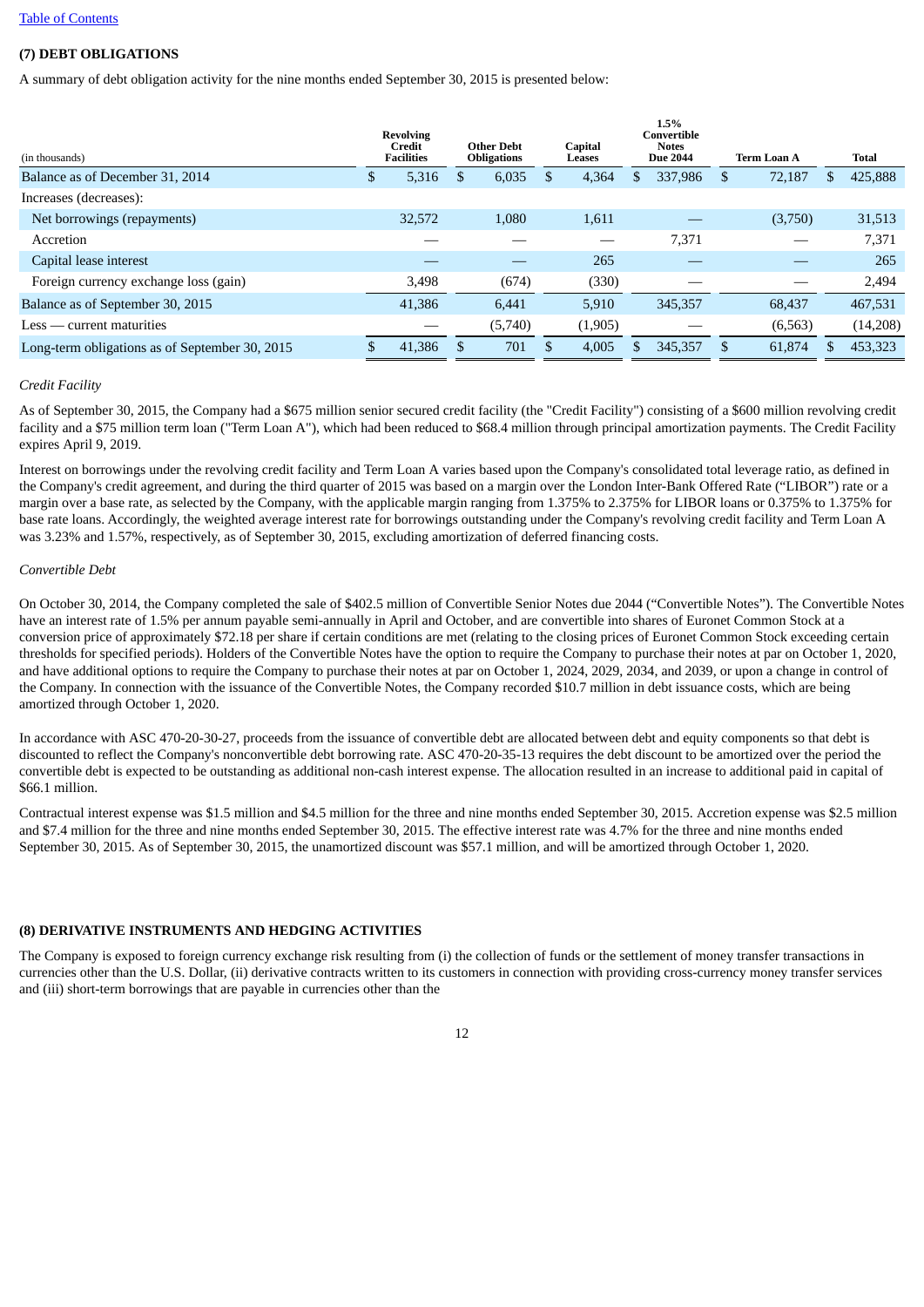## (7) DEBT OBLIGATIONS

A summary of debt obligation activity for the nine months ended September 30, 2015 is presented below:

| (in thousands) | Revolving Credit Facilities | Other Debt Obligations | Capital Leases | 1.5% Convertible Notes Due 2044 | Term Loan A | Total |
|---|---|---|---|---|---|---|
| Balance as of December 31, 2014 | $ 5,316 | $ 6,035 | $ 4,364 | $ 337,986 | $ 72,187 | $ 425,888 |
| Increases (decreases): | | | | | | |
| Net borrowings (repayments) | 32,572 | 1,080 | 1,611 | — | (3,750) | 31,513 |
| Accretion | — | — | — | 7,371 | — | 7,371 |
| Capital lease interest | — | — | 265 | — | — | 265 |
| Foreign currency exchange loss (gain) | 3,498 | (674) | (330) | — | — | 2,494 |
| Balance as of September 30, 2015 | 41,386 | 6,441 | 5,910 | 345,357 | 68,437 | 467,531 |
| Less — current maturities | — | (5,740) | (1,905) | — | (6,563) | (14,208) |
| Long-term obligations as of September 30, 2015 | $ 41,386 | $ 701 | $ 4,005 | $ 345,357 | $ 61,874 | $ 453,323 |

*Credit Facility*

As of September 30, 2015, the Company had a $675 million senior secured credit facility (the "Credit Facility") consisting of a $600 million revolving credit facility and a $75 million term loan ("Term Loan A"), which had been reduced to $68.4 million through principal amortization payments. The Credit Facility expires April 9, 2019.

Interest on borrowings under the revolving credit facility and Term Loan A varies based upon the Company's consolidated total leverage ratio, as defined in the Company's credit agreement, and during the third quarter of 2015 was based on a margin over the London Inter-Bank Offered Rate ("LIBOR") rate or a margin over a base rate, as selected by the Company, with the applicable margin ranging from 1.375% to 2.375% for LIBOR loans or 0.375% to 1.375% for base rate loans. Accordingly, the weighted average interest rate for borrowings outstanding under the Company's revolving credit facility and Term Loan A was 3.23% and 1.57%, respectively, as of September 30, 2015, excluding amortization of deferred financing costs.

*Convertible Debt*

On October 30, 2014, the Company completed the sale of $402.5 million of Convertible Senior Notes due 2044 ("Convertible Notes"). The Convertible Notes have an interest rate of 1.5% per annum payable semi-annually in April and October, and are convertible into shares of Euronet Common Stock at a conversion price of approximately $72.18 per share if certain conditions are met (relating to the closing prices of Euronet Common Stock exceeding certain thresholds for specified periods). Holders of the Convertible Notes have the option to require the Company to purchase their notes at par on October 1, 2020, and have additional options to require the Company to purchase their notes at par on October 1, 2024, 2029, 2034, and 2039, or upon a change in control of the Company. In connection with the issuance of the Convertible Notes, the Company recorded $10.7 million in debt issuance costs, which are being amortized through October 1, 2020.

In accordance with ASC 470-20-30-27, proceeds from the issuance of convertible debt are allocated between debt and equity components so that debt is discounted to reflect the Company's nonconvertible debt borrowing rate. ASC 470-20-35-13 requires the debt discount to be amortized over the period the convertible debt is expected to be outstanding as additional non-cash interest expense. The allocation resulted in an increase to additional paid in capital of $66.1 million.

Contractual interest expense was $1.5 million and $4.5 million for the three and nine months ended September 30, 2015. Accretion expense was $2.5 million and $7.4 million for the three and nine months ended September 30, 2015. The effective interest rate was 4.7% for the three and nine months ended September 30, 2015. As of September 30, 2015, the unamortized discount was $57.1 million, and will be amortized through October 1, 2020.

## (8) DERIVATIVE INSTRUMENTS AND HEDGING ACTIVITIES

The Company is exposed to foreign currency exchange risk resulting from (i) the collection of funds or the settlement of money transfer transactions in currencies other than the U.S. Dollar, (ii) derivative contracts written to its customers in connection with providing cross-currency money transfer services and (iii) short-term borrowings that are payable in currencies other than the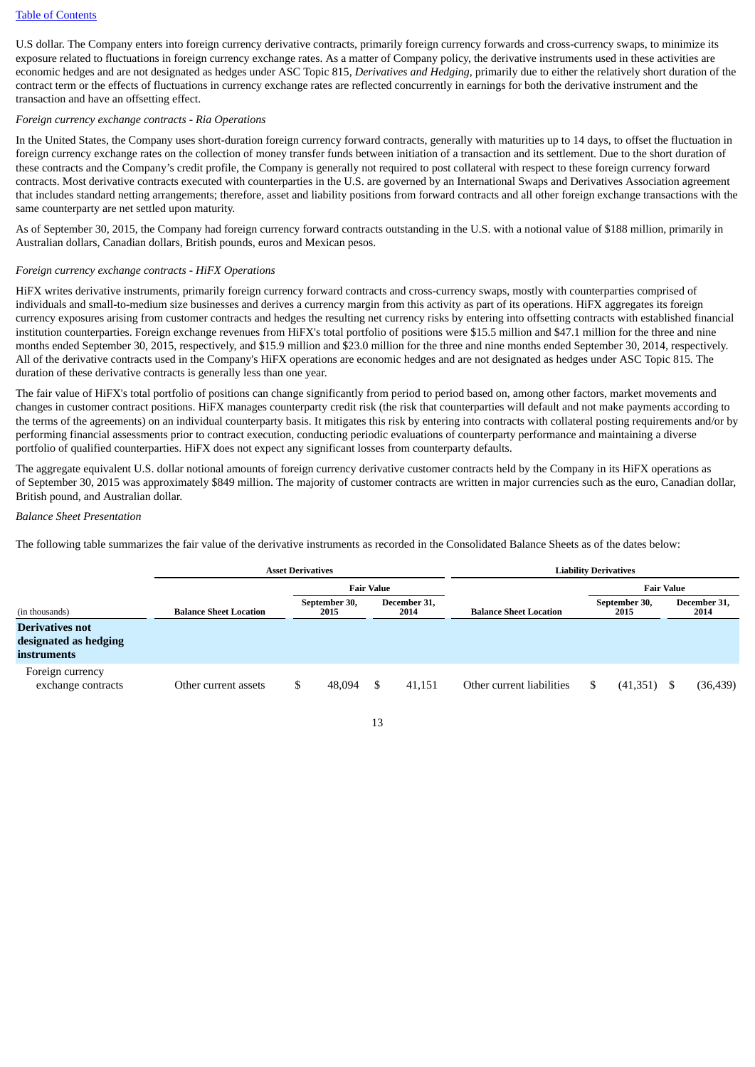[Table of Contents](#)

U.S dollar. The Company enters into foreign currency derivative contracts, primarily foreign currency forwards and cross-currency swaps, to minimize its exposure related to fluctuations in foreign currency exchange rates. As a matter of Company policy, the derivative instruments used in these activities are economic hedges and are not designated as hedges under ASC Topic 815, *Derivatives and Hedging*, primarily due to either the relatively short duration of the contract term or the effects of fluctuations in currency exchange rates are reflected concurrently in earnings for both the derivative instrument and the transaction and have an offsetting effect.

*Foreign currency exchange contracts - Ria Operations*

In the United States, the Company uses short-duration foreign currency forward contracts, generally with maturities up to 14 days, to offset the fluctuation in foreign currency exchange rates on the collection of money transfer funds between initiation of a transaction and its settlement. Due to the short duration of these contracts and the Company's credit profile, the Company is generally not required to post collateral with respect to these foreign currency forward contracts. Most derivative contracts executed with counterparties in the U.S. are governed by an International Swaps and Derivatives Association agreement that includes standard netting arrangements; therefore, asset and liability positions from forward contracts and all other foreign exchange transactions with the same counterparty are net settled upon maturity.

As of September 30, 2015, the Company had foreign currency forward contracts outstanding in the U.S. with a notional value of $188 million, primarily in Australian dollars, Canadian dollars, British pounds, euros and Mexican pesos.

*Foreign currency exchange contracts - HiFX Operations*

HiFX writes derivative instruments, primarily foreign currency forward contracts and cross-currency swaps, mostly with counterparties comprised of individuals and small-to-medium size businesses and derives a currency margin from this activity as part of its operations. HiFX aggregates its foreign currency exposures arising from customer contracts and hedges the resulting net currency risks by entering into offsetting contracts with established financial institution counterparties. Foreign exchange revenues from HiFX's total portfolio of positions were $15.5 million and $47.1 million for the three and nine months ended September 30, 2015, respectively, and $15.9 million and $23.0 million for the three and nine months ended September 30, 2014, respectively. All of the derivative contracts used in the Company's HiFX operations are economic hedges and are not designated as hedges under ASC Topic 815. The duration of these derivative contracts is generally less than one year.

The fair value of HiFX's total portfolio of positions can change significantly from period to period based on, among other factors, market movements and changes in customer contract positions. HiFX manages counterparty credit risk (the risk that counterparties will default and not make payments according to the terms of the agreements) on an individual counterparty basis. It mitigates this risk by entering into contracts with collateral posting requirements and/or by performing financial assessments prior to contract execution, conducting periodic evaluations of counterparty performance and maintaining a diverse portfolio of qualified counterparties. HiFX does not expect any significant losses from counterparty defaults.

The aggregate equivalent U.S. dollar notional amounts of foreign currency derivative customer contracts held by the Company in its HiFX operations as of September 30, 2015 was approximately $849 million. The majority of customer contracts are written in major currencies such as the euro, Canadian dollar, British pound, and Australian dollar.

*Balance Sheet Presentation*

The following table summarizes the fair value of the derivative instruments as recorded in the Consolidated Balance Sheets as of the dates below:

| | Asset Derivatives | | | Liability Derivatives | | |
|---|---|---|---|---|---|---|
| | | Fair Value | | | Fair Value | |
| (in thousands) | Balance Sheet Location | September 30, 2015 | December 31, 2014 | Balance Sheet Location | September 30, 2015 | December 31, 2014 |
| **Derivatives not designated as hedging instruments** | | | | | | |
| Foreign currency exchange contracts | Other current assets | $ 48,094 | $ 41,151 | Other current liabilities | $ (41,351) | $ (36,439) |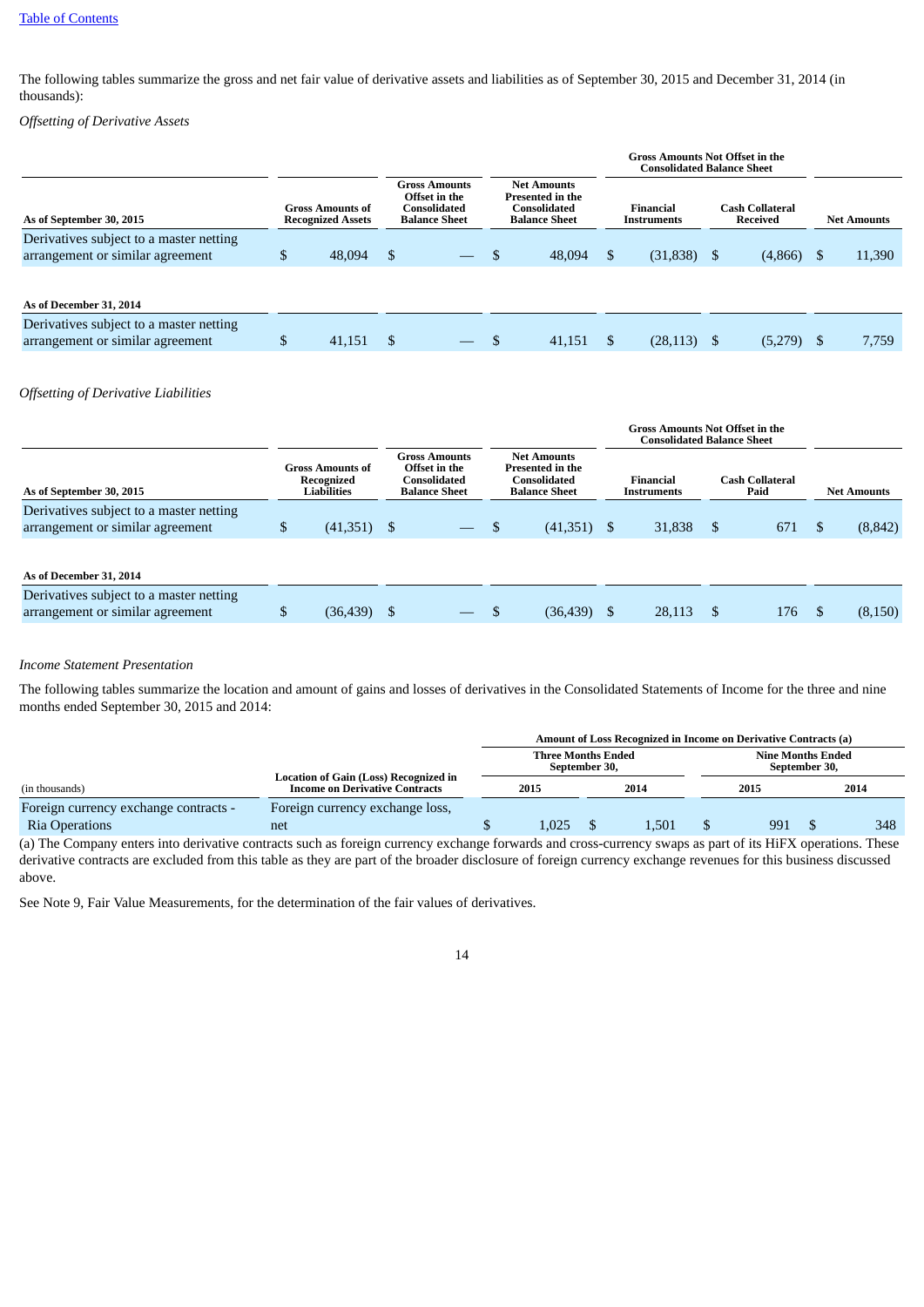The following tables summarize the gross and net fair value of derivative assets and liabilities as of September 30, 2015 and December 31, 2014 (in thousands):

*Offsetting of Derivative Assets*

| | | | | Gross Amounts Not Offset in the Consolidated Balance Sheet | | |
|---|---|---|---|---|---|---|
| **As of September 30, 2015** | **Gross Amounts of Recognized Assets** | **Gross Amounts Offset in the Consolidated Balance Sheet** | **Net Amounts Presented in the Consolidated Balance Sheet** | **Financial Instruments** | **Cash Collateral Received** | **Net Amounts** |
| Derivatives subject to a master netting arrangement or similar agreement | $ 48,094 | $ — | $ 48,094 | $ (31,838) | $ (4,866) | $ 11,390 |
| **As of December 31, 2014** | | | | | | |
| Derivatives subject to a master netting arrangement or similar agreement | $ 41,151 | $ — | $ 41,151 | $ (28,113) | $ (5,279) | $ 7,759 |

*Offsetting of Derivative Liabilities*

| | | | | Gross Amounts Not Offset in the Consolidated Balance Sheet | | |
|---|---|---|---|---|---|---|
| **As of September 30, 2015** | **Gross Amounts of Recognized Liabilities** | **Gross Amounts Offset in the Consolidated Balance Sheet** | **Net Amounts Presented in the Consolidated Balance Sheet** | **Financial Instruments** | **Cash Collateral Paid** | **Net Amounts** |
| Derivatives subject to a master netting arrangement or similar agreement | $ (41,351) | $ — | $ (41,351) | $ 31,838 | $ 671 | $ (8,842) |
| **As of December 31, 2014** | | | | | | |
| Derivatives subject to a master netting arrangement or similar agreement | $ (36,439) | $ — | $ (36,439) | $ 28,113 | $ 176 | $ (8,150) |

*Income Statement Presentation*

The following tables summarize the location and amount of gains and losses of derivatives in the Consolidated Statements of Income for the three and nine months ended September 30, 2015 and 2014:

| | | Amount of Loss Recognized in Income on Derivative Contracts (a) | | | |
|---|---|---|---|---|---|
| | | Three Months Ended September 30, | | Nine Months Ended September 30, | |
| (in thousands) | Location of Gain (Loss) Recognized in Income on Derivative Contracts | 2015 | 2014 | 2015 | 2014 |
| Foreign currency exchange contracts - Ria Operations | Foreign currency exchange loss, net | $ 1,025 | $ 1,501 | $ 991 | $ 348 |

(a) The Company enters into derivative contracts such as foreign currency exchange forwards and cross-currency swaps as part of its HiFX operations. These derivative contracts are excluded from this table as they are part of the broader disclosure of foreign currency exchange revenues for this business discussed above.

See Note 9, Fair Value Measurements, for the determination of the fair values of derivatives.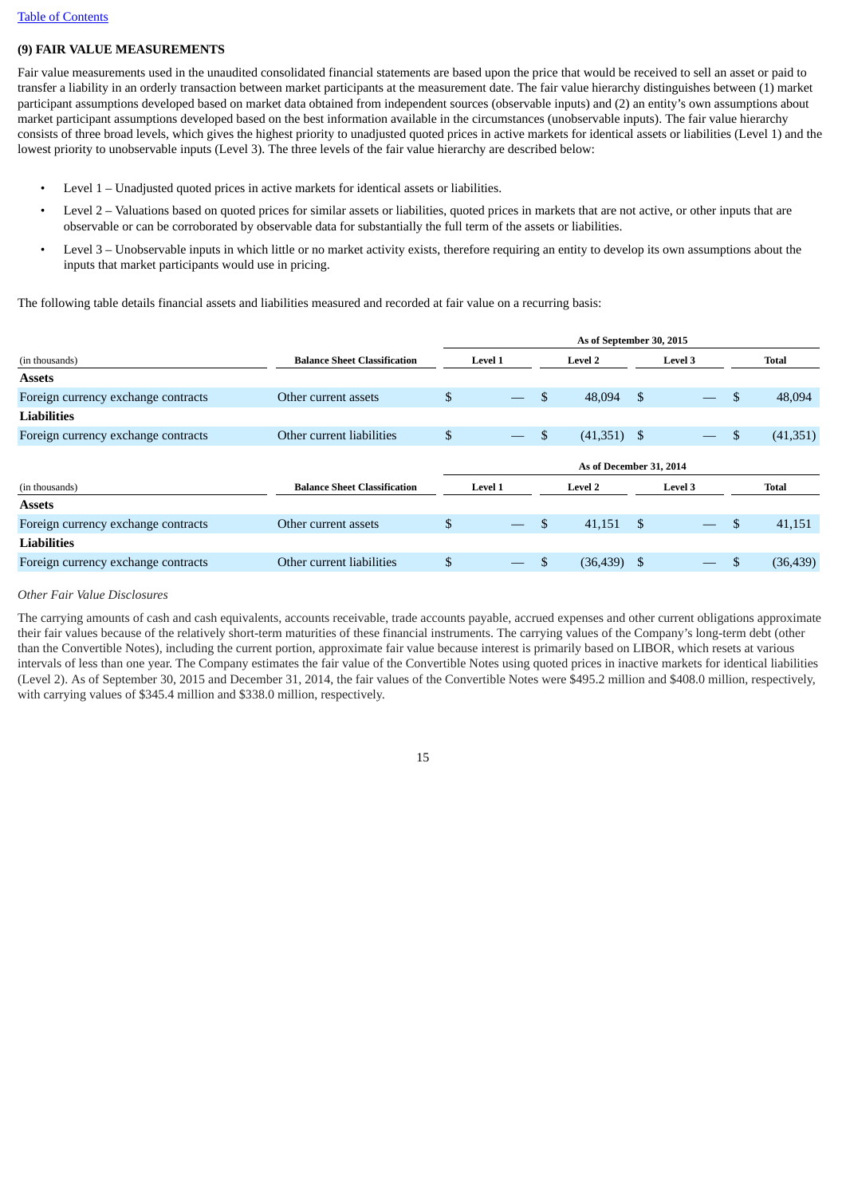## (9) FAIR VALUE MEASUREMENTS

Fair value measurements used in the unaudited consolidated financial statements are based upon the price that would be received to sell an asset or paid to transfer a liability in an orderly transaction between market participants at the measurement date. The fair value hierarchy distinguishes between (1) market participant assumptions developed based on market data obtained from independent sources (observable inputs) and (2) an entity's own assumptions about market participant assumptions developed based on the best information available in the circumstances (unobservable inputs). The fair value hierarchy consists of three broad levels, which gives the highest priority to unadjusted quoted prices in active markets for identical assets or liabilities (Level 1) and the lowest priority to unobservable inputs (Level 3). The three levels of the fair value hierarchy are described below:

- Level 1 – Unadjusted quoted prices in active markets for identical assets or liabilities.
- Level 2 – Valuations based on quoted prices for similar assets or liabilities, quoted prices in markets that are not active, or other inputs that are observable or can be corroborated by observable data for substantially the full term of the assets or liabilities.
- Level 3 – Unobservable inputs in which little or no market activity exists, therefore requiring an entity to develop its own assumptions about the inputs that market participants would use in pricing.

The following table details financial assets and liabilities measured and recorded at fair value on a recurring basis:

| | | As of September 30, 2015 | | | |
|---|---|---|---|---|---|
| (in thousands) | Balance Sheet Classification | Level 1 | Level 2 | Level 3 | Total |
| **Assets** | | | | | |
| Foreign currency exchange contracts | Other current assets | $ — | $ 48,094 | $ — | $ 48,094 |
| **Liabilities** | | | | | |
| Foreign currency exchange contracts | Other current liabilities | $ — | $ (41,351) | $ — | $ (41,351) |

| | | As of December 31, 2014 | | | |
|---|---|---|---|---|---|
| (in thousands) | Balance Sheet Classification | Level 1 | Level 2 | Level 3 | Total |
| **Assets** | | | | | |
| Foreign currency exchange contracts | Other current assets | $ — | $ 41,151 | $ — | $ 41,151 |
| **Liabilities** | | | | | |
| Foreign currency exchange contracts | Other current liabilities | $ — | $ (36,439) | $ — | $ (36,439) |

*Other Fair Value Disclosures*

The carrying amounts of cash and cash equivalents, accounts receivable, trade accounts payable, accrued expenses and other current obligations approximate their fair values because of the relatively short-term maturities of these financial instruments. The carrying values of the Company's long-term debt (other than the Convertible Notes), including the current portion, approximate fair value because interest is primarily based on LIBOR, which resets at various intervals of less than one year. The Company estimates the fair value of the Convertible Notes using quoted prices in inactive markets for identical liabilities (Level 2). As of September 30, 2015 and December 31, 2014, the fair values of the Convertible Notes were $495.2 million and $408.0 million, respectively, with carrying values of $345.4 million and $338.0 million, respectively.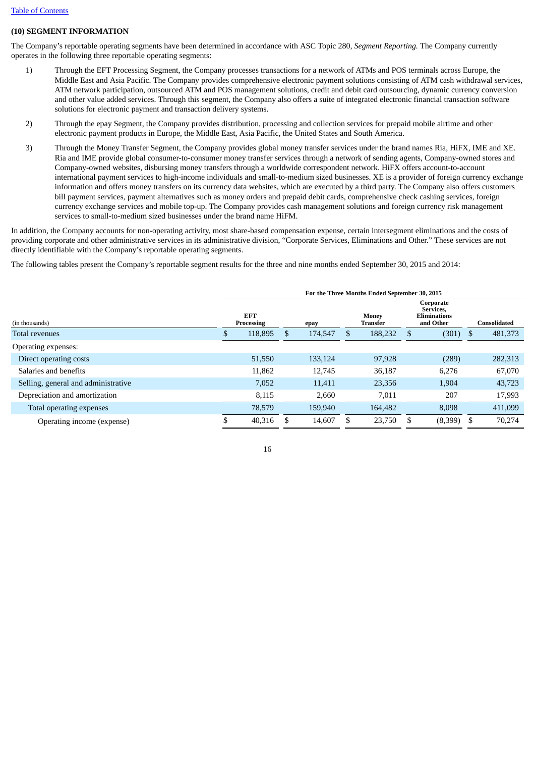[Table of Contents](#)

**(10) SEGMENT INFORMATION**

The Company's reportable operating segments have been determined in accordance with ASC Topic 280, *Segment Reporting.* The Company currently operates in the following three reportable operating segments:

1) Through the EFT Processing Segment, the Company processes transactions for a network of ATMs and POS terminals across Europe, the Middle East and Asia Pacific. The Company provides comprehensive electronic payment solutions consisting of ATM cash withdrawal services, ATM network participation, outsourced ATM and POS management solutions, credit and debit card outsourcing, dynamic currency conversion and other value added services. Through this segment, the Company also offers a suite of integrated electronic financial transaction software solutions for electronic payment and transaction delivery systems.

2) Through the epay Segment, the Company provides distribution, processing and collection services for prepaid mobile airtime and other electronic payment products in Europe, the Middle East, Asia Pacific, the United States and South America.

3) Through the Money Transfer Segment, the Company provides global money transfer services under the brand names Ria, HiFX, IME and XE. Ria and IME provide global consumer-to-consumer money transfer services through a network of sending agents, Company-owned stores and Company-owned websites, disbursing money transfers through a worldwide correspondent network. HiFX offers account-to-account international payment services to high-income individuals and small-to-medium sized businesses. XE is a provider of foreign currency exchange information and offers money transfers on its currency data websites, which are executed by a third party. The Company also offers customers bill payment services, payment alternatives such as money orders and prepaid debit cards, comprehensive check cashing services, foreign currency exchange services and mobile top-up. The Company provides cash management solutions and foreign currency risk management services to small-to-medium sized businesses under the brand name HiFM.

In addition, the Company accounts for non-operating activity, most share-based compensation expense, certain intersegment eliminations and the costs of providing corporate and other administrative services in its administrative division, "Corporate Services, Eliminations and Other." These services are not directly identifiable with the Company's reportable operating segments.

The following tables present the Company's reportable segment results for the three and nine months ended September 30, 2015 and 2014:

| | For the Three Months Ended September 30, 2015 | | | | |
|---|---|---|---|---|---|
| (in thousands) | EFT Processing | epay | Money Transfer | Corporate Services, Eliminations and Other | Consolidated |
| Total revenues | $ 118,895 | $ 174,547 | $ 188,232 | $ (301) | $ 481,373 |
| Operating expenses: | | | | | |
| Direct operating costs | 51,550 | 133,124 | 97,928 | (289) | 282,313 |
| Salaries and benefits | 11,862 | 12,745 | 36,187 | 6,276 | 67,070 |
| Selling, general and administrative | 7,052 | 11,411 | 23,356 | 1,904 | 43,723 |
| Depreciation and amortization | 8,115 | 2,660 | 7,011 | 207 | 17,993 |
| Total operating expenses | 78,579 | 159,940 | 164,482 | 8,098 | 411,099 |
| Operating income (expense) | $ 40,316 | $ 14,607 | $ 23,750 | $ (8,399) | $ 70,274 |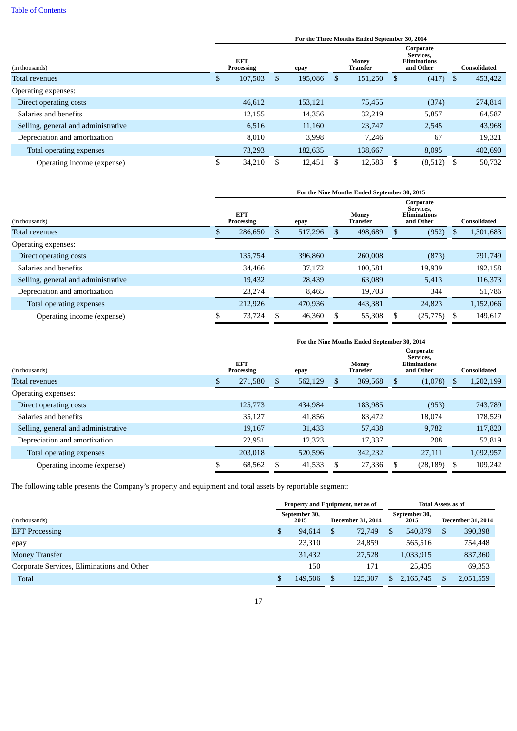| (in thousands) | For the Three Months Ended September 30, 2014 | | | | |
|---|---|---|---|---|---|
| | EFT Processing | epay | Money Transfer | Corporate Services, Eliminations and Other | Consolidated |
| Total revenues | $ 107,503 | $ 195,086 | $ 151,250 | $ (417) | $ 453,422 |
| Operating expenses: | | | | | |
| Direct operating costs | 46,612 | 153,121 | 75,455 | (374) | 274,814 |
| Salaries and benefits | 12,155 | 14,356 | 32,219 | 5,857 | 64,587 |
| Selling, general and administrative | 6,516 | 11,160 | 23,747 | 2,545 | 43,968 |
| Depreciation and amortization | 8,010 | 3,998 | 7,246 | 67 | 19,321 |
| Total operating expenses | 73,293 | 182,635 | 138,667 | 8,095 | 402,690 |
| Operating income (expense) | $ 34,210 | $ 12,451 | $ 12,583 | $ (8,512) | $ 50,732 |

| (in thousands) | For the Nine Months Ended September 30, 2015 | | | | |
|---|---|---|---|---|---|
| | EFT Processing | epay | Money Transfer | Corporate Services, Eliminations and Other | Consolidated |
| Total revenues | $ 286,650 | $ 517,296 | $ 498,689 | $ (952) | $ 1,301,683 |
| Operating expenses: | | | | | |
| Direct operating costs | 135,754 | 396,860 | 260,008 | (873) | 791,749 |
| Salaries and benefits | 34,466 | 37,172 | 100,581 | 19,939 | 192,158 |
| Selling, general and administrative | 19,432 | 28,439 | 63,089 | 5,413 | 116,373 |
| Depreciation and amortization | 23,274 | 8,465 | 19,703 | 344 | 51,786 |
| Total operating expenses | 212,926 | 470,936 | 443,381 | 24,823 | 1,152,066 |
| Operating income (expense) | $ 73,724 | $ 46,360 | $ 55,308 | $ (25,775) | $ 149,617 |

| (in thousands) | For the Nine Months Ended September 30, 2014 | | | | |
|---|---|---|---|---|---|
| | EFT Processing | epay | Money Transfer | Corporate Services, Eliminations and Other | Consolidated |
| Total revenues | $ 271,580 | $ 562,129 | $ 369,568 | $ (1,078) | $ 1,202,199 |
| Operating expenses: | | | | | |
| Direct operating costs | 125,773 | 434,984 | 183,985 | (953) | 743,789 |
| Salaries and benefits | 35,127 | 41,856 | 83,472 | 18,074 | 178,529 |
| Selling, general and administrative | 19,167 | 31,433 | 57,438 | 9,782 | 117,820 |
| Depreciation and amortization | 22,951 | 12,323 | 17,337 | 208 | 52,819 |
| Total operating expenses | 203,018 | 520,596 | 342,232 | 27,111 | 1,092,957 |
| Operating income (expense) | $ 68,562 | $ 41,533 | $ 27,336 | $ (28,189) | $ 109,242 |

The following table presents the Company's property and equipment and total assets by reportable segment:

| (in thousands) | Property and Equipment, net as of | | Total Assets as of | |
|---|---|---|---|---|
| | September 30, 2015 | December 31, 2014 | September 30, 2015 | December 31, 2014 |
| EFT Processing | $ 94,614 | $ 72,749 | $ 540,879 | $ 390,398 |
| epay | 23,310 | 24,859 | 565,516 | 754,448 |
| Money Transfer | 31,432 | 27,528 | 1,033,915 | 837,360 |
| Corporate Services, Eliminations and Other | 150 | 171 | 25,435 | 69,353 |
| Total | $ 149,506 | $ 125,307 | $ 2,165,745 | $ 2,051,559 |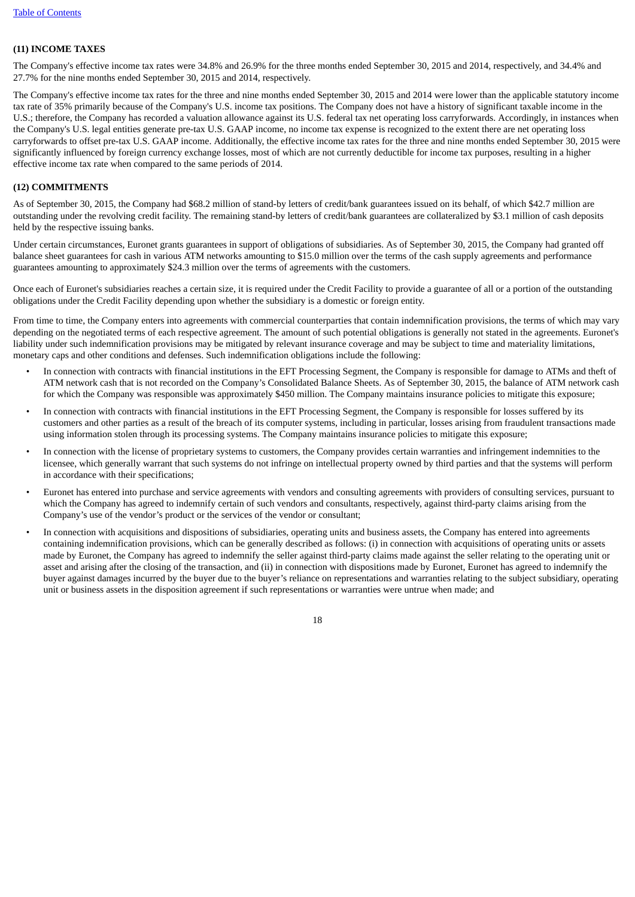**(11) INCOME TAXES**

The Company's effective income tax rates were 34.8% and 26.9% for the three months ended September 30, 2015 and 2014, respectively, and 34.4% and 27.7% for the nine months ended September 30, 2015 and 2014, respectively.

The Company's effective income tax rates for the three and nine months ended September 30, 2015 and 2014 were lower than the applicable statutory income tax rate of 35% primarily because of the Company's U.S. income tax positions. The Company does not have a history of significant taxable income in the U.S.; therefore, the Company has recorded a valuation allowance against its U.S. federal tax net operating loss carryforwards. Accordingly, in instances when the Company's U.S. legal entities generate pre-tax U.S. GAAP income, no income tax expense is recognized to the extent there are net operating loss carryforwards to offset pre-tax U.S. GAAP income. Additionally, the effective income tax rates for the three and nine months ended September 30, 2015 were significantly influenced by foreign currency exchange losses, most of which are not currently deductible for income tax purposes, resulting in a higher effective income tax rate when compared to the same periods of 2014.

**(12) COMMITMENTS**

As of September 30, 2015, the Company had $68.2 million of stand-by letters of credit/bank guarantees issued on its behalf, of which $42.7 million are outstanding under the revolving credit facility. The remaining stand-by letters of credit/bank guarantees are collateralized by $3.1 million of cash deposits held by the respective issuing banks.

Under certain circumstances, Euronet grants guarantees in support of obligations of subsidiaries. As of September 30, 2015, the Company had granted off balance sheet guarantees for cash in various ATM networks amounting to $15.0 million over the terms of the cash supply agreements and performance guarantees amounting to approximately $24.3 million over the terms of agreements with the customers.

Once each of Euronet's subsidiaries reaches a certain size, it is required under the Credit Facility to provide a guarantee of all or a portion of the outstanding obligations under the Credit Facility depending upon whether the subsidiary is a domestic or foreign entity.

From time to time, the Company enters into agreements with commercial counterparties that contain indemnification provisions, the terms of which may vary depending on the negotiated terms of each respective agreement. The amount of such potential obligations is generally not stated in the agreements. Euronet's liability under such indemnification provisions may be mitigated by relevant insurance coverage and may be subject to time and materiality limitations, monetary caps and other conditions and defenses. Such indemnification obligations include the following:

- In connection with contracts with financial institutions in the EFT Processing Segment, the Company is responsible for damage to ATMs and theft of ATM network cash that is not recorded on the Company's Consolidated Balance Sheets. As of September 30, 2015, the balance of ATM network cash for which the Company was responsible was approximately $450 million. The Company maintains insurance policies to mitigate this exposure;
- In connection with contracts with financial institutions in the EFT Processing Segment, the Company is responsible for losses suffered by its customers and other parties as a result of the breach of its computer systems, including in particular, losses arising from fraudulent transactions made using information stolen through its processing systems. The Company maintains insurance policies to mitigate this exposure;
- In connection with the license of proprietary systems to customers, the Company provides certain warranties and infringement indemnities to the licensee, which generally warrant that such systems do not infringe on intellectual property owned by third parties and that the systems will perform in accordance with their specifications;
- Euronet has entered into purchase and service agreements with vendors and consulting agreements with providers of consulting services, pursuant to which the Company has agreed to indemnify certain of such vendors and consultants, respectively, against third-party claims arising from the Company's use of the vendor's product or the services of the vendor or consultant;
- In connection with acquisitions and dispositions of subsidiaries, operating units and business assets, the Company has entered into agreements containing indemnification provisions, which can be generally described as follows: (i) in connection with acquisitions of operating units or assets made by Euronet, the Company has agreed to indemnify the seller against third-party claims made against the seller relating to the operating unit or asset and arising after the closing of the transaction, and (ii) in connection with dispositions made by Euronet, Euronet has agreed to indemnify the buyer against damages incurred by the buyer due to the buyer's reliance on representations and warranties relating to the subject subsidiary, operating unit or business assets in the disposition agreement if such representations or warranties were untrue when made; and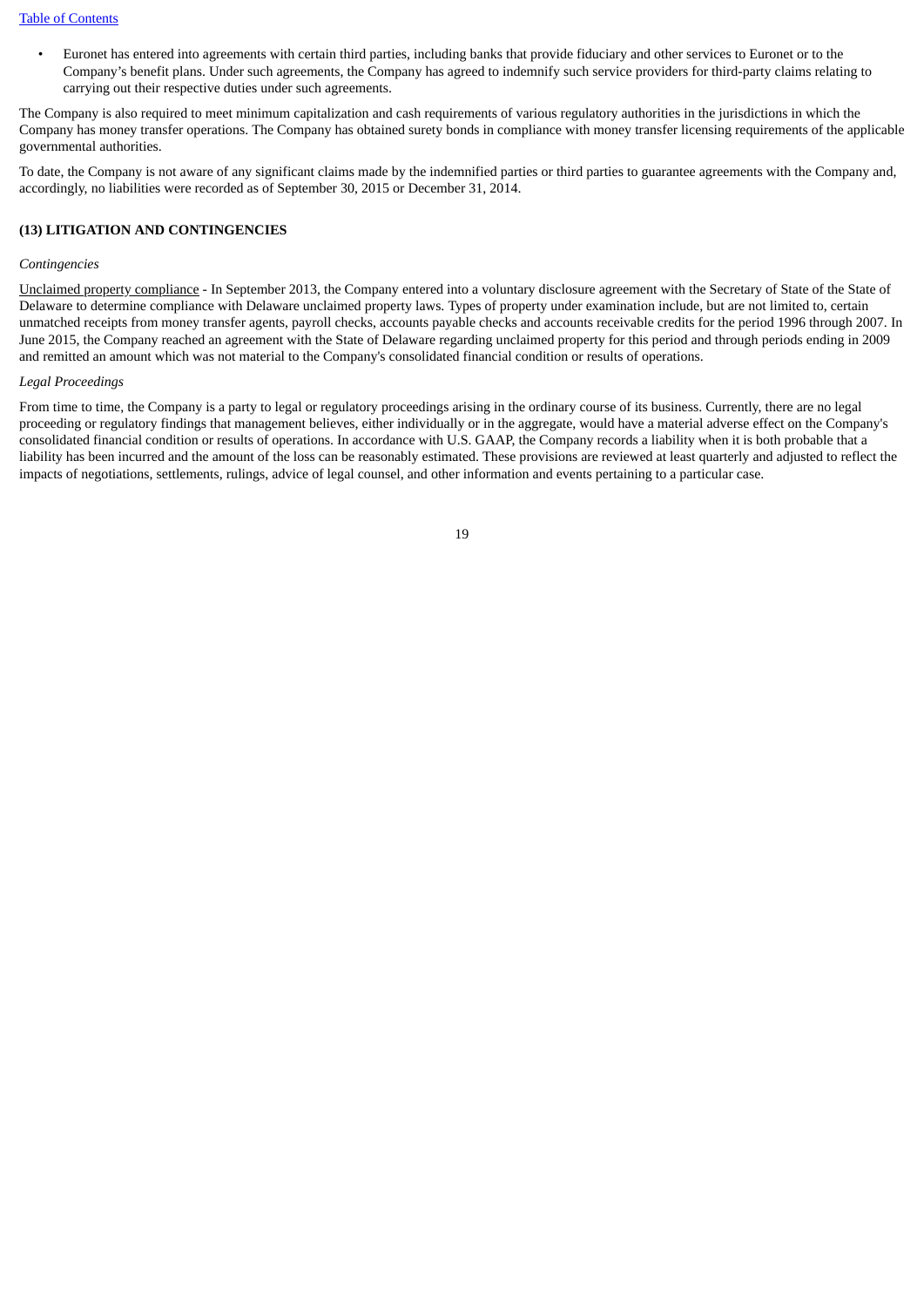- Euronet has entered into agreements with certain third parties, including banks that provide fiduciary and other services to Euronet or to the Company's benefit plans. Under such agreements, the Company has agreed to indemnify such service providers for third-party claims relating to carrying out their respective duties under such agreements.

The Company is also required to meet minimum capitalization and cash requirements of various regulatory authorities in the jurisdictions in which the Company has money transfer operations. The Company has obtained surety bonds in compliance with money transfer licensing requirements of the applicable governmental authorities.

To date, the Company is not aware of any significant claims made by the indemnified parties or third parties to guarantee agreements with the Company and, accordingly, no liabilities were recorded as of September 30, 2015 or December 31, 2014.

## (13) LITIGATION AND CONTINGENCIES

*Contingencies*

Unclaimed property compliance - In September 2013, the Company entered into a voluntary disclosure agreement with the Secretary of State of the State of Delaware to determine compliance with Delaware unclaimed property laws. Types of property under examination include, but are not limited to, certain unmatched receipts from money transfer agents, payroll checks, accounts payable checks and accounts receivable credits for the period 1996 through 2007. In June 2015, the Company reached an agreement with the State of Delaware regarding unclaimed property for this period and through periods ending in 2009 and remitted an amount which was not material to the Company's consolidated financial condition or results of operations.

*Legal Proceedings*

From time to time, the Company is a party to legal or regulatory proceedings arising in the ordinary course of its business. Currently, there are no legal proceeding or regulatory findings that management believes, either individually or in the aggregate, would have a material adverse effect on the Company's consolidated financial condition or results of operations. In accordance with U.S. GAAP, the Company records a liability when it is both probable that a liability has been incurred and the amount of the loss can be reasonably estimated. These provisions are reviewed at least quarterly and adjusted to reflect the impacts of negotiations, settlements, rulings, advice of legal counsel, and other information and events pertaining to a particular case.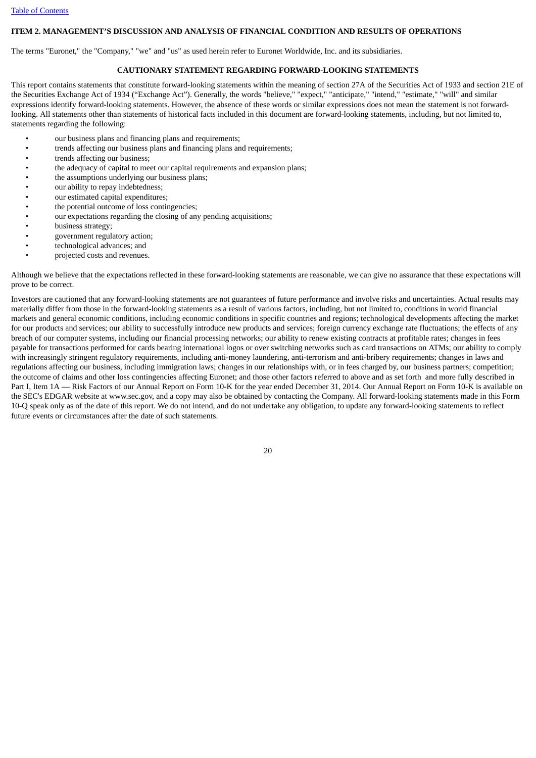## ITEM 2. MANAGEMENT'S DISCUSSION AND ANALYSIS OF FINANCIAL CONDITION AND RESULTS OF OPERATIONS

The terms "Euronet," the "Company," "we" and "us" as used herein refer to Euronet Worldwide, Inc. and its subsidiaries.

### CAUTIONARY STATEMENT REGARDING FORWARD-LOOKING STATEMENTS

This report contains statements that constitute forward-looking statements within the meaning of section 27A of the Securities Act of 1933 and section 21E of the Securities Exchange Act of 1934 ("Exchange Act"). Generally, the words "believe," "expect," "anticipate," "intend," "estimate," "will" and similar expressions identify forward-looking statements. However, the absence of these words or similar expressions does not mean the statement is not forward-looking. All statements other than statements of historical facts included in this document are forward-looking statements, including, but not limited to, statements regarding the following:

- our business plans and financing plans and requirements;
- trends affecting our business plans and financing plans and requirements;
- trends affecting our business;
- the adequacy of capital to meet our capital requirements and expansion plans;
- the assumptions underlying our business plans;
- our ability to repay indebtedness;
- our estimated capital expenditures;
- the potential outcome of loss contingencies;
- our expectations regarding the closing of any pending acquisitions;
- business strategy;
- government regulatory action;
- technological advances; and
- projected costs and revenues.

Although we believe that the expectations reflected in these forward-looking statements are reasonable, we can give no assurance that these expectations will prove to be correct.

Investors are cautioned that any forward-looking statements are not guarantees of future performance and involve risks and uncertainties. Actual results may materially differ from those in the forward-looking statements as a result of various factors, including, but not limited to, conditions in world financial markets and general economic conditions, including economic conditions in specific countries and regions; technological developments affecting the market for our products and services; our ability to successfully introduce new products and services; foreign currency exchange rate fluctuations; the effects of any breach of our computer systems, including our financial processing networks; our ability to renew existing contracts at profitable rates; changes in fees payable for transactions performed for cards bearing international logos or over switching networks such as card transactions on ATMs; our ability to comply with increasingly stringent regulatory requirements, including anti-money laundering, anti-terrorism and anti-bribery requirements; changes in laws and regulations affecting our business, including immigration laws; changes in our relationships with, or in fees charged by, our business partners; competition; the outcome of claims and other loss contingencies affecting Euronet; and those other factors referred to above and as set forth and more fully described in Part I, Item 1A — Risk Factors of our Annual Report on Form 10-K for the year ended December 31, 2014. Our Annual Report on Form 10-K is available on the SEC's EDGAR website at www.sec.gov, and a copy may also be obtained by contacting the Company. All forward-looking statements made in this Form 10-Q speak only as of the date of this report. We do not intend, and do not undertake any obligation, to update any forward-looking statements to reflect future events or circumstances after the date of such statements.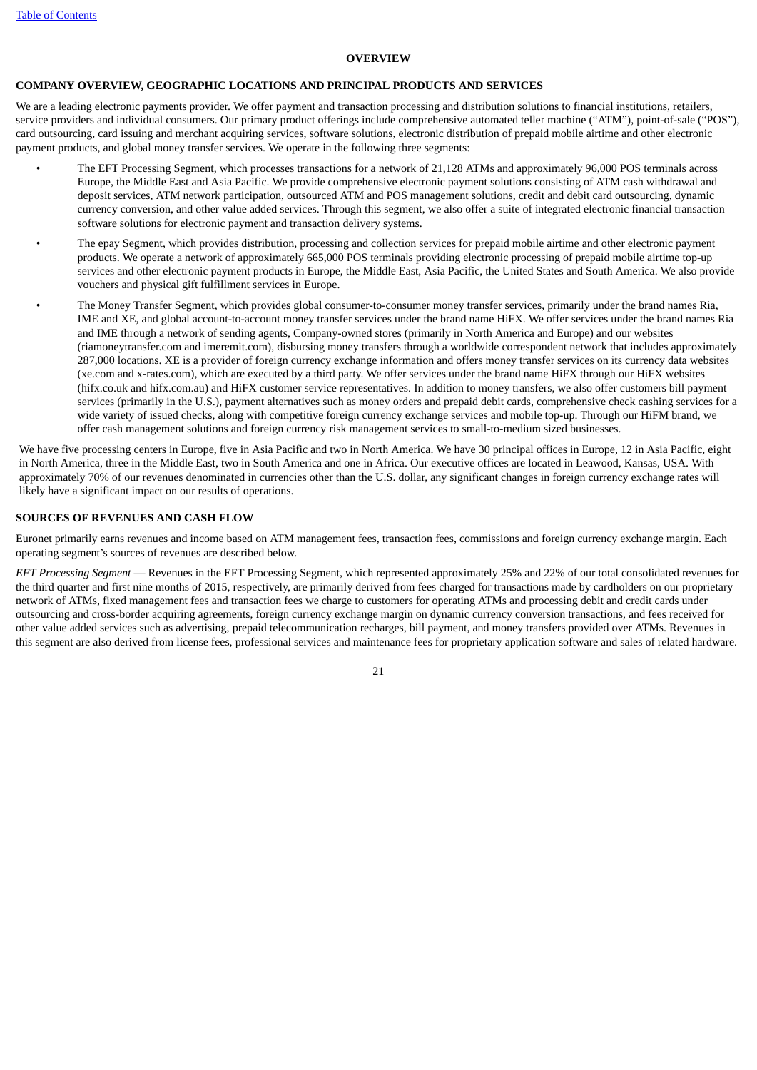## OVERVIEW

### COMPANY OVERVIEW, GEOGRAPHIC LOCATIONS AND PRINCIPAL PRODUCTS AND SERVICES

We are a leading electronic payments provider. We offer payment and transaction processing and distribution solutions to financial institutions, retailers, service providers and individual consumers. Our primary product offerings include comprehensive automated teller machine ("ATM"), point-of-sale ("POS"), card outsourcing, card issuing and merchant acquiring services, software solutions, electronic distribution of prepaid mobile airtime and other electronic payment products, and global money transfer services. We operate in the following three segments:

- The EFT Processing Segment, which processes transactions for a network of 21,128 ATMs and approximately 96,000 POS terminals across Europe, the Middle East and Asia Pacific. We provide comprehensive electronic payment solutions consisting of ATM cash withdrawal and deposit services, ATM network participation, outsourced ATM and POS management solutions, credit and debit card outsourcing, dynamic currency conversion, and other value added services. Through this segment, we also offer a suite of integrated electronic financial transaction software solutions for electronic payment and transaction delivery systems.
- The epay Segment, which provides distribution, processing and collection services for prepaid mobile airtime and other electronic payment products. We operate a network of approximately 665,000 POS terminals providing electronic processing of prepaid mobile airtime top-up services and other electronic payment products in Europe, the Middle East, Asia Pacific, the United States and South America. We also provide vouchers and physical gift fulfillment services in Europe.
- The Money Transfer Segment, which provides global consumer-to-consumer money transfer services, primarily under the brand names Ria, IME and XE, and global account-to-account money transfer services under the brand name HiFX. We offer services under the brand names Ria and IME through a network of sending agents, Company-owned stores (primarily in North America and Europe) and our websites (riamoneytransfer.com and imeremit.com), disbursing money transfers through a worldwide correspondent network that includes approximately 287,000 locations. XE is a provider of foreign currency exchange information and offers money transfer services on its currency data websites (xe.com and x-rates.com), which are executed by a third party. We offer services under the brand name HiFX through our HiFX websites (hifx.co.uk and hifx.com.au) and HiFX customer service representatives. In addition to money transfers, we also offer customers bill payment services (primarily in the U.S.), payment alternatives such as money orders and prepaid debit cards, comprehensive check cashing services for a wide variety of issued checks, along with competitive foreign currency exchange services and mobile top-up. Through our HiFM brand, we offer cash management solutions and foreign currency risk management services to small-to-medium sized businesses.

We have five processing centers in Europe, five in Asia Pacific and two in North America. We have 30 principal offices in Europe, 12 in Asia Pacific, eight in North America, three in the Middle East, two in South America and one in Africa. Our executive offices are located in Leawood, Kansas, USA. With approximately 70% of our revenues denominated in currencies other than the U.S. dollar, any significant changes in foreign currency exchange rates will likely have a significant impact on our results of operations.

### SOURCES OF REVENUES AND CASH FLOW

Euronet primarily earns revenues and income based on ATM management fees, transaction fees, commissions and foreign currency exchange margin. Each operating segment's sources of revenues are described below.

*EFT Processing Segment* — Revenues in the EFT Processing Segment, which represented approximately 25% and 22% of our total consolidated revenues for the third quarter and first nine months of 2015, respectively, are primarily derived from fees charged for transactions made by cardholders on our proprietary network of ATMs, fixed management fees and transaction fees we charge to customers for operating ATMs and processing debit and credit cards under outsourcing and cross-border acquiring agreements, foreign currency exchange margin on dynamic currency conversion transactions, and fees received for other value added services such as advertising, prepaid telecommunication recharges, bill payment, and money transfers provided over ATMs. Revenues in this segment are also derived from license fees, professional services and maintenance fees for proprietary application software and sales of related hardware.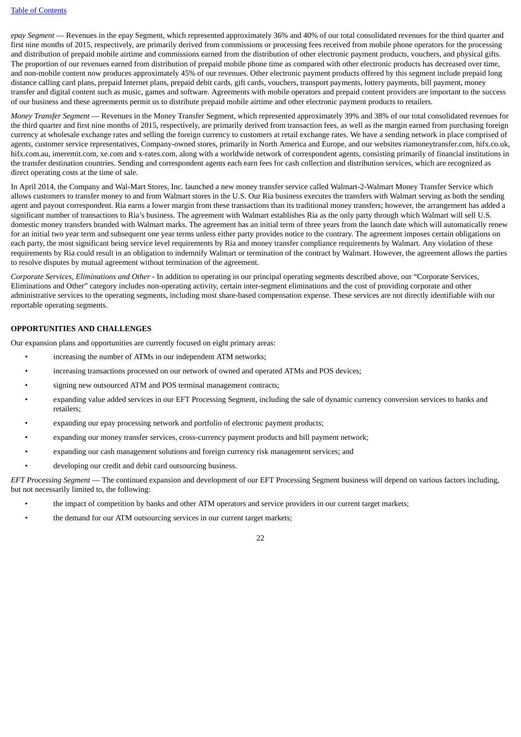*epay Segment* — Revenues in the epay Segment, which represented approximately 36% and 40% of our total consolidated revenues for the third quarter and first nine months of 2015, respectively, are primarily derived from commissions or processing fees received from mobile phone operators for the processing and distribution of prepaid mobile airtime and commissions earned from the distribution of other electronic payment products, vouchers, and physical gifts. The proportion of our revenues earned from distribution of prepaid mobile phone time as compared with other electronic products has decreased over time, and non-mobile content now produces approximately 45% of our revenues. Other electronic payment products offered by this segment include prepaid long distance calling card plans, prepaid Internet plans, prepaid debit cards, gift cards, vouchers, transport payments, lottery payments, bill payment, money transfer and digital content such as music, games and software. Agreements with mobile operators and prepaid content providers are important to the success of our business and these agreements permit us to distribute prepaid mobile airtime and other electronic payment products to retailers.

*Money Transfer Segment* — Revenues in the Money Transfer Segment, which represented approximately 39% and 38% of our total consolidated revenues for the third quarter and first nine months of 2015, respectively, are primarily derived from transaction fees, as well as the margin earned from purchasing foreign currency at wholesale exchange rates and selling the foreign currency to customers at retail exchange rates. We have a sending network in place comprised of agents, customer service representatives, Company-owned stores, primarily in North America and Europe, and our websites riamoneytransfer.com, hifx.co.uk, hifx.com.au, imeremit.com, xe.com and x-rates.com, along with a worldwide network of correspondent agents, consisting primarily of financial institutions in the transfer destination countries. Sending and correspondent agents each earn fees for cash collection and distribution services, which are recognized as direct operating costs at the time of sale.

In April 2014, the Company and Wal-Mart Stores, Inc. launched a new money transfer service called Walmart-2-Walmart Money Transfer Service which allows customers to transfer money to and from Walmart stores in the U.S. Our Ria business executes the transfers with Walmart serving as both the sending agent and payout correspondent. Ria earns a lower margin from these transactions than its traditional money transfers; however, the arrangement has added a significant number of transactions to Ria's business. The agreement with Walmart establishes Ria as the only party through which Walmart will sell U.S. domestic money transfers branded with Walmart marks. The agreement has an initial term of three years from the launch date which will automatically renew for an initial two year term and subsequent one year terms unless either party provides notice to the contrary. The agreement imposes certain obligations on each party, the most significant being service level requirements by Ria and money transfer compliance requirements by Walmart. Any violation of these requirements by Ria could result in an obligation to indemnify Walmart or termination of the contract by Walmart. However, the agreement allows the parties to resolve disputes by mutual agreement without termination of the agreement.

*Corporate Services, Eliminations and Other* - In addition to operating in our principal operating segments described above, our "Corporate Services, Eliminations and Other" category includes non-operating activity, certain inter-segment eliminations and the cost of providing corporate and other administrative services to the operating segments, including most share-based compensation expense. These services are not directly identifiable with our reportable operating segments.

## OPPORTUNITIES AND CHALLENGES

Our expansion plans and opportunities are currently focused on eight primary areas:

- increasing the number of ATMs in our independent ATM networks;
- increasing transactions processed on our network of owned and operated ATMs and POS devices;
- signing new outsourced ATM and POS terminal management contracts;
- expanding value added services in our EFT Processing Segment, including the sale of dynamic currency conversion services to banks and retailers;
- expanding our epay processing network and portfolio of electronic payment products;
- expanding our money transfer services, cross-currency payment products and bill payment network;
- expanding our cash management solutions and foreign currency risk management services; and
- developing our credit and debit card outsourcing business.

*EFT Processing Segment* — The continued expansion and development of our EFT Processing Segment business will depend on various factors including, but not necessarily limited to, the following:

- the impact of competition by banks and other ATM operators and service providers in our current target markets;
- the demand for our ATM outsourcing services in our current target markets;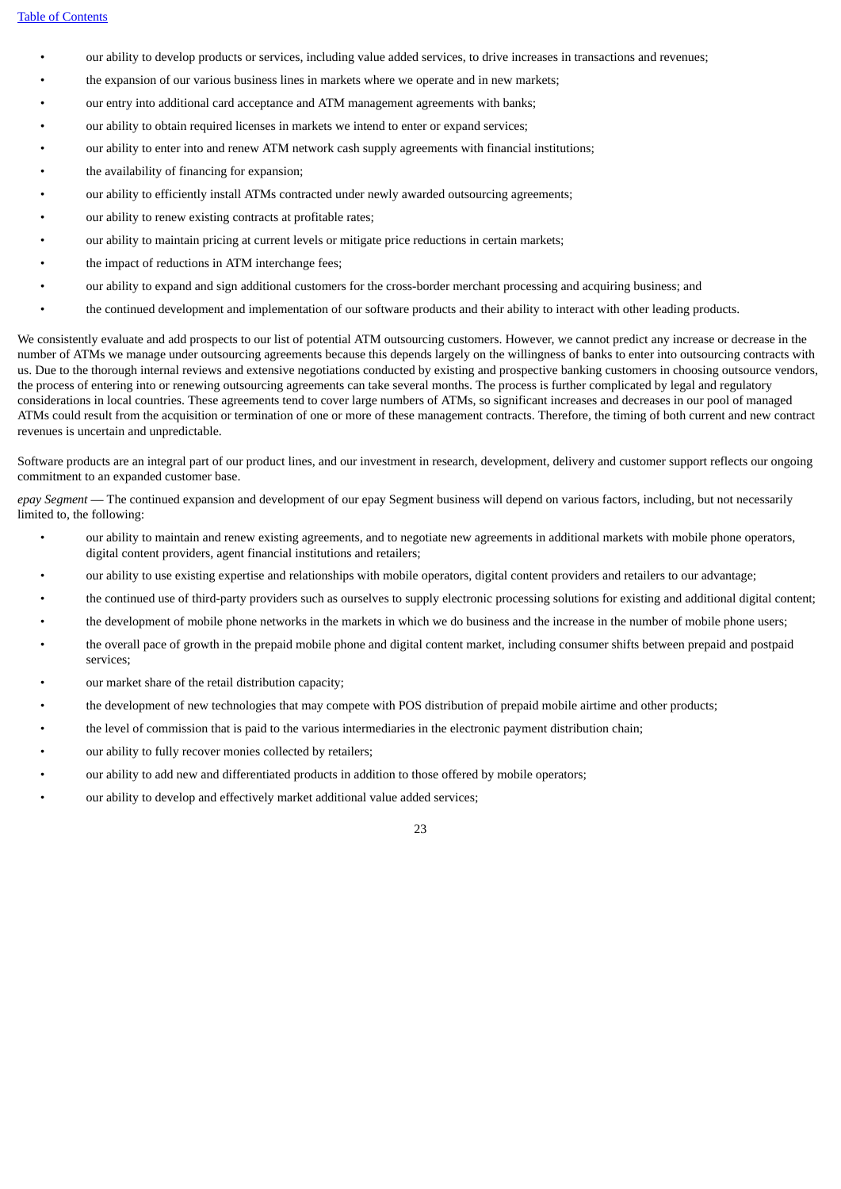- our ability to develop products or services, including value added services, to drive increases in transactions and revenues;
- the expansion of our various business lines in markets where we operate and in new markets;
- our entry into additional card acceptance and ATM management agreements with banks;
- our ability to obtain required licenses in markets we intend to enter or expand services;
- our ability to enter into and renew ATM network cash supply agreements with financial institutions;
- the availability of financing for expansion;
- our ability to efficiently install ATMs contracted under newly awarded outsourcing agreements;
- our ability to renew existing contracts at profitable rates;
- our ability to maintain pricing at current levels or mitigate price reductions in certain markets;
- the impact of reductions in ATM interchange fees;
- our ability to expand and sign additional customers for the cross-border merchant processing and acquiring business; and
- the continued development and implementation of our software products and their ability to interact with other leading products.

We consistently evaluate and add prospects to our list of potential ATM outsourcing customers. However, we cannot predict any increase or decrease in the number of ATMs we manage under outsourcing agreements because this depends largely on the willingness of banks to enter into outsourcing contracts with us. Due to the thorough internal reviews and extensive negotiations conducted by existing and prospective banking customers in choosing outsource vendors, the process of entering into or renewing outsourcing agreements can take several months. The process is further complicated by legal and regulatory considerations in local countries. These agreements tend to cover large numbers of ATMs, so significant increases and decreases in our pool of managed ATMs could result from the acquisition or termination of one or more of these management contracts. Therefore, the timing of both current and new contract revenues is uncertain and unpredictable.

Software products are an integral part of our product lines, and our investment in research, development, delivery and customer support reflects our ongoing commitment to an expanded customer base.

*epay Segment* — The continued expansion and development of our epay Segment business will depend on various factors, including, but not necessarily limited to, the following:

- our ability to maintain and renew existing agreements, and to negotiate new agreements in additional markets with mobile phone operators, digital content providers, agent financial institutions and retailers;
- our ability to use existing expertise and relationships with mobile operators, digital content providers and retailers to our advantage;
- the continued use of third-party providers such as ourselves to supply electronic processing solutions for existing and additional digital content;
- the development of mobile phone networks in the markets in which we do business and the increase in the number of mobile phone users;
- the overall pace of growth in the prepaid mobile phone and digital content market, including consumer shifts between prepaid and postpaid services;
- our market share of the retail distribution capacity;
- the development of new technologies that may compete with POS distribution of prepaid mobile airtime and other products;
- the level of commission that is paid to the various intermediaries in the electronic payment distribution chain;
- our ability to fully recover monies collected by retailers;
- our ability to add new and differentiated products in addition to those offered by mobile operators;
- our ability to develop and effectively market additional value added services;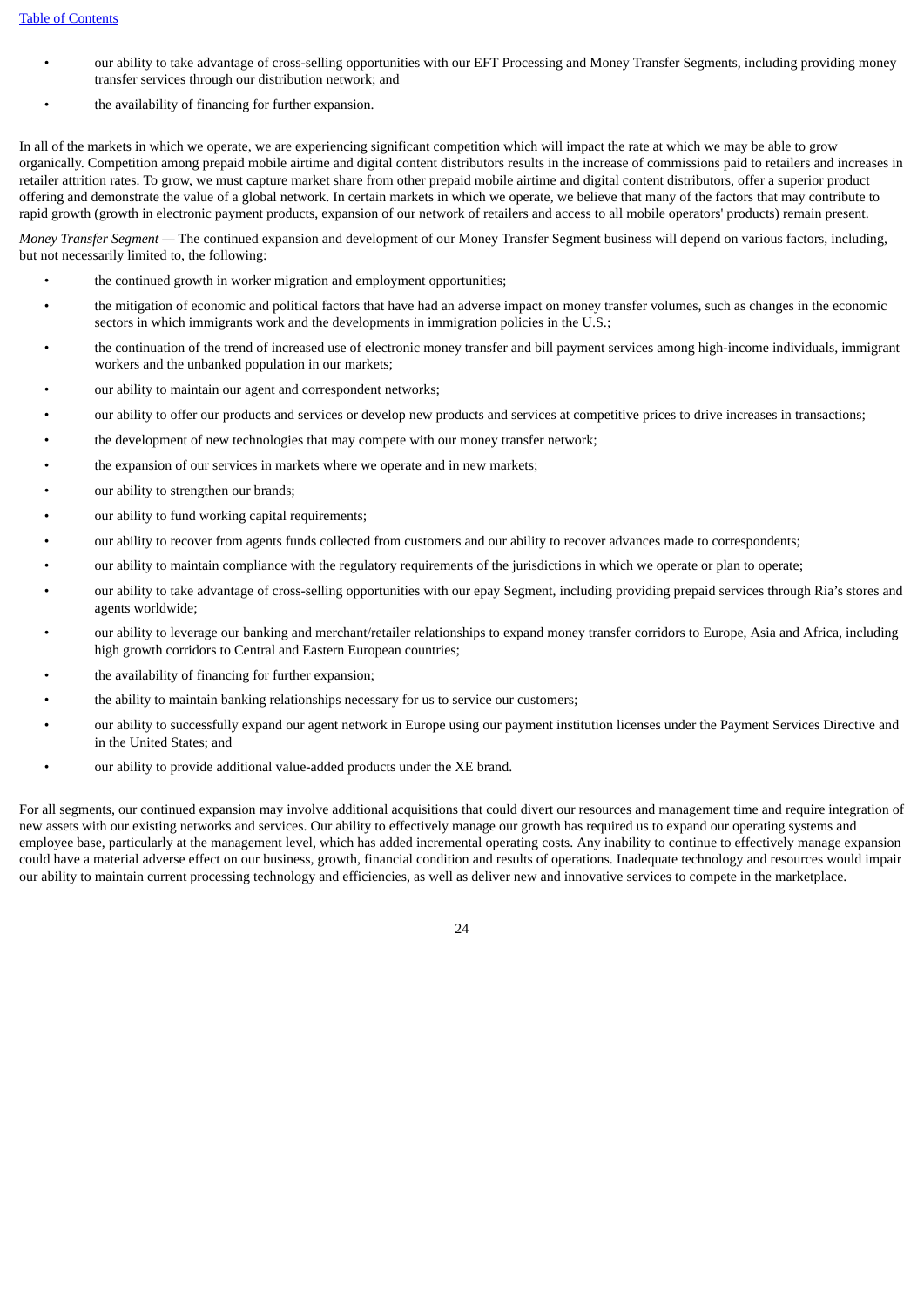- our ability to take advantage of cross-selling opportunities with our EFT Processing and Money Transfer Segments, including providing money transfer services through our distribution network; and
- the availability of financing for further expansion.

In all of the markets in which we operate, we are experiencing significant competition which will impact the rate at which we may be able to grow organically. Competition among prepaid mobile airtime and digital content distributors results in the increase of commissions paid to retailers and increases in retailer attrition rates. To grow, we must capture market share from other prepaid mobile airtime and digital content distributors, offer a superior product offering and demonstrate the value of a global network. In certain markets in which we operate, we believe that many of the factors that may contribute to rapid growth (growth in electronic payment products, expansion of our network of retailers and access to all mobile operators' products) remain present.

*Money Transfer Segment* — The continued expansion and development of our Money Transfer Segment business will depend on various factors, including, but not necessarily limited to, the following:

- the continued growth in worker migration and employment opportunities;
- the mitigation of economic and political factors that have had an adverse impact on money transfer volumes, such as changes in the economic sectors in which immigrants work and the developments in immigration policies in the U.S.;
- the continuation of the trend of increased use of electronic money transfer and bill payment services among high-income individuals, immigrant workers and the unbanked population in our markets;
- our ability to maintain our agent and correspondent networks;
- our ability to offer our products and services or develop new products and services at competitive prices to drive increases in transactions;
- the development of new technologies that may compete with our money transfer network;
- the expansion of our services in markets where we operate and in new markets;
- our ability to strengthen our brands;
- our ability to fund working capital requirements;
- our ability to recover from agents funds collected from customers and our ability to recover advances made to correspondents;
- our ability to maintain compliance with the regulatory requirements of the jurisdictions in which we operate or plan to operate;
- our ability to take advantage of cross-selling opportunities with our epay Segment, including providing prepaid services through Ria's stores and agents worldwide;
- our ability to leverage our banking and merchant/retailer relationships to expand money transfer corridors to Europe, Asia and Africa, including high growth corridors to Central and Eastern European countries;
- the availability of financing for further expansion;
- the ability to maintain banking relationships necessary for us to service our customers;
- our ability to successfully expand our agent network in Europe using our payment institution licenses under the Payment Services Directive and in the United States; and
- our ability to provide additional value-added products under the XE brand.

For all segments, our continued expansion may involve additional acquisitions that could divert our resources and management time and require integration of new assets with our existing networks and services. Our ability to effectively manage our growth has required us to expand our operating systems and employee base, particularly at the management level, which has added incremental operating costs. Any inability to continue to effectively manage expansion could have a material adverse effect on our business, growth, financial condition and results of operations. Inadequate technology and resources would impair our ability to maintain current processing technology and efficiencies, as well as deliver new and innovative services to compete in the marketplace.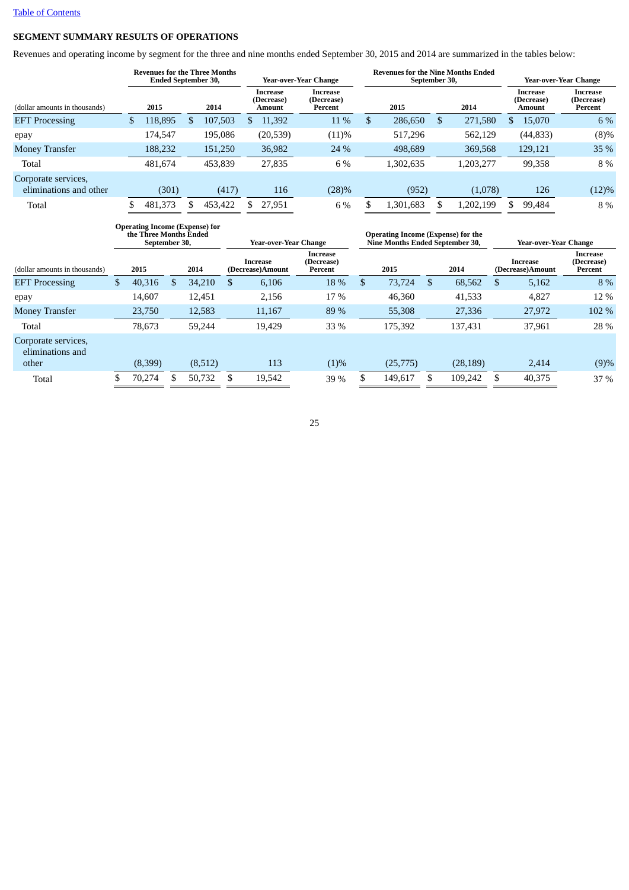[Table of Contents](#)

## SEGMENT SUMMARY RESULTS OF OPERATIONS

Revenues and operating income by segment for the three and nine months ended September 30, 2015 and 2014 are summarized in the tables below:

| | Revenues for the Three Months Ended September 30, | | Year-over-Year Change | | Revenues for the Nine Months Ended September 30, | | Year-over-Year Change | |
|---|---|---|---|---|---|---|---|---|
| (dollar amounts in thousands) | 2015 | 2014 | Increase (Decrease) Amount | Increase (Decrease) Percent | 2015 | 2014 | Increase (Decrease) Amount | Increase (Decrease) Percent |
| EFT Processing | $ 118,895 | $ 107,503 | $ 11,392 | 11 % | $ 286,650 | $ 271,580 | $ 15,070 | 6 % |
| epay | 174,547 | 195,086 | (20,539) | (11)% | 517,296 | 562,129 | (44,833) | (8)% |
| Money Transfer | 188,232 | 151,250 | 36,982 | 24 % | 498,689 | 369,568 | 129,121 | 35 % |
| Total | 481,674 | 453,839 | 27,835 | 6 % | 1,302,635 | 1,203,277 | 99,358 | 8 % |
| Corporate services, eliminations and other | (301) | (417) | 116 | (28)% | (952) | (1,078) | 126 | (12)% |
| Total | $ 481,373 | $ 453,422 | $ 27,951 | 6 % | $ 1,301,683 | $ 1,202,199 | $ 99,484 | 8 % |

| | Operating Income (Expense) for the Three Months Ended September 30, | | Year-over-Year Change | | Operating Income (Expense) for the Nine Months Ended September 30, | | Year-over-Year Change | |
|---|---|---|---|---|---|---|---|---|
| (dollar amounts in thousands) | 2015 | 2014 | Increase (Decrease)Amount | Increase (Decrease) Percent | 2015 | 2014 | Increase (Decrease)Amount | Increase (Decrease) Percent |
| EFT Processing | $ 40,316 | $ 34,210 | $ 6,106 | 18 % | $ 73,724 | $ 68,562 | $ 5,162 | 8 % |
| epay | 14,607 | 12,451 | 2,156 | 17 % | 46,360 | 41,533 | 4,827 | 12 % |
| Money Transfer | 23,750 | 12,583 | 11,167 | 89 % | 55,308 | 27,336 | 27,972 | 102 % |
| Total | 78,673 | 59,244 | 19,429 | 33 % | 175,392 | 137,431 | 37,961 | 28 % |
| Corporate services, eliminations and other | (8,399) | (8,512) | 113 | (1)% | (25,775) | (28,189) | 2,414 | (9)% |
| Total | $ 70,274 | $ 50,732 | $ 19,542 | 39 % | $ 149,617 | $ 109,242 | $ 40,375 | 37 % |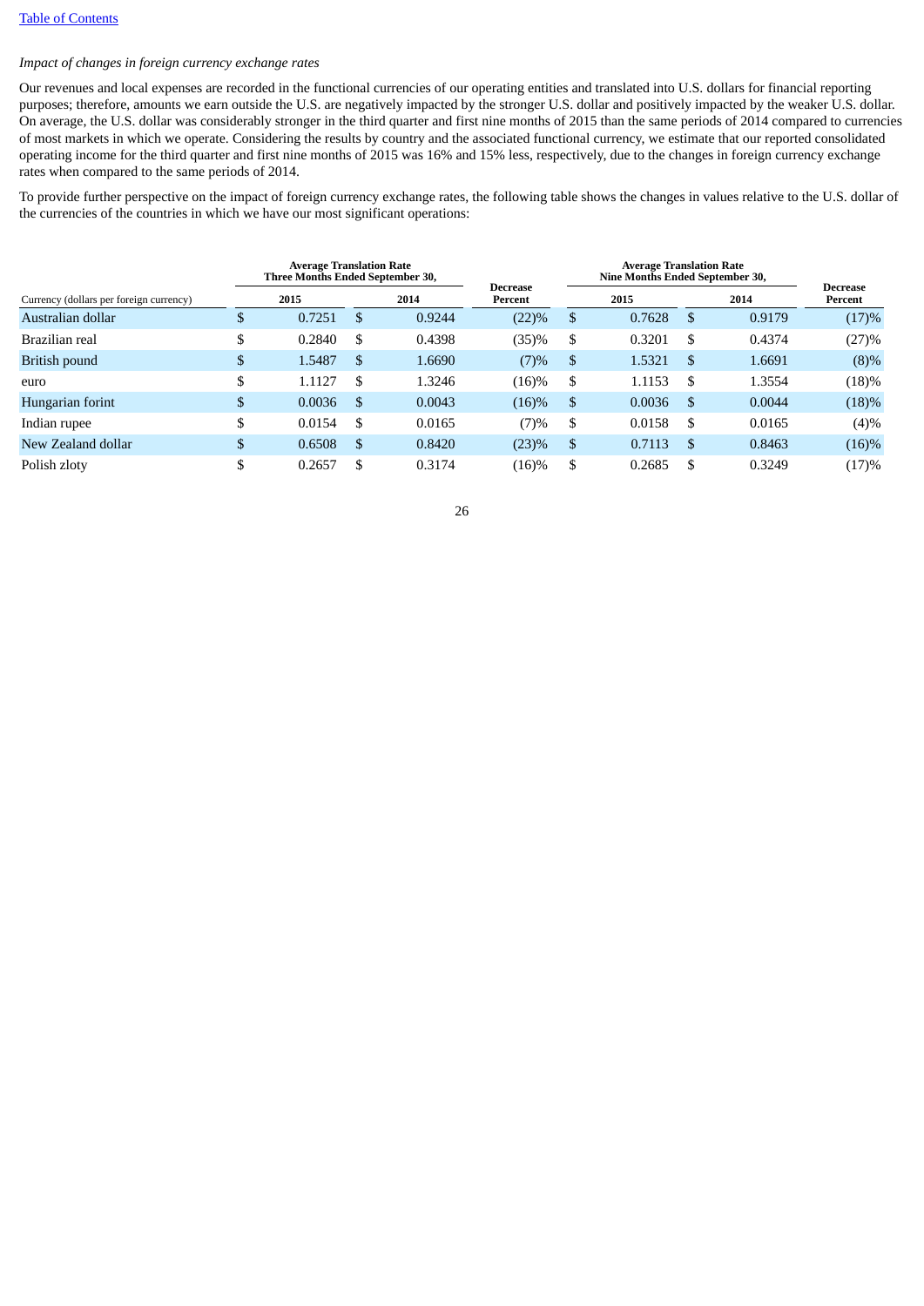[Table of Contents](#)

*Impact of changes in foreign currency exchange rates*

Our revenues and local expenses are recorded in the functional currencies of our operating entities and translated into U.S. dollars for financial reporting purposes; therefore, amounts we earn outside the U.S. are negatively impacted by the stronger U.S. dollar and positively impacted by the weaker U.S. dollar. On average, the U.S. dollar was considerably stronger in the third quarter and first nine months of 2015 than the same periods of 2014 compared to currencies of most markets in which we operate. Considering the results by country and the associated functional currency, we estimate that our reported consolidated operating income for the third quarter and first nine months of 2015 was 16% and 15% less, respectively, due to the changes in foreign currency exchange rates when compared to the same periods of 2014.

To provide further perspective on the impact of foreign currency exchange rates, the following table shows the changes in values relative to the U.S. dollar of the currencies of the countries in which we have our most significant operations:

| | Average Translation Rate Three Months Ended September 30, | | | Average Translation Rate Nine Months Ended September 30, | | |
|---|---|---|---|---|---|---|
| Currency (dollars per foreign currency) | 2015 | 2014 | Decrease Percent | 2015 | 2014 | Decrease Percent |
| Australian dollar | $ 0.7251 | $ 0.9244 | (22)% | $ 0.7628 | $ 0.9179 | (17)% |
| Brazilian real | $ 0.2840 | $ 0.4398 | (35)% | $ 0.3201 | $ 0.4374 | (27)% |
| British pound | $ 1.5487 | $ 1.6690 | (7)% | $ 1.5321 | $ 1.6691 | (8)% |
| euro | $ 1.1127 | $ 1.3246 | (16)% | $ 1.1153 | $ 1.3554 | (18)% |
| Hungarian forint | $ 0.0036 | $ 0.0043 | (16)% | $ 0.0036 | $ 0.0044 | (18)% |
| Indian rupee | $ 0.0154 | $ 0.0165 | (7)% | $ 0.0158 | $ 0.0165 | (4)% |
| New Zealand dollar | $ 0.6508 | $ 0.8420 | (23)% | $ 0.7113 | $ 0.8463 | (16)% |
| Polish zloty | $ 0.2657 | $ 0.3174 | (16)% | $ 0.2685 | $ 0.3249 | (17)% |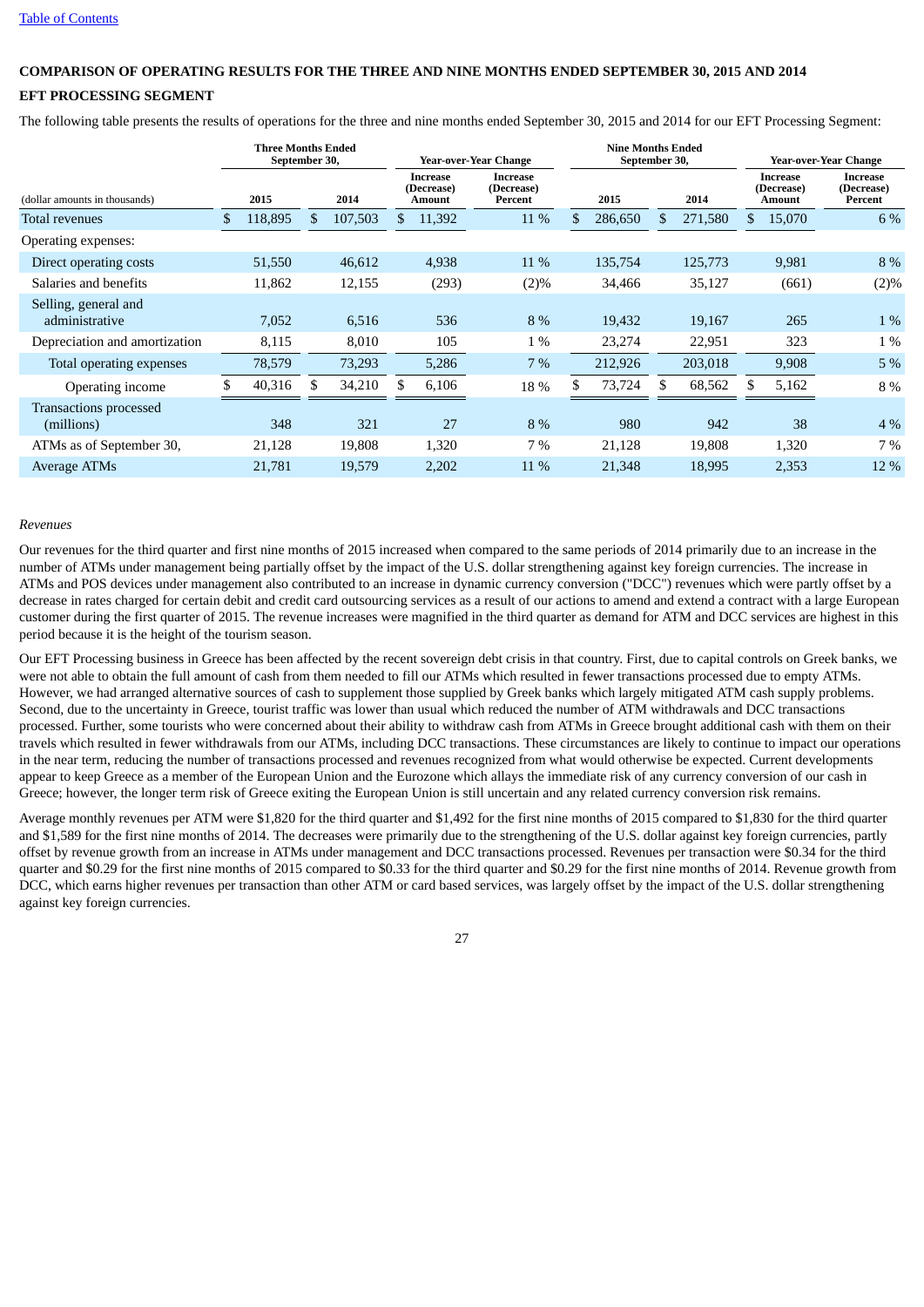## COMPARISON OF OPERATING RESULTS FOR THE THREE AND NINE MONTHS ENDED SEPTEMBER 30, 2015 AND 2014

### EFT PROCESSING SEGMENT

The following table presents the results of operations for the three and nine months ended September 30, 2015 and 2014 for our EFT Processing Segment:

| (dollar amounts in thousands) | Three Months Ended September 30, 2015 | Three Months Ended September 30, 2014 | Year-over-Year Change Increase (Decrease) Amount | Year-over-Year Change Increase (Decrease) Percent | Nine Months Ended September 30, 2015 | Nine Months Ended September 30, 2014 | Year-over-Year Change Increase (Decrease) Amount | Year-over-Year Change Increase (Decrease) Percent |
|---|---|---|---|---|---|---|---|---|
| Total revenues | $ 118,895 | $ 107,503 | $ 11,392 | 11 % | $ 286,650 | $ 271,580 | $ 15,070 | 6 % |
| Operating expenses: | | | | | | | | |
| Direct operating costs | 51,550 | 46,612 | 4,938 | 11 % | 135,754 | 125,773 | 9,981 | 8 % |
| Salaries and benefits | 11,862 | 12,155 | (293) | (2)% | 34,466 | 35,127 | (661) | (2)% |
| Selling, general and administrative | 7,052 | 6,516 | 536 | 8 % | 19,432 | 19,167 | 265 | 1 % |
| Depreciation and amortization | 8,115 | 8,010 | 105 | 1 % | 23,274 | 22,951 | 323 | 1 % |
| Total operating expenses | 78,579 | 73,293 | 5,286 | 7 % | 212,926 | 203,018 | 9,908 | 5 % |
| Operating income | $ 40,316 | $ 34,210 | $ 6,106 | 18 % | $ 73,724 | $ 68,562 | $ 5,162 | 8 % |
| Transactions processed (millions) | 348 | 321 | 27 | 8 % | 980 | 942 | 38 | 4 % |
| ATMs as of September 30, | 21,128 | 19,808 | 1,320 | 7 % | 21,128 | 19,808 | 1,320 | 7 % |
| Average ATMs | 21,781 | 19,579 | 2,202 | 11 % | 21,348 | 18,995 | 2,353 | 12 % |

*Revenues*

Our revenues for the third quarter and first nine months of 2015 increased when compared to the same periods of 2014 primarily due to an increase in the number of ATMs under management being partially offset by the impact of the U.S. dollar strengthening against key foreign currencies. The increase in ATMs and POS devices under management also contributed to an increase in dynamic currency conversion ("DCC") revenues which were partly offset by a decrease in rates charged for certain debit and credit card outsourcing services as a result of our actions to amend and extend a contract with a large European customer during the first quarter of 2015. The revenue increases were magnified in the third quarter as demand for ATM and DCC services are highest in this period because it is the height of the tourism season.

Our EFT Processing business in Greece has been affected by the recent sovereign debt crisis in that country. First, due to capital controls on Greek banks, we were not able to obtain the full amount of cash from them needed to fill our ATMs which resulted in fewer transactions processed due to empty ATMs. However, we had arranged alternative sources of cash to supplement those supplied by Greek banks which largely mitigated ATM cash supply problems. Second, due to the uncertainty in Greece, tourist traffic was lower than usual which reduced the number of ATM withdrawals and DCC transactions processed. Further, some tourists who were concerned about their ability to withdraw cash from ATMs in Greece brought additional cash with them on their travels which resulted in fewer withdrawals from our ATMs, including DCC transactions. These circumstances are likely to continue to impact our operations in the near term, reducing the number of transactions processed and revenues recognized from what would otherwise be expected. Current developments appear to keep Greece as a member of the European Union and the Eurozone which allays the immediate risk of any currency conversion of our cash in Greece; however, the longer term risk of Greece exiting the European Union is still uncertain and any related currency conversion risk remains.

Average monthly revenues per ATM were $1,820 for the third quarter and $1,492 for the first nine months of 2015 compared to $1,830 for the third quarter and $1,589 for the first nine months of 2014. The decreases were primarily due to the strengthening of the U.S. dollar against key foreign currencies, partly offset by revenue growth from an increase in ATMs under management and DCC transactions processed. Revenues per transaction were $0.34 for the third quarter and $0.29 for the first nine months of 2015 compared to $0.33 for the third quarter and $0.29 for the first nine months of 2014. Revenue growth from DCC, which earns higher revenues per transaction than other ATM or card based services, was largely offset by the impact of the U.S. dollar strengthening against key foreign currencies.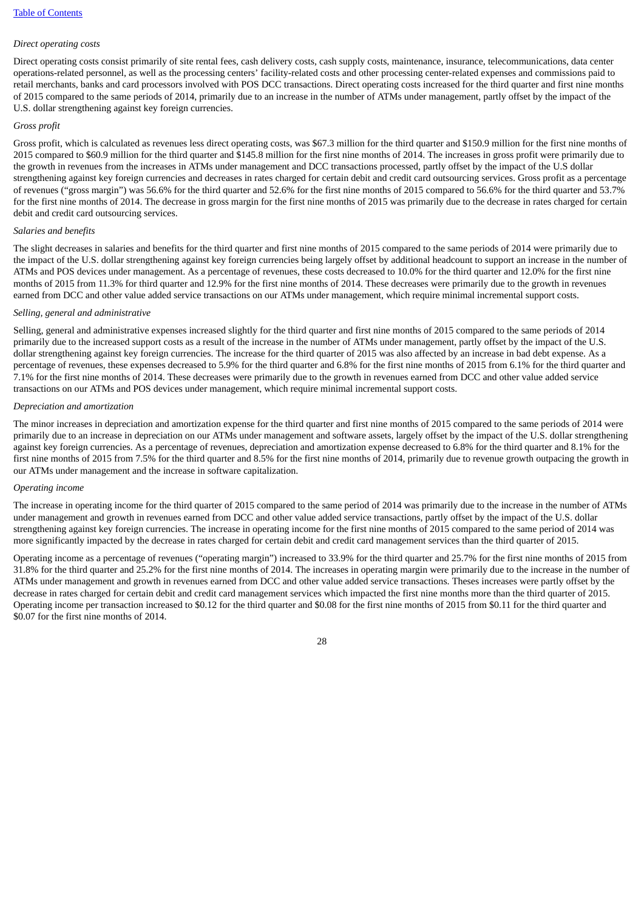*Direct operating costs*

Direct operating costs consist primarily of site rental fees, cash delivery costs, cash supply costs, maintenance, insurance, telecommunications, data center operations-related personnel, as well as the processing centers' facility-related costs and other processing center-related expenses and commissions paid to retail merchants, banks and card processors involved with POS DCC transactions. Direct operating costs increased for the third quarter and first nine months of 2015 compared to the same periods of 2014, primarily due to an increase in the number of ATMs under management, partly offset by the impact of the U.S. dollar strengthening against key foreign currencies.

*Gross profit*

Gross profit, which is calculated as revenues less direct operating costs, was $67.3 million for the third quarter and $150.9 million for the first nine months of 2015 compared to $60.9 million for the third quarter and $145.8 million for the first nine months of 2014. The increases in gross profit were primarily due to the growth in revenues from the increases in ATMs under management and DCC transactions processed, partly offset by the impact of the U.S dollar strengthening against key foreign currencies and decreases in rates charged for certain debit and credit card outsourcing services. Gross profit as a percentage of revenues ("gross margin") was 56.6% for the third quarter and 52.6% for the first nine months of 2015 compared to 56.6% for the third quarter and 53.7% for the first nine months of 2014. The decrease in gross margin for the first nine months of 2015 was primarily due to the decrease in rates charged for certain debit and credit card outsourcing services.

*Salaries and benefits*

The slight decreases in salaries and benefits for the third quarter and first nine months of 2015 compared to the same periods of 2014 were primarily due to the impact of the U.S. dollar strengthening against key foreign currencies being largely offset by additional headcount to support an increase in the number of ATMs and POS devices under management. As a percentage of revenues, these costs decreased to 10.0% for the third quarter and 12.0% for the first nine months of 2015 from 11.3% for third quarter and 12.9% for the first nine months of 2014. These decreases were primarily due to the growth in revenues earned from DCC and other value added service transactions on our ATMs under management, which require minimal incremental support costs.

*Selling, general and administrative*

Selling, general and administrative expenses increased slightly for the third quarter and first nine months of 2015 compared to the same periods of 2014 primarily due to the increased support costs as a result of the increase in the number of ATMs under management, partly offset by the impact of the U.S. dollar strengthening against key foreign currencies. The increase for the third quarter of 2015 was also affected by an increase in bad debt expense. As a percentage of revenues, these expenses decreased to 5.9% for the third quarter and 6.8% for the first nine months of 2015 from 6.1% for the third quarter and 7.1% for the first nine months of 2014. These decreases were primarily due to the growth in revenues earned from DCC and other value added service transactions on our ATMs and POS devices under management, which require minimal incremental support costs.

*Depreciation and amortization*

The minor increases in depreciation and amortization expense for the third quarter and first nine months of 2015 compared to the same periods of 2014 were primarily due to an increase in depreciation on our ATMs under management and software assets, largely offset by the impact of the U.S. dollar strengthening against key foreign currencies. As a percentage of revenues, depreciation and amortization expense decreased to 6.8% for the third quarter and 8.1% for the first nine months of 2015 from 7.5% for the third quarter and 8.5% for the first nine months of 2014, primarily due to revenue growth outpacing the growth in our ATMs under management and the increase in software capitalization.

*Operating income*

The increase in operating income for the third quarter of 2015 compared to the same period of 2014 was primarily due to the increase in the number of ATMs under management and growth in revenues earned from DCC and other value added service transactions, partly offset by the impact of the U.S. dollar strengthening against key foreign currencies. The increase in operating income for the first nine months of 2015 compared to the same period of 2014 was more significantly impacted by the decrease in rates charged for certain debit and credit card management services than the third quarter of 2015.

Operating income as a percentage of revenues ("operating margin") increased to 33.9% for the third quarter and 25.7% for the first nine months of 2015 from 31.8% for the third quarter and 25.2% for the first nine months of 2014. The increases in operating margin were primarily due to the increase in the number of ATMs under management and growth in revenues earned from DCC and other value added service transactions. Theses increases were partly offset by the decrease in rates charged for certain debit and credit card management services which impacted the first nine months more than the third quarter of 2015. Operating income per transaction increased to $0.12 for the third quarter and $0.08 for the first nine months of 2015 from $0.11 for the third quarter and $0.07 for the first nine months of 2014.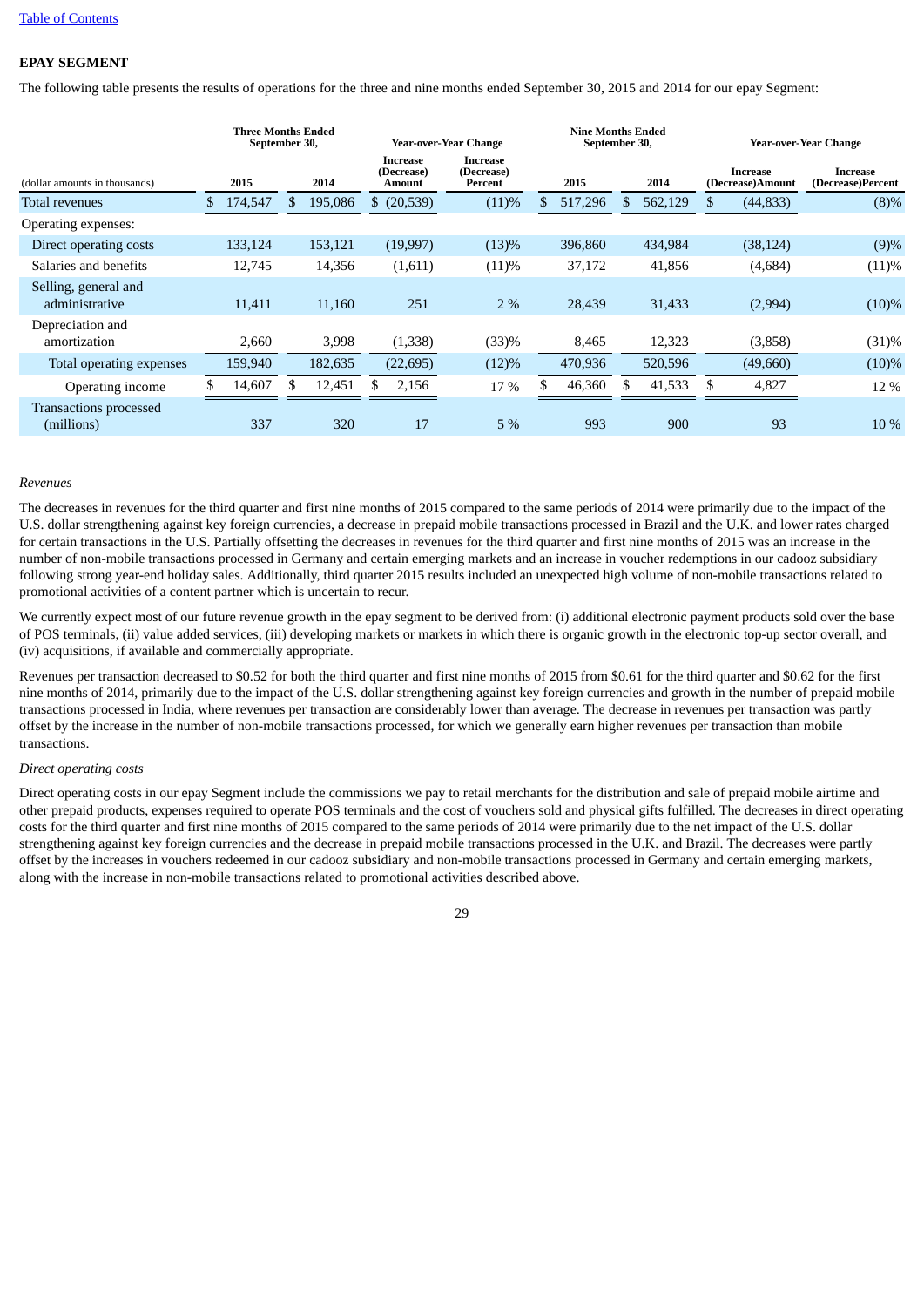[Table of Contents](#)

**EPAY SEGMENT**

The following table presents the results of operations for the three and nine months ended September 30, 2015 and 2014 for our epay Segment:

| | Three Months Ended September 30, | | Year-over-Year Change | | Nine Months Ended September 30, | | Year-over-Year Change | |
|---|---|---|---|---|---|---|---|---|
| (dollar amounts in thousands) | 2015 | 2014 | Increase (Decrease) Amount | Increase (Decrease) Percent | 2015 | 2014 | Increase (Decrease)Amount | Increase (Decrease)Percent |
| Total revenues | $ 174,547 | $ 195,086 | $ (20,539) | (11)% | $ 517,296 | $ 562,129 | $ (44,833) | (8)% |
| Operating expenses: | | | | | | | | |
| Direct operating costs | 133,124 | 153,121 | (19,997) | (13)% | 396,860 | 434,984 | (38,124) | (9)% |
| Salaries and benefits | 12,745 | 14,356 | (1,611) | (11)% | 37,172 | 41,856 | (4,684) | (11)% |
| Selling, general and administrative | 11,411 | 11,160 | 251 | 2 % | 28,439 | 31,433 | (2,994) | (10)% |
| Depreciation and amortization | 2,660 | 3,998 | (1,338) | (33)% | 8,465 | 12,323 | (3,858) | (31)% |
| Total operating expenses | 159,940 | 182,635 | (22,695) | (12)% | 470,936 | 520,596 | (49,660) | (10)% |
| Operating income | $ 14,607 | $ 12,451 | $ 2,156 | 17 % | $ 46,360 | $ 41,533 | $ 4,827 | 12 % |
| Transactions processed (millions) | 337 | 320 | 17 | 5 % | 993 | 900 | 93 | 10 % |

*Revenues*

The decreases in revenues for the third quarter and first nine months of 2015 compared to the same periods of 2014 were primarily due to the impact of the U.S. dollar strengthening against key foreign currencies, a decrease in prepaid mobile transactions processed in Brazil and the U.K. and lower rates charged for certain transactions in the U.S. Partially offsetting the decreases in revenues for the third quarter and first nine months of 2015 was an increase in the number of non-mobile transactions processed in Germany and certain emerging markets and an increase in voucher redemptions in our cadooz subsidiary following strong year-end holiday sales. Additionally, third quarter 2015 results included an unexpected high volume of non-mobile transactions related to promotional activities of a content partner which is uncertain to recur.

We currently expect most of our future revenue growth in the epay segment to be derived from: (i) additional electronic payment products sold over the base of POS terminals, (ii) value added services, (iii) developing markets or markets in which there is organic growth in the electronic top-up sector overall, and (iv) acquisitions, if available and commercially appropriate.

Revenues per transaction decreased to $0.52 for both the third quarter and first nine months of 2015 from $0.61 for the third quarter and $0.62 for the first nine months of 2014, primarily due to the impact of the U.S. dollar strengthening against key foreign currencies and growth in the number of prepaid mobile transactions processed in India, where revenues per transaction are considerably lower than average. The decrease in revenues per transaction was partly offset by the increase in the number of non-mobile transactions processed, for which we generally earn higher revenues per transaction than mobile transactions.

*Direct operating costs*

Direct operating costs in our epay Segment include the commissions we pay to retail merchants for the distribution and sale of prepaid mobile airtime and other prepaid products, expenses required to operate POS terminals and the cost of vouchers sold and physical gifts fulfilled. The decreases in direct operating costs for the third quarter and first nine months of 2015 compared to the same periods of 2014 were primarily due to the net impact of the U.S. dollar strengthening against key foreign currencies and the decrease in prepaid mobile transactions processed in the U.K. and Brazil. The decreases were partly offset by the increases in vouchers redeemed in our cadooz subsidiary and non-mobile transactions processed in Germany and certain emerging markets, along with the increase in non-mobile transactions related to promotional activities described above.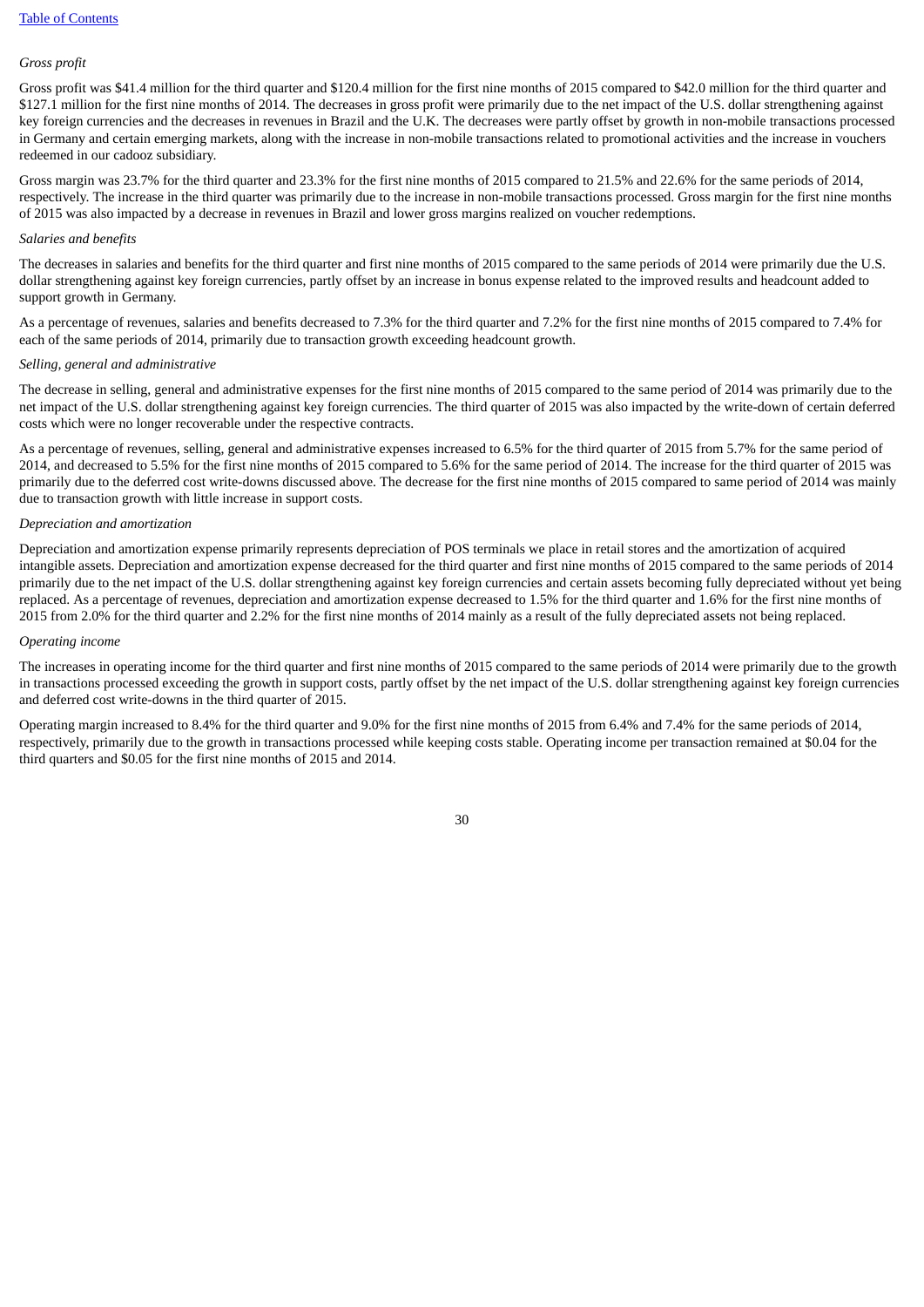*Gross profit*

Gross profit was $41.4 million for the third quarter and $120.4 million for the first nine months of 2015 compared to $42.0 million for the third quarter and $127.1 million for the first nine months of 2014. The decreases in gross profit were primarily due to the net impact of the U.S. dollar strengthening against key foreign currencies and the decreases in revenues in Brazil and the U.K. The decreases were partly offset by growth in non-mobile transactions processed in Germany and certain emerging markets, along with the increase in non-mobile transactions related to promotional activities and the increase in vouchers redeemed in our cadooz subsidiary.

Gross margin was 23.7% for the third quarter and 23.3% for the first nine months of 2015 compared to 21.5% and 22.6% for the same periods of 2014, respectively. The increase in the third quarter was primarily due to the increase in non-mobile transactions processed. Gross margin for the first nine months of 2015 was also impacted by a decrease in revenues in Brazil and lower gross margins realized on voucher redemptions.

*Salaries and benefits*

The decreases in salaries and benefits for the third quarter and first nine months of 2015 compared to the same periods of 2014 were primarily due the U.S. dollar strengthening against key foreign currencies, partly offset by an increase in bonus expense related to the improved results and headcount added to support growth in Germany.

As a percentage of revenues, salaries and benefits decreased to 7.3% for the third quarter and 7.2% for the first nine months of 2015 compared to 7.4% for each of the same periods of 2014, primarily due to transaction growth exceeding headcount growth.

*Selling, general and administrative*

The decrease in selling, general and administrative expenses for the first nine months of 2015 compared to the same period of 2014 was primarily due to the net impact of the U.S. dollar strengthening against key foreign currencies. The third quarter of 2015 was also impacted by the write-down of certain deferred costs which were no longer recoverable under the respective contracts.

As a percentage of revenues, selling, general and administrative expenses increased to 6.5% for the third quarter of 2015 from 5.7% for the same period of 2014, and decreased to 5.5% for the first nine months of 2015 compared to 5.6% for the same period of 2014. The increase for the third quarter of 2015 was primarily due to the deferred cost write-downs discussed above. The decrease for the first nine months of 2015 compared to same period of 2014 was mainly due to transaction growth with little increase in support costs.

*Depreciation and amortization*

Depreciation and amortization expense primarily represents depreciation of POS terminals we place in retail stores and the amortization of acquired intangible assets. Depreciation and amortization expense decreased for the third quarter and first nine months of 2015 compared to the same periods of 2014 primarily due to the net impact of the U.S. dollar strengthening against key foreign currencies and certain assets becoming fully depreciated without yet being replaced. As a percentage of revenues, depreciation and amortization expense decreased to 1.5% for the third quarter and 1.6% for the first nine months of 2015 from 2.0% for the third quarter and 2.2% for the first nine months of 2014 mainly as a result of the fully depreciated assets not being replaced.

*Operating income*

The increases in operating income for the third quarter and first nine months of 2015 compared to the same periods of 2014 were primarily due to the growth in transactions processed exceeding the growth in support costs, partly offset by the net impact of the U.S. dollar strengthening against key foreign currencies and deferred cost write-downs in the third quarter of 2015.

Operating margin increased to 8.4% for the third quarter and 9.0% for the first nine months of 2015 from 6.4% and 7.4% for the same periods of 2014, respectively, primarily due to the growth in transactions processed while keeping costs stable. Operating income per transaction remained at $0.04 for the third quarters and $0.05 for the first nine months of 2015 and 2014.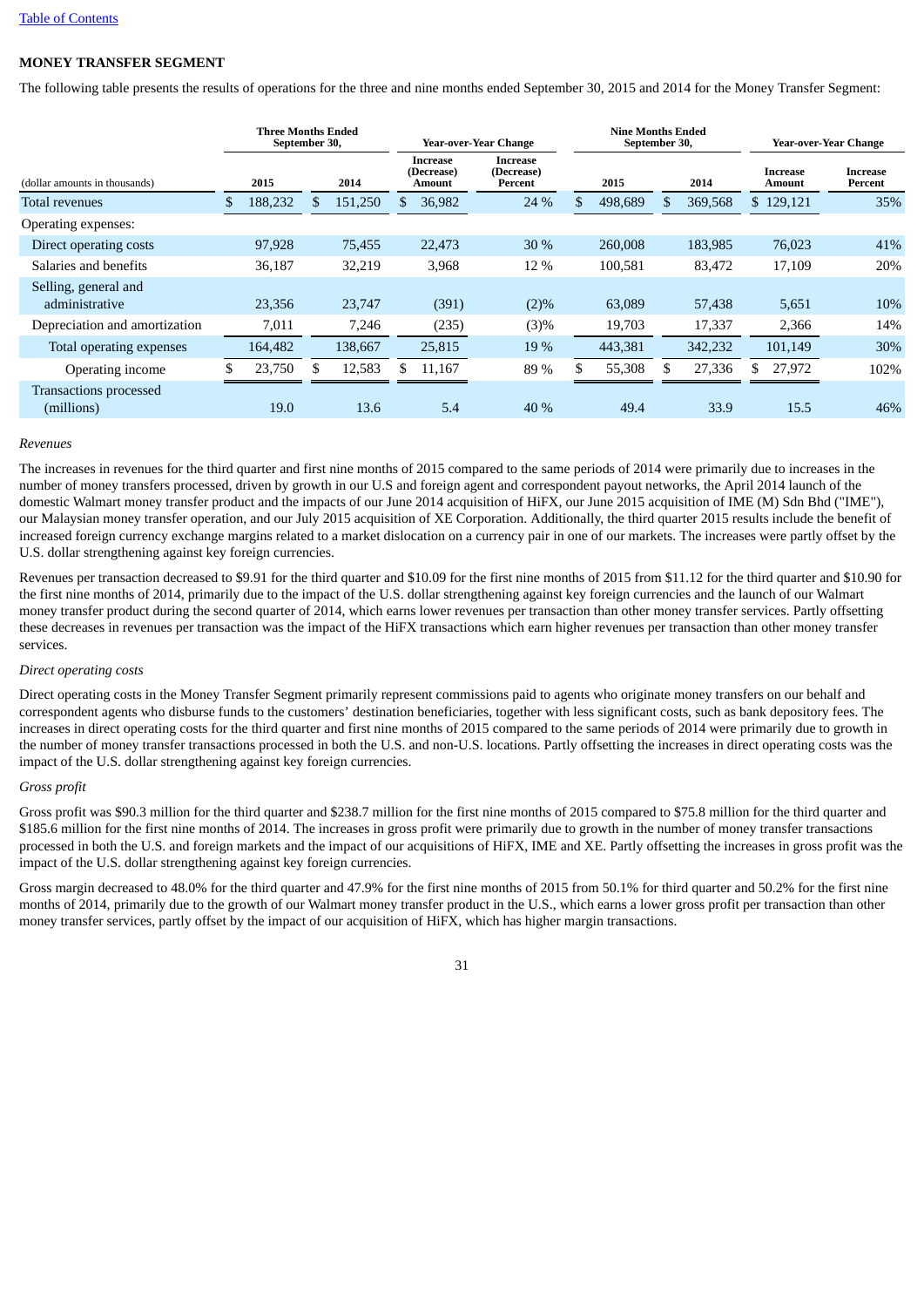## MONEY TRANSFER SEGMENT

The following table presents the results of operations for the three and nine months ended September 30, 2015 and 2014 for the Money Transfer Segment:

| (dollar amounts in thousands) | Three Months Ended September 30, 2015 | Three Months Ended September 30, 2014 | Year-over-Year Change Increase (Decrease) Amount | Year-over-Year Change Increase (Decrease) Percent | Nine Months Ended September 30, 2015 | Nine Months Ended September 30, 2014 | Year-over-Year Change Increase Amount | Year-over-Year Change Increase Percent |
|---|---|---|---|---|---|---|---|---|
| Total revenues | $ 188,232 | $ 151,250 | $ 36,982 | 24 % | $ 498,689 | $ 369,568 | $ 129,121 | 35% |
| Operating expenses: | | | | | | | | |
| Direct operating costs | 97,928 | 75,455 | 22,473 | 30 % | 260,008 | 183,985 | 76,023 | 41% |
| Salaries and benefits | 36,187 | 32,219 | 3,968 | 12 % | 100,581 | 83,472 | 17,109 | 20% |
| Selling, general and administrative | 23,356 | 23,747 | (391) | (2)% | 63,089 | 57,438 | 5,651 | 10% |
| Depreciation and amortization | 7,011 | 7,246 | (235) | (3)% | 19,703 | 17,337 | 2,366 | 14% |
| Total operating expenses | 164,482 | 138,667 | 25,815 | 19 % | 443,381 | 342,232 | 101,149 | 30% |
| Operating income | $ 23,750 | $ 12,583 | $ 11,167 | 89 % | $ 55,308 | $ 27,336 | $ 27,972 | 102% |
| Transactions processed (millions) | 19.0 | 13.6 | 5.4 | 40 % | 49.4 | 33.9 | 15.5 | 46% |

*Revenues*

The increases in revenues for the third quarter and first nine months of 2015 compared to the same periods of 2014 were primarily due to increases in the number of money transfers processed, driven by growth in our U.S and foreign agent and correspondent payout networks, the April 2014 launch of the domestic Walmart money transfer product and the impacts of our June 2014 acquisition of HiFX, our June 2015 acquisition of IME (M) Sdn Bhd ("IME"), our Malaysian money transfer operation, and our July 2015 acquisition of XE Corporation. Additionally, the third quarter 2015 results include the benefit of increased foreign currency exchange margins related to a market dislocation on a currency pair in one of our markets. The increases were partly offset by the U.S. dollar strengthening against key foreign currencies.

Revenues per transaction decreased to $9.91 for the third quarter and $10.09 for the first nine months of 2015 from $11.12 for the third quarter and $10.90 for the first nine months of 2014, primarily due to the impact of the U.S. dollar strengthening against key foreign currencies and the launch of our Walmart money transfer product during the second quarter of 2014, which earns lower revenues per transaction than other money transfer services. Partly offsetting these decreases in revenues per transaction was the impact of the HiFX transactions which earn higher revenues per transaction than other money transfer services.

*Direct operating costs*

Direct operating costs in the Money Transfer Segment primarily represent commissions paid to agents who originate money transfers on our behalf and correspondent agents who disburse funds to the customers' destination beneficiaries, together with less significant costs, such as bank depository fees. The increases in direct operating costs for the third quarter and first nine months of 2015 compared to the same periods of 2014 were primarily due to growth in the number of money transfer transactions processed in both the U.S. and non-U.S. locations. Partly offsetting the increases in direct operating costs was the impact of the U.S. dollar strengthening against key foreign currencies.

*Gross profit*

Gross profit was $90.3 million for the third quarter and $238.7 million for the first nine months of 2015 compared to $75.8 million for the third quarter and $185.6 million for the first nine months of 2014. The increases in gross profit were primarily due to growth in the number of money transfer transactions processed in both the U.S. and foreign markets and the impact of our acquisitions of HiFX, IME and XE. Partly offsetting the increases in gross profit was the impact of the U.S. dollar strengthening against key foreign currencies.

Gross margin decreased to 48.0% for the third quarter and 47.9% for the first nine months of 2015 from 50.1% for third quarter and 50.2% for the first nine months of 2014, primarily due to the growth of our Walmart money transfer product in the U.S., which earns a lower gross profit per transaction than other money transfer services, partly offset by the impact of our acquisition of HiFX, which has higher margin transactions.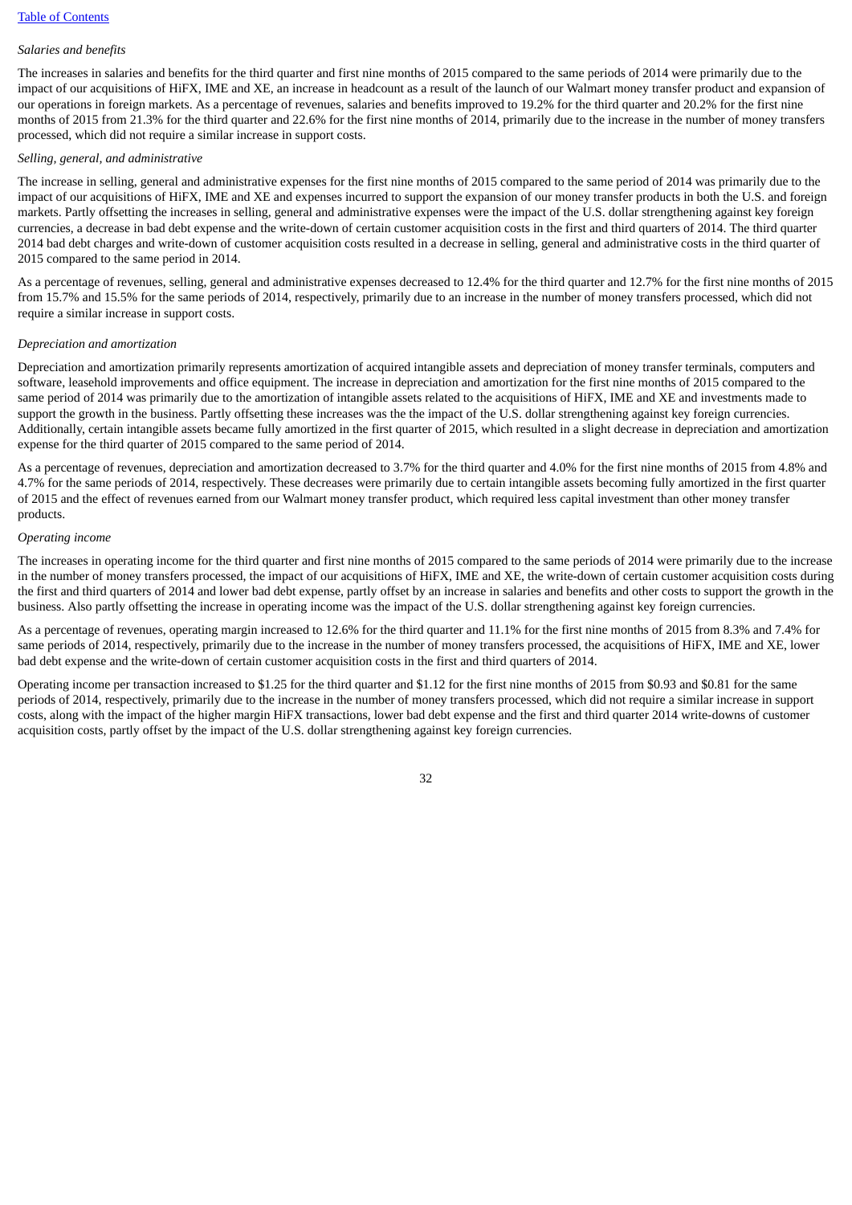[Table of Contents](#)

*Salaries and benefits*

The increases in salaries and benefits for the third quarter and first nine months of 2015 compared to the same periods of 2014 were primarily due to the impact of our acquisitions of HiFX, IME and XE, an increase in headcount as a result of the launch of our Walmart money transfer product and expansion of our operations in foreign markets. As a percentage of revenues, salaries and benefits improved to 19.2% for the third quarter and 20.2% for the first nine months of 2015 from 21.3% for the third quarter and 22.6% for the first nine months of 2014, primarily due to the increase in the number of money transfers processed, which did not require a similar increase in support costs.

*Selling, general, and administrative*

The increase in selling, general and administrative expenses for the first nine months of 2015 compared to the same period of 2014 was primarily due to the impact of our acquisitions of HiFX, IME and XE and expenses incurred to support the expansion of our money transfer products in both the U.S. and foreign markets. Partly offsetting the increases in selling, general and administrative expenses were the impact of the U.S. dollar strengthening against key foreign currencies, a decrease in bad debt expense and the write-down of certain customer acquisition costs in the first and third quarters of 2014. The third quarter 2014 bad debt charges and write-down of customer acquisition costs resulted in a decrease in selling, general and administrative costs in the third quarter of 2015 compared to the same period in 2014.

As a percentage of revenues, selling, general and administrative expenses decreased to 12.4% for the third quarter and 12.7% for the first nine months of 2015 from 15.7% and 15.5% for the same periods of 2014, respectively, primarily due to an increase in the number of money transfers processed, which did not require a similar increase in support costs.

*Depreciation and amortization*

Depreciation and amortization primarily represents amortization of acquired intangible assets and depreciation of money transfer terminals, computers and software, leasehold improvements and office equipment. The increase in depreciation and amortization for the first nine months of 2015 compared to the same period of 2014 was primarily due to the amortization of intangible assets related to the acquisitions of HiFX, IME and XE and investments made to support the growth in the business. Partly offsetting these increases was the the impact of the U.S. dollar strengthening against key foreign currencies. Additionally, certain intangible assets became fully amortized in the first quarter of 2015, which resulted in a slight decrease in depreciation and amortization expense for the third quarter of 2015 compared to the same period of 2014.

As a percentage of revenues, depreciation and amortization decreased to 3.7% for the third quarter and 4.0% for the first nine months of 2015 from 4.8% and 4.7% for the same periods of 2014, respectively. These decreases were primarily due to certain intangible assets becoming fully amortized in the first quarter of 2015 and the effect of revenues earned from our Walmart money transfer product, which required less capital investment than other money transfer products.

*Operating income*

The increases in operating income for the third quarter and first nine months of 2015 compared to the same periods of 2014 were primarily due to the increase in the number of money transfers processed, the impact of our acquisitions of HiFX, IME and XE, the write-down of certain customer acquisition costs during the first and third quarters of 2014 and lower bad debt expense, partly offset by an increase in salaries and benefits and other costs to support the growth in the business. Also partly offsetting the increase in operating income was the impact of the U.S. dollar strengthening against key foreign currencies.

As a percentage of revenues, operating margin increased to 12.6% for the third quarter and 11.1% for the first nine months of 2015 from 8.3% and 7.4% for same periods of 2014, respectively, primarily due to the increase in the number of money transfers processed, the acquisitions of HiFX, IME and XE, lower bad debt expense and the write-down of certain customer acquisition costs in the first and third quarters of 2014.

Operating income per transaction increased to $1.25 for the third quarter and $1.12 for the first nine months of 2015 from $0.93 and $0.81 for the same periods of 2014, respectively, primarily due to the increase in the number of money transfers processed, which did not require a similar increase in support costs, along with the impact of the higher margin HiFX transactions, lower bad debt expense and the first and third quarter 2014 write-downs of customer acquisition costs, partly offset by the impact of the U.S. dollar strengthening against key foreign currencies.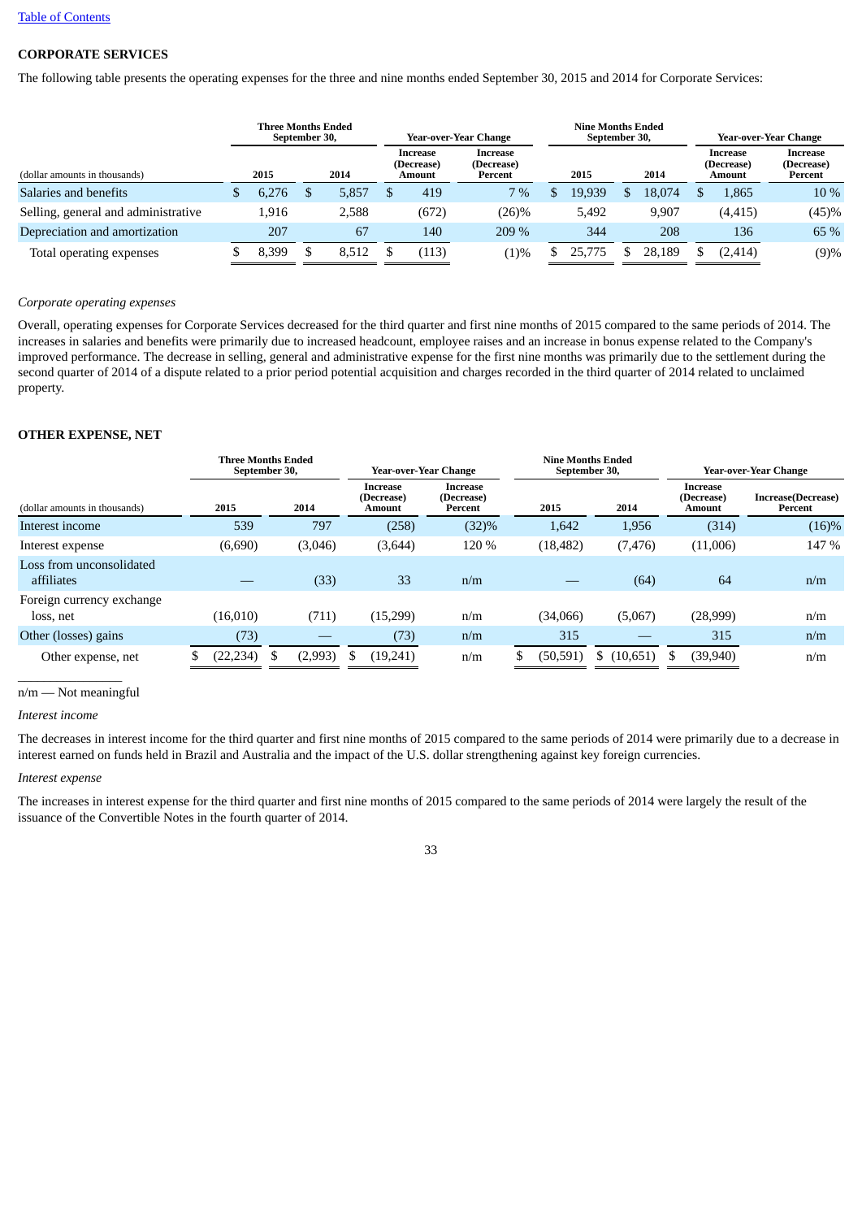[Table of Contents](#)

**CORPORATE SERVICES**

The following table presents the operating expenses for the three and nine months ended September 30, 2015 and 2014 for Corporate Services:

| (dollar amounts in thousands) | Three Months Ended September 30, | | Year-over-Year Change | | Nine Months Ended September 30, | | Year-over-Year Change | |
|---|---|---|---|---|---|---|---|---|
| | 2015 | 2014 | Increase (Decrease) Amount | Increase (Decrease) Percent | 2015 | 2014 | Increase (Decrease) Amount | Increase (Decrease) Percent |
| Salaries and benefits | $ 6,276 | $ 5,857 | $ 419 | 7 % | $ 19,939 | $ 18,074 | $ 1,865 | 10 % |
| Selling, general and administrative | 1,916 | 2,588 | (672) | (26)% | 5,492 | 9,907 | (4,415) | (45)% |
| Depreciation and amortization | 207 | 67 | 140 | 209 % | 344 | 208 | 136 | 65 % |
| Total operating expenses | $ 8,399 | $ 8,512 | $ (113) | (1)% | $ 25,775 | $ 28,189 | $ (2,414) | (9)% |

*Corporate operating expenses*

Overall, operating expenses for Corporate Services decreased for the third quarter and first nine months of 2015 compared to the same periods of 2014. The increases in salaries and benefits were primarily due to increased headcount, employee raises and an increase in bonus expense related to the Company's improved performance. The decrease in selling, general and administrative expense for the first nine months was primarily due to the settlement during the second quarter of 2014 of a dispute related to a prior period potential acquisition and charges recorded in the third quarter of 2014 related to unclaimed property.

**OTHER EXPENSE, NET**

| (dollar amounts in thousands) | Three Months Ended September 30, | | Year-over-Year Change | | Nine Months Ended September 30, | | Year-over-Year Change | |
|---|---|---|---|---|---|---|---|---|
| | 2015 | 2014 | Increase (Decrease) Amount | Increase (Decrease) Percent | 2015 | 2014 | Increase (Decrease) Amount | Increase(Decrease) Percent |
| Interest income | 539 | 797 | (258) | (32)% | 1,642 | 1,956 | (314) | (16)% |
| Interest expense | (6,690) | (3,046) | (3,644) | 120 % | (18,482) | (7,476) | (11,006) | 147 % |
| Loss from unconsolidated affiliates | — | (33) | 33 | n/m | — | (64) | 64 | n/m |
| Foreign currency exchange loss, net | (16,010) | (711) | (15,299) | n/m | (34,066) | (5,067) | (28,999) | n/m |
| Other (losses) gains | (73) | — | (73) | n/m | 315 | — | 315 | n/m |
| Other expense, net | $ (22,234) | $ (2,993) | $ (19,241) | n/m | $ (50,591) | $ (10,651) | $ (39,940) | n/m |

n/m — Not meaningful

*Interest income*

The decreases in interest income for the third quarter and first nine months of 2015 compared to the same periods of 2014 were primarily due to a decrease in interest earned on funds held in Brazil and Australia and the impact of the U.S. dollar strengthening against key foreign currencies.

*Interest expense*

The increases in interest expense for the third quarter and first nine months of 2015 compared to the same periods of 2014 were largely the result of the issuance of the Convertible Notes in the fourth quarter of 2014.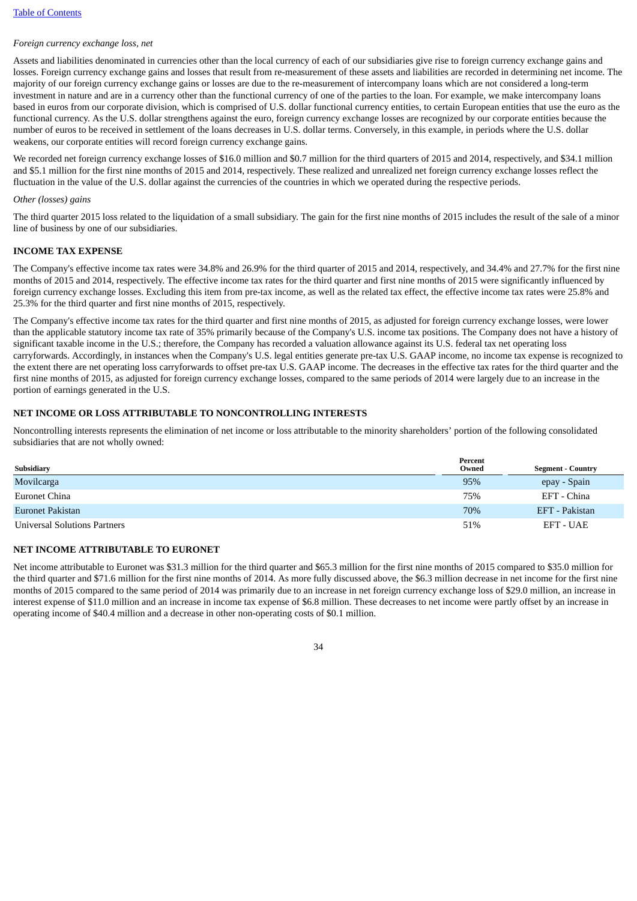*Foreign currency exchange loss, net*

Assets and liabilities denominated in currencies other than the local currency of each of our subsidiaries give rise to foreign currency exchange gains and losses. Foreign currency exchange gains and losses that result from re-measurement of these assets and liabilities are recorded in determining net income. The majority of our foreign currency exchange gains or losses are due to the re-measurement of intercompany loans which are not considered a long-term investment in nature and are in a currency other than the functional currency of one of the parties to the loan. For example, we make intercompany loans based in euros from our corporate division, which is comprised of U.S. dollar functional currency entities, to certain European entities that use the euro as the functional currency. As the U.S. dollar strengthens against the euro, foreign currency exchange losses are recognized by our corporate entities because the number of euros to be received in settlement of the loans decreases in U.S. dollar terms. Conversely, in this example, in periods where the U.S. dollar weakens, our corporate entities will record foreign currency exchange gains.

We recorded net foreign currency exchange losses of $16.0 million and $0.7 million for the third quarters of 2015 and 2014, respectively, and $34.1 million and $5.1 million for the first nine months of 2015 and 2014, respectively. These realized and unrealized net foreign currency exchange losses reflect the fluctuation in the value of the U.S. dollar against the currencies of the countries in which we operated during the respective periods.

*Other (losses) gains*

The third quarter 2015 loss related to the liquidation of a small subsidiary. The gain for the first nine months of 2015 includes the result of the sale of a minor line of business by one of our subsidiaries.

## INCOME TAX EXPENSE

The Company's effective income tax rates were 34.8% and 26.9% for the third quarter of 2015 and 2014, respectively, and 34.4% and 27.7% for the first nine months of 2015 and 2014, respectively. The effective income tax rates for the third quarter and first nine months of 2015 were significantly influenced by foreign currency exchange losses. Excluding this item from pre-tax income, as well as the related tax effect, the effective income tax rates were 25.8% and 25.3% for the third quarter and first nine months of 2015, respectively.

The Company's effective income tax rates for the third quarter and first nine months of 2015, as adjusted for foreign currency exchange losses, were lower than the applicable statutory income tax rate of 35% primarily because of the Company's U.S. income tax positions. The Company does not have a history of significant taxable income in the U.S.; therefore, the Company has recorded a valuation allowance against its U.S. federal tax net operating loss carryforwards. Accordingly, in instances when the Company's U.S. legal entities generate pre-tax U.S. GAAP income, no income tax expense is recognized to the extent there are net operating loss carryforwards to offset pre-tax U.S. GAAP income. The decreases in the effective tax rates for the third quarter and the first nine months of 2015, as adjusted for foreign currency exchange losses, compared to the same periods of 2014 were largely due to an increase in the portion of earnings generated in the U.S.

## NET INCOME OR LOSS ATTRIBUTABLE TO NONCONTROLLING INTERESTS

Noncontrolling interests represents the elimination of net income or loss attributable to the minority shareholders' portion of the following consolidated subsidiaries that are not wholly owned:

| Subsidiary | Percent Owned | Segment - Country |
|---|---|---|
| Movilcarga | 95% | epay - Spain |
| Euronet China | 75% | EFT - China |
| Euronet Pakistan | 70% | EFT - Pakistan |
| Universal Solutions Partners | 51% | EFT - UAE |

## NET INCOME ATTRIBUTABLE TO EURONET

Net income attributable to Euronet was $31.3 million for the third quarter and $65.3 million for the first nine months of 2015 compared to $35.0 million for the third quarter and $71.6 million for the first nine months of 2014. As more fully discussed above, the $6.3 million decrease in net income for the first nine months of 2015 compared to the same period of 2014 was primarily due to an increase in net foreign currency exchange loss of $29.0 million, an increase in interest expense of $11.0 million and an increase in income tax expense of $6.8 million. These decreases to net income were partly offset by an increase in operating income of $40.4 million and a decrease in other non-operating costs of $0.1 million.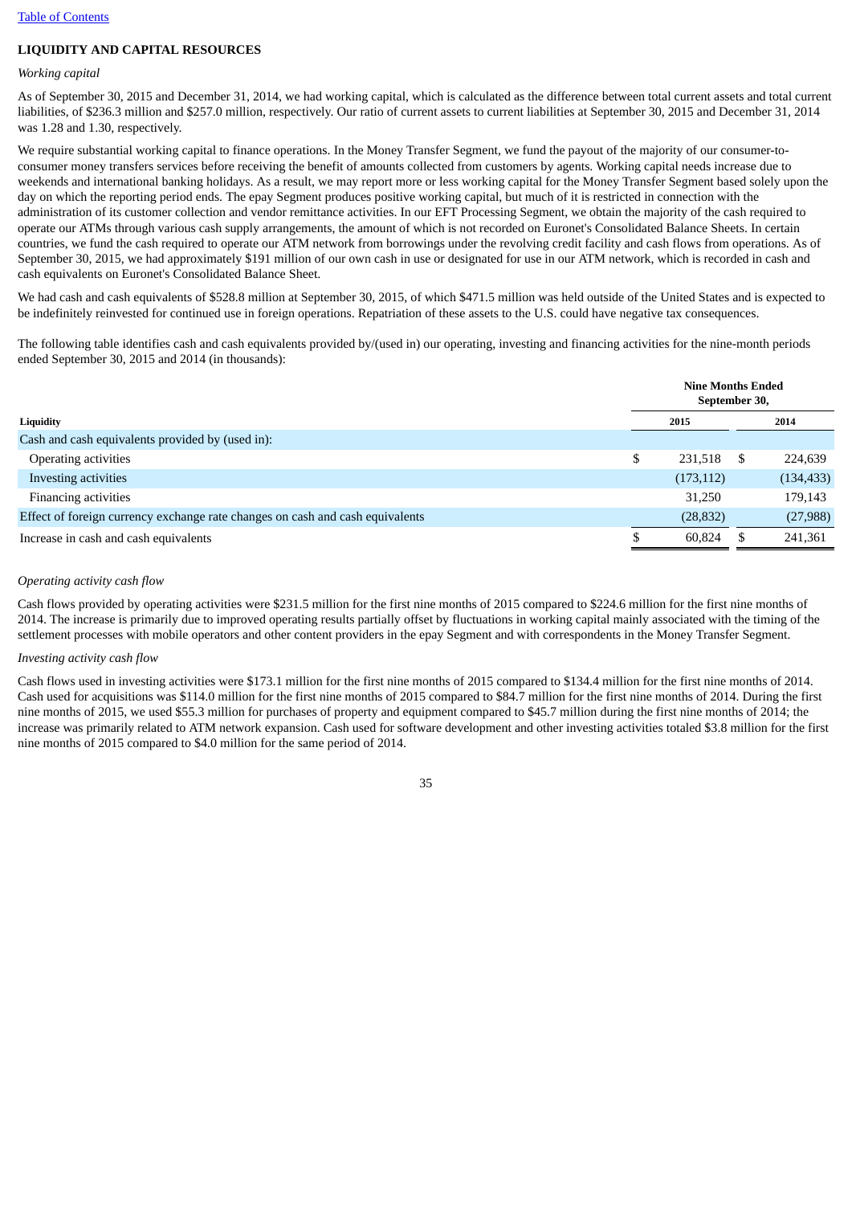## LIQUIDITY AND CAPITAL RESOURCES

*Working capital*

As of September 30, 2015 and December 31, 2014, we had working capital, which is calculated as the difference between total current assets and total current liabilities, of $236.3 million and $257.0 million, respectively. Our ratio of current assets to current liabilities at September 30, 2015 and December 31, 2014 was 1.28 and 1.30, respectively.

We require substantial working capital to finance operations. In the Money Transfer Segment, we fund the payout of the majority of our consumer-to-consumer money transfers services before receiving the benefit of amounts collected from customers by agents. Working capital needs increase due to weekends and international banking holidays. As a result, we may report more or less working capital for the Money Transfer Segment based solely upon the day on which the reporting period ends. The epay Segment produces positive working capital, but much of it is restricted in connection with the administration of its customer collection and vendor remittance activities. In our EFT Processing Segment, we obtain the majority of the cash required to operate our ATMs through various cash supply arrangements, the amount of which is not recorded on Euronet's Consolidated Balance Sheets. In certain countries, we fund the cash required to operate our ATM network from borrowings under the revolving credit facility and cash flows from operations. As of September 30, 2015, we had approximately $191 million of our own cash in use or designated for use in our ATM network, which is recorded in cash and cash equivalents on Euronet's Consolidated Balance Sheet.

We had cash and cash equivalents of $528.8 million at September 30, 2015, of which $471.5 million was held outside of the United States and is expected to be indefinitely reinvested for continued use in foreign operations. Repatriation of these assets to the U.S. could have negative tax consequences.

The following table identifies cash and cash equivalents provided by/(used in) our operating, investing and financing activities for the nine-month periods ended September 30, 2015 and 2014 (in thousands):

| | Nine Months Ended September 30, | |
|---|---|---|
| **Liquidity** | **2015** | **2014** |
| Cash and cash equivalents provided by (used in): | | |
| Operating activities | $ 231,518 | $ 224,639 |
| Investing activities | (173,112) | (134,433) |
| Financing activities | 31,250 | 179,143 |
| Effect of foreign currency exchange rate changes on cash and cash equivalents | (28,832) | (27,988) |
| Increase in cash and cash equivalents | $ 60,824 | $ 241,361 |

*Operating activity cash flow*

Cash flows provided by operating activities were $231.5 million for the first nine months of 2015 compared to $224.6 million for the first nine months of 2014. The increase is primarily due to improved operating results partially offset by fluctuations in working capital mainly associated with the timing of the settlement processes with mobile operators and other content providers in the epay Segment and with correspondents in the Money Transfer Segment.

*Investing activity cash flow*

Cash flows used in investing activities were $173.1 million for the first nine months of 2015 compared to $134.4 million for the first nine months of 2014. Cash used for acquisitions was $114.0 million for the first nine months of 2015 compared to $84.7 million for the first nine months of 2014. During the first nine months of 2015, we used $55.3 million for purchases of property and equipment compared to $45.7 million during the first nine months of 2014; the increase was primarily related to ATM network expansion. Cash used for software development and other investing activities totaled $3.8 million for the first nine months of 2015 compared to $4.0 million for the same period of 2014.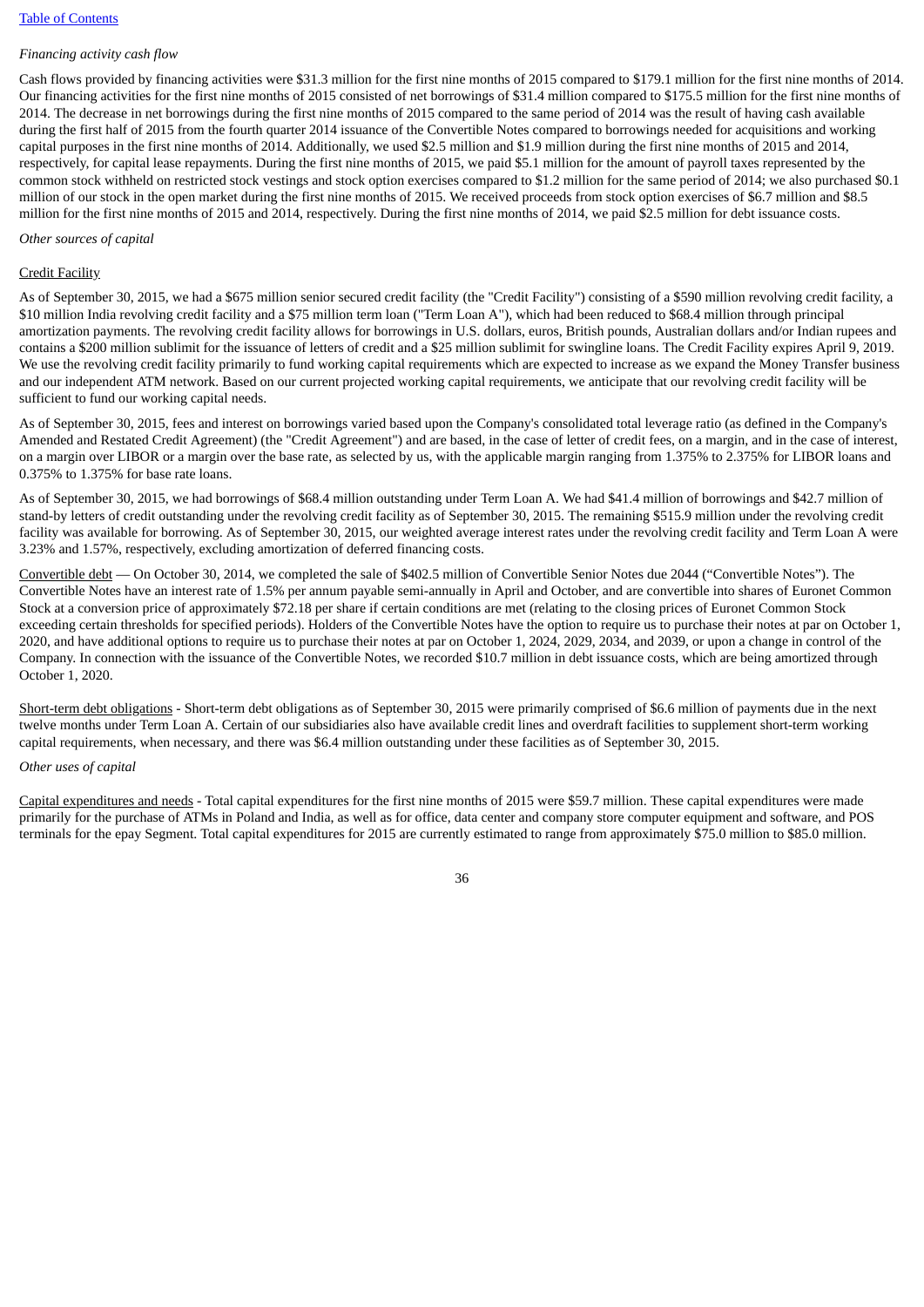*Financing activity cash flow*

Cash flows provided by financing activities were $31.3 million for the first nine months of 2015 compared to $179.1 million for the first nine months of 2014. Our financing activities for the first nine months of 2015 consisted of net borrowings of $31.4 million compared to $175.5 million for the first nine months of 2014. The decrease in net borrowings during the first nine months of 2015 compared to the same period of 2014 was the result of having cash available during the first half of 2015 from the fourth quarter 2014 issuance of the Convertible Notes compared to borrowings needed for acquisitions and working capital purposes in the first nine months of 2014. Additionally, we used $2.5 million and $1.9 million during the first nine months of 2015 and 2014, respectively, for capital lease repayments. During the first nine months of 2015, we paid $5.1 million for the amount of payroll taxes represented by the common stock withheld on restricted stock vestings and stock option exercises compared to $1.2 million for the same period of 2014; we also purchased $0.1 million of our stock in the open market during the first nine months of 2015. We received proceeds from stock option exercises of $6.7 million and $8.5 million for the first nine months of 2015 and 2014, respectively. During the first nine months of 2014, we paid $2.5 million for debt issuance costs.

*Other sources of capital*

Credit Facility

As of September 30, 2015, we had a $675 million senior secured credit facility (the "Credit Facility") consisting of a $590 million revolving credit facility, a $10 million India revolving credit facility and a $75 million term loan ("Term Loan A"), which had been reduced to $68.4 million through principal amortization payments. The revolving credit facility allows for borrowings in U.S. dollars, euros, British pounds, Australian dollars and/or Indian rupees and contains a $200 million sublimit for the issuance of letters of credit and a $25 million sublimit for swingline loans. The Credit Facility expires April 9, 2019. We use the revolving credit facility primarily to fund working capital requirements which are expected to increase as we expand the Money Transfer business and our independent ATM network. Based on our current projected working capital requirements, we anticipate that our revolving credit facility will be sufficient to fund our working capital needs.

As of September 30, 2015, fees and interest on borrowings varied based upon the Company's consolidated total leverage ratio (as defined in the Company's Amended and Restated Credit Agreement) (the "Credit Agreement") and are based, in the case of letter of credit fees, on a margin, and in the case of interest, on a margin over LIBOR or a margin over the base rate, as selected by us, with the applicable margin ranging from 1.375% to 2.375% for LIBOR loans and 0.375% to 1.375% for base rate loans.

As of September 30, 2015, we had borrowings of $68.4 million outstanding under Term Loan A. We had $41.4 million of borrowings and $42.7 million of stand-by letters of credit outstanding under the revolving credit facility as of September 30, 2015. The remaining $515.9 million under the revolving credit facility was available for borrowing. As of September 30, 2015, our weighted average interest rates under the revolving credit facility and Term Loan A were 3.23% and 1.57%, respectively, excluding amortization of deferred financing costs.

Convertible debt — On October 30, 2014, we completed the sale of $402.5 million of Convertible Senior Notes due 2044 ("Convertible Notes"). The Convertible Notes have an interest rate of 1.5% per annum payable semi-annually in April and October, and are convertible into shares of Euronet Common Stock at a conversion price of approximately $72.18 per share if certain conditions are met (relating to the closing prices of Euronet Common Stock exceeding certain thresholds for specified periods). Holders of the Convertible Notes have the option to require us to purchase their notes at par on October 1, 2020, and have additional options to require us to purchase their notes at par on October 1, 2024, 2029, 2034, and 2039, or upon a change in control of the Company. In connection with the issuance of the Convertible Notes, we recorded $10.7 million in debt issuance costs, which are being amortized through October 1, 2020.

Short-term debt obligations - Short-term debt obligations as of September 30, 2015 were primarily comprised of $6.6 million of payments due in the next twelve months under Term Loan A. Certain of our subsidiaries also have available credit lines and overdraft facilities to supplement short-term working capital requirements, when necessary, and there was $6.4 million outstanding under these facilities as of September 30, 2015.

*Other uses of capital*

Capital expenditures and needs - Total capital expenditures for the first nine months of 2015 were $59.7 million. These capital expenditures were made primarily for the purchase of ATMs in Poland and India, as well as for office, data center and company store computer equipment and software, and POS terminals for the epay Segment. Total capital expenditures for 2015 are currently estimated to range from approximately $75.0 million to $85.0 million.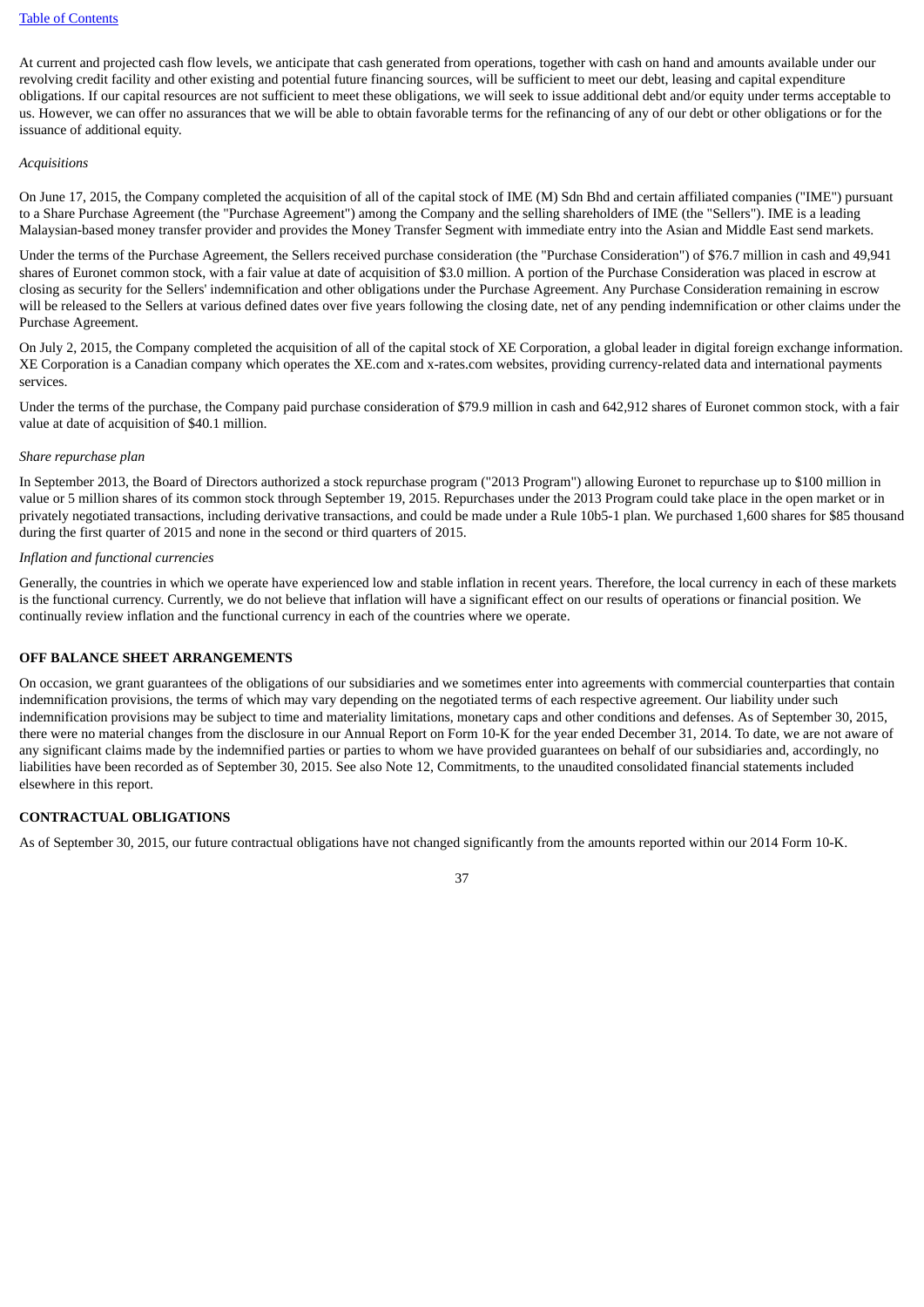At current and projected cash flow levels, we anticipate that cash generated from operations, together with cash on hand and amounts available under our revolving credit facility and other existing and potential future financing sources, will be sufficient to meet our debt, leasing and capital expenditure obligations. If our capital resources are not sufficient to meet these obligations, we will seek to issue additional debt and/or equity under terms acceptable to us. However, we can offer no assurances that we will be able to obtain favorable terms for the refinancing of any of our debt or other obligations or for the issuance of additional equity.

*Acquisitions*

On June 17, 2015, the Company completed the acquisition of all of the capital stock of IME (M) Sdn Bhd and certain affiliated companies ("IME") pursuant to a Share Purchase Agreement (the "Purchase Agreement") among the Company and the selling shareholders of IME (the "Sellers"). IME is a leading Malaysian-based money transfer provider and provides the Money Transfer Segment with immediate entry into the Asian and Middle East send markets.

Under the terms of the Purchase Agreement, the Sellers received purchase consideration (the "Purchase Consideration") of $76.7 million in cash and 49,941 shares of Euronet common stock, with a fair value at date of acquisition of $3.0 million. A portion of the Purchase Consideration was placed in escrow at closing as security for the Sellers' indemnification and other obligations under the Purchase Agreement. Any Purchase Consideration remaining in escrow will be released to the Sellers at various defined dates over five years following the closing date, net of any pending indemnification or other claims under the Purchase Agreement.

On July 2, 2015, the Company completed the acquisition of all of the capital stock of XE Corporation, a global leader in digital foreign exchange information. XE Corporation is a Canadian company which operates the XE.com and x-rates.com websites, providing currency-related data and international payments services.

Under the terms of the purchase, the Company paid purchase consideration of $79.9 million in cash and 642,912 shares of Euronet common stock, with a fair value at date of acquisition of $40.1 million.

*Share repurchase plan*

In September 2013, the Board of Directors authorized a stock repurchase program ("2013 Program") allowing Euronet to repurchase up to $100 million in value or 5 million shares of its common stock through September 19, 2015. Repurchases under the 2013 Program could take place in the open market or in privately negotiated transactions, including derivative transactions, and could be made under a Rule 10b5-1 plan. We purchased 1,600 shares for $85 thousand during the first quarter of 2015 and none in the second or third quarters of 2015.

*Inflation and functional currencies*

Generally, the countries in which we operate have experienced low and stable inflation in recent years. Therefore, the local currency in each of these markets is the functional currency. Currently, we do not believe that inflation will have a significant effect on our results of operations or financial position. We continually review inflation and the functional currency in each of the countries where we operate.

## OFF BALANCE SHEET ARRANGEMENTS

On occasion, we grant guarantees of the obligations of our subsidiaries and we sometimes enter into agreements with commercial counterparties that contain indemnification provisions, the terms of which may vary depending on the negotiated terms of each respective agreement. Our liability under such indemnification provisions may be subject to time and materiality limitations, monetary caps and other conditions and defenses. As of September 30, 2015, there were no material changes from the disclosure in our Annual Report on Form 10-K for the year ended December 31, 2014. To date, we are not aware of any significant claims made by the indemnified parties or parties to whom we have provided guarantees on behalf of our subsidiaries and, accordingly, no liabilities have been recorded as of September 30, 2015. See also Note 12, Commitments, to the unaudited consolidated financial statements included elsewhere in this report.

## CONTRACTUAL OBLIGATIONS

As of September 30, 2015, our future contractual obligations have not changed significantly from the amounts reported within our 2014 Form 10-K.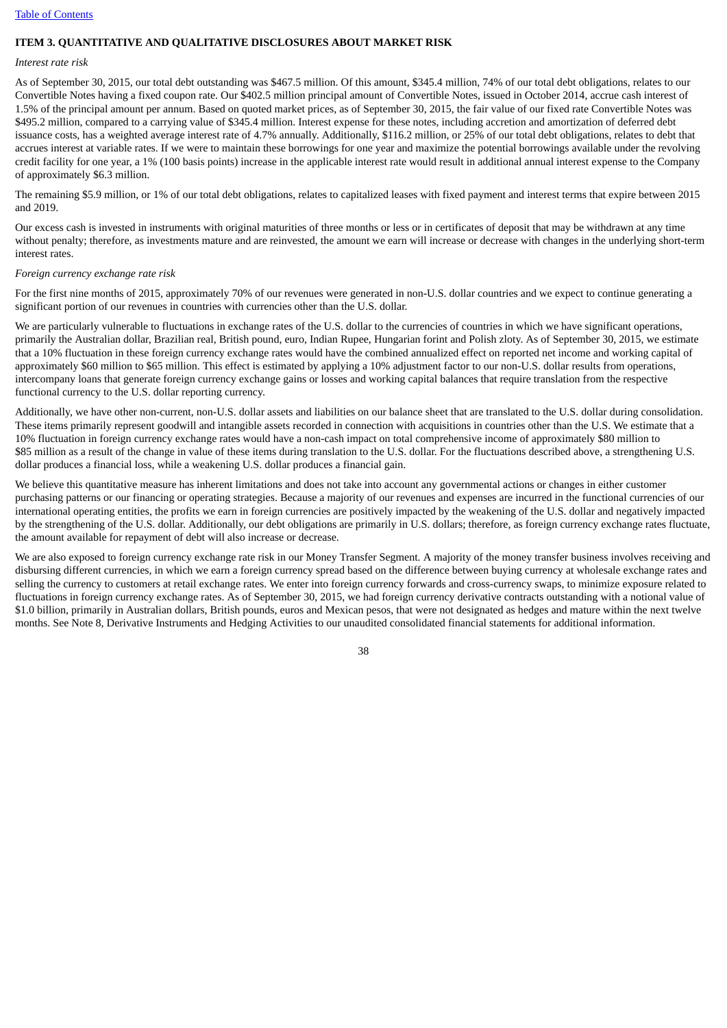## ITEM 3. QUANTITATIVE AND QUALITATIVE DISCLOSURES ABOUT MARKET RISK

*Interest rate risk*

As of September 30, 2015, our total debt outstanding was $467.5 million. Of this amount, $345.4 million, 74% of our total debt obligations, relates to our Convertible Notes having a fixed coupon rate. Our $402.5 million principal amount of Convertible Notes, issued in October 2014, accrue cash interest of 1.5% of the principal amount per annum. Based on quoted market prices, as of September 30, 2015, the fair value of our fixed rate Convertible Notes was $495.2 million, compared to a carrying value of $345.4 million. Interest expense for these notes, including accretion and amortization of deferred debt issuance costs, has a weighted average interest rate of 4.7% annually. Additionally, $116.2 million, or 25% of our total debt obligations, relates to debt that accrues interest at variable rates. If we were to maintain these borrowings for one year and maximize the potential borrowings available under the revolving credit facility for one year, a 1% (100 basis points) increase in the applicable interest rate would result in additional annual interest expense to the Company of approximately $6.3 million.

The remaining $5.9 million, or 1% of our total debt obligations, relates to capitalized leases with fixed payment and interest terms that expire between 2015 and 2019.

Our excess cash is invested in instruments with original maturities of three months or less or in certificates of deposit that may be withdrawn at any time without penalty; therefore, as investments mature and are reinvested, the amount we earn will increase or decrease with changes in the underlying short-term interest rates.

*Foreign currency exchange rate risk*

For the first nine months of 2015, approximately 70% of our revenues were generated in non-U.S. dollar countries and we expect to continue generating a significant portion of our revenues in countries with currencies other than the U.S. dollar.

We are particularly vulnerable to fluctuations in exchange rates of the U.S. dollar to the currencies of countries in which we have significant operations, primarily the Australian dollar, Brazilian real, British pound, euro, Indian Rupee, Hungarian forint and Polish zloty. As of September 30, 2015, we estimate that a 10% fluctuation in these foreign currency exchange rates would have the combined annualized effect on reported net income and working capital of approximately $60 million to $65 million. This effect is estimated by applying a 10% adjustment factor to our non-U.S. dollar results from operations, intercompany loans that generate foreign currency exchange gains or losses and working capital balances that require translation from the respective functional currency to the U.S. dollar reporting currency.

Additionally, we have other non-current, non-U.S. dollar assets and liabilities on our balance sheet that are translated to the U.S. dollar during consolidation. These items primarily represent goodwill and intangible assets recorded in connection with acquisitions in countries other than the U.S. We estimate that a 10% fluctuation in foreign currency exchange rates would have a non-cash impact on total comprehensive income of approximately $80 million to $85 million as a result of the change in value of these items during translation to the U.S. dollar. For the fluctuations described above, a strengthening U.S. dollar produces a financial loss, while a weakening U.S. dollar produces a financial gain.

We believe this quantitative measure has inherent limitations and does not take into account any governmental actions or changes in either customer purchasing patterns or our financing or operating strategies. Because a majority of our revenues and expenses are incurred in the functional currencies of our international operating entities, the profits we earn in foreign currencies are positively impacted by the weakening of the U.S. dollar and negatively impacted by the strengthening of the U.S. dollar. Additionally, our debt obligations are primarily in U.S. dollars; therefore, as foreign currency exchange rates fluctuate, the amount available for repayment of debt will also increase or decrease.

We are also exposed to foreign currency exchange rate risk in our Money Transfer Segment. A majority of the money transfer business involves receiving and disbursing different currencies, in which we earn a foreign currency spread based on the difference between buying currency at wholesale exchange rates and selling the currency to customers at retail exchange rates. We enter into foreign currency forwards and cross-currency swaps, to minimize exposure related to fluctuations in foreign currency exchange rates. As of September 30, 2015, we had foreign currency derivative contracts outstanding with a notional value of $1.0 billion, primarily in Australian dollars, British pounds, euros and Mexican pesos, that were not designated as hedges and mature within the next twelve months. See Note 8, Derivative Instruments and Hedging Activities to our unaudited consolidated financial statements for additional information.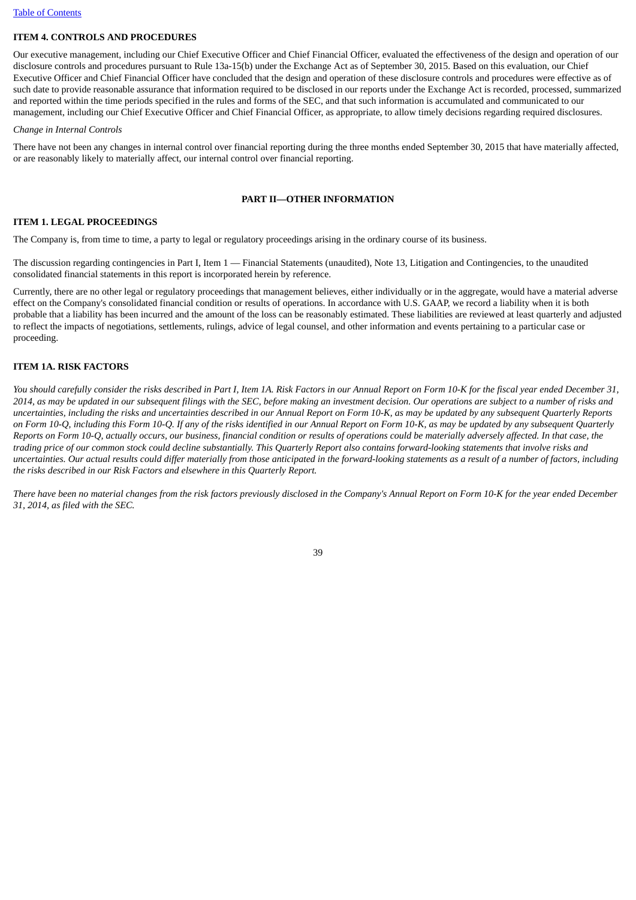## ITEM 4. CONTROLS AND PROCEDURES

Our executive management, including our Chief Executive Officer and Chief Financial Officer, evaluated the effectiveness of the design and operation of our disclosure controls and procedures pursuant to Rule 13a-15(b) under the Exchange Act as of September 30, 2015. Based on this evaluation, our Chief Executive Officer and Chief Financial Officer have concluded that the design and operation of these disclosure controls and procedures were effective as of such date to provide reasonable assurance that information required to be disclosed in our reports under the Exchange Act is recorded, processed, summarized and reported within the time periods specified in the rules and forms of the SEC, and that such information is accumulated and communicated to our management, including our Chief Executive Officer and Chief Financial Officer, as appropriate, to allow timely decisions regarding required disclosures.

*Change in Internal Controls*

There have not been any changes in internal control over financial reporting during the three months ended September 30, 2015 that have materially affected, or are reasonably likely to materially affect, our internal control over financial reporting.

# PART II—OTHER INFORMATION

## ITEM 1. LEGAL PROCEEDINGS

The Company is, from time to time, a party to legal or regulatory proceedings arising in the ordinary course of its business.

The discussion regarding contingencies in Part I, Item 1 — Financial Statements (unaudited), Note 13, Litigation and Contingencies, to the unaudited consolidated financial statements in this report is incorporated herein by reference.

Currently, there are no other legal or regulatory proceedings that management believes, either individually or in the aggregate, would have a material adverse effect on the Company's consolidated financial condition or results of operations. In accordance with U.S. GAAP, we record a liability when it is both probable that a liability has been incurred and the amount of the loss can be reasonably estimated. These liabilities are reviewed at least quarterly and adjusted to reflect the impacts of negotiations, settlements, rulings, advice of legal counsel, and other information and events pertaining to a particular case or proceeding.

## ITEM 1A. RISK FACTORS

*You should carefully consider the risks described in Part I, Item 1A. Risk Factors in our Annual Report on Form 10-K for the fiscal year ended December 31, 2014, as may be updated in our subsequent filings with the SEC, before making an investment decision. Our operations are subject to a number of risks and uncertainties, including the risks and uncertainties described in our Annual Report on Form 10-K, as may be updated by any subsequent Quarterly Reports on Form 10-Q, including this Form 10-Q. If any of the risks identified in our Annual Report on Form 10-K, as may be updated by any subsequent Quarterly Reports on Form 10-Q, actually occurs, our business, financial condition or results of operations could be materially adversely affected. In that case, the trading price of our common stock could decline substantially. This Quarterly Report also contains forward-looking statements that involve risks and uncertainties. Our actual results could differ materially from those anticipated in the forward-looking statements as a result of a number of factors, including the risks described in our Risk Factors and elsewhere in this Quarterly Report.*

*There have been no material changes from the risk factors previously disclosed in the Company's Annual Report on Form 10-K for the year ended December 31, 2014, as filed with the SEC.*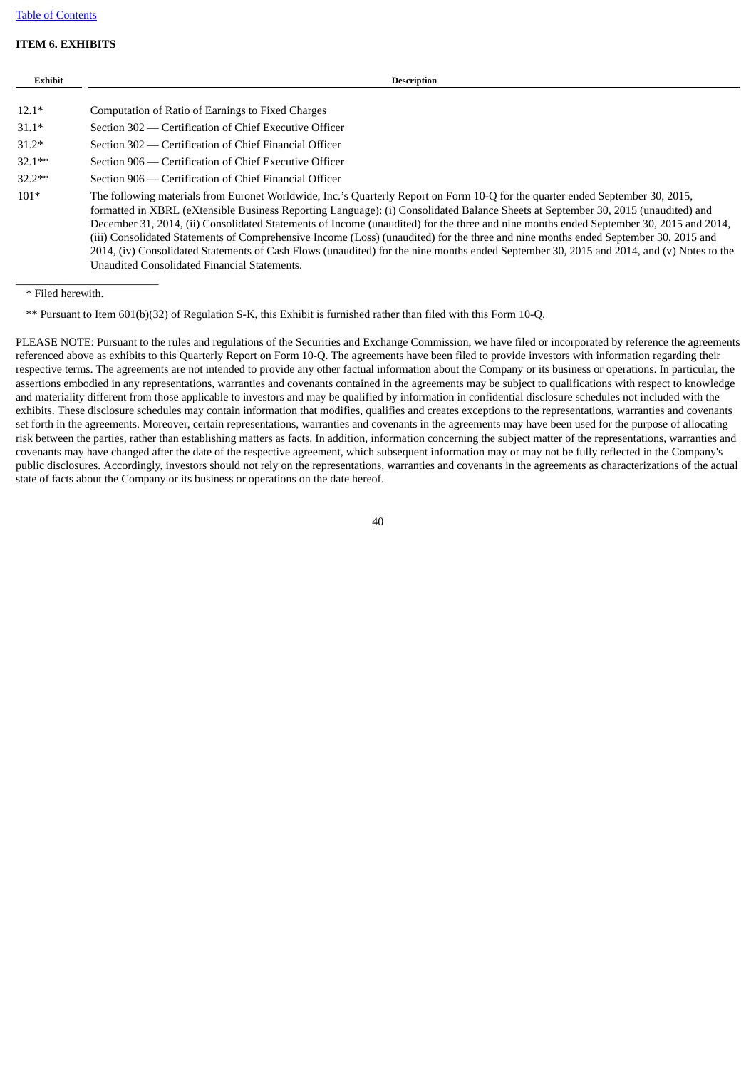[Table of Contents](#)

## ITEM 6. EXHIBITS

| Exhibit | Description |
| --- | --- |
| 12.1* | Computation of Ratio of Earnings to Fixed Charges |
| 31.1* | Section 302 — Certification of Chief Executive Officer |
| 31.2* | Section 302 — Certification of Chief Financial Officer |
| 32.1** | Section 906 — Certification of Chief Executive Officer |
| 32.2** | Section 906 — Certification of Chief Financial Officer |
| 101* | The following materials from Euronet Worldwide, Inc.'s Quarterly Report on Form 10-Q for the quarter ended September 30, 2015, formatted in XBRL (eXtensible Business Reporting Language): (i) Consolidated Balance Sheets at September 30, 2015 (unaudited) and December 31, 2014, (ii) Consolidated Statements of Income (unaudited) for the three and nine months ended September 30, 2015 and 2014, (iii) Consolidated Statements of Comprehensive Income (Loss) (unaudited) for the three and nine months ended September 30, 2015 and 2014, (iv) Consolidated Statements of Cash Flows (unaudited) for the nine months ended September 30, 2015 and 2014, and (v) Notes to the Unaudited Consolidated Financial Statements. |

* Filed herewith.

** Pursuant to Item 601(b)(32) of Regulation S-K, this Exhibit is furnished rather than filed with this Form 10-Q.

PLEASE NOTE: Pursuant to the rules and regulations of the Securities and Exchange Commission, we have filed or incorporated by reference the agreements referenced above as exhibits to this Quarterly Report on Form 10-Q. The agreements have been filed to provide investors with information regarding their respective terms. The agreements are not intended to provide any other factual information about the Company or its business or operations. In particular, the assertions embodied in any representations, warranties and covenants contained in the agreements may be subject to qualifications with respect to knowledge and materiality different from those applicable to investors and may be qualified by information in confidential disclosure schedules not included with the exhibits. These disclosure schedules may contain information that modifies, qualifies and creates exceptions to the representations, warranties and covenants set forth in the agreements. Moreover, certain representations, warranties and covenants in the agreements may have been used for the purpose of allocating risk between the parties, rather than establishing matters as facts. In addition, information concerning the subject matter of the representations, warranties and covenants may have changed after the date of the respective agreement, which subsequent information may or may not be fully reflected in the Company's public disclosures. Accordingly, investors should not rely on the representations, warranties and covenants in the agreements as characterizations of the actual state of facts about the Company or its business or operations on the date hereof.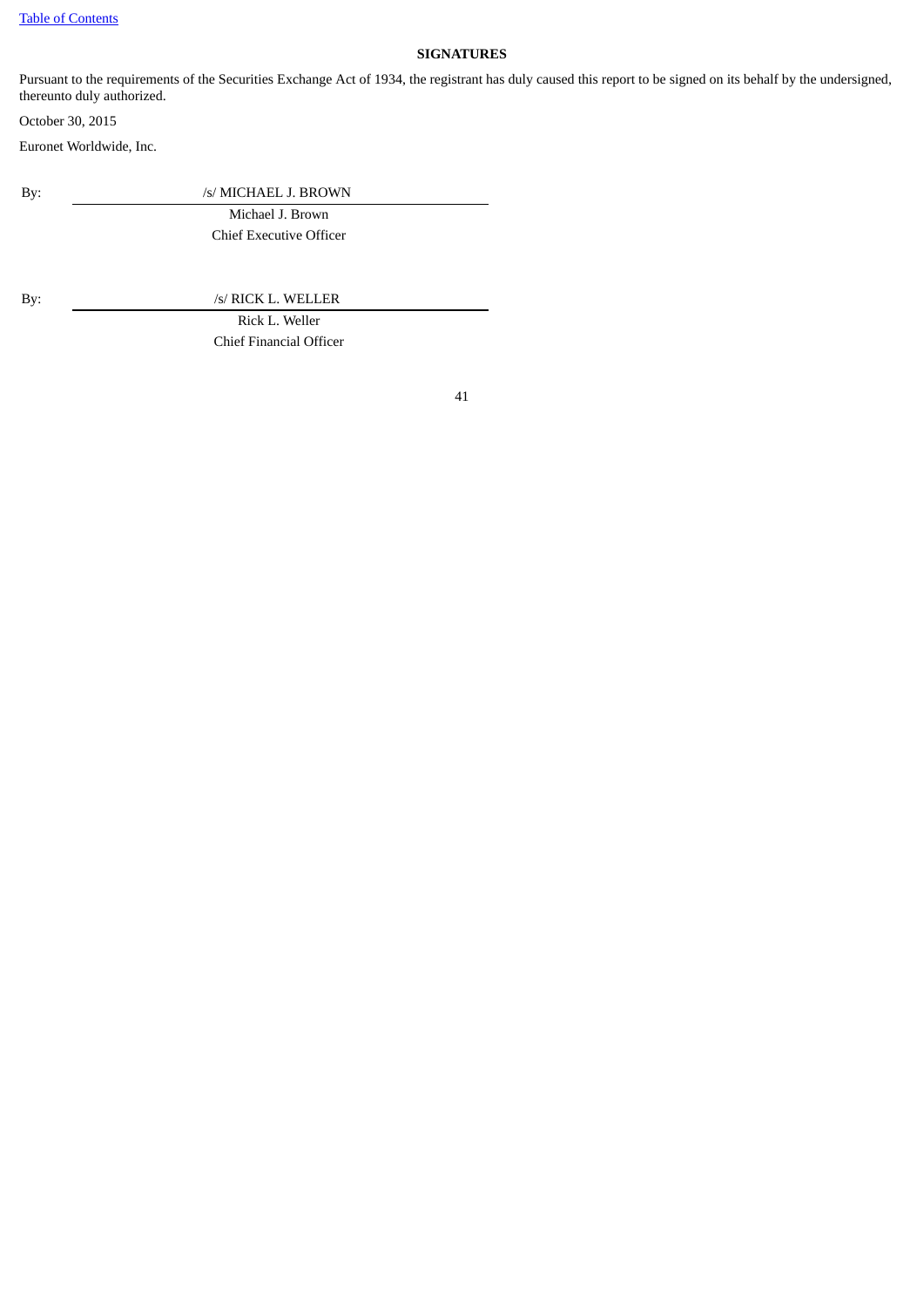[Table of Contents](#)

**SIGNATURES**

Pursuant to the requirements of the Securities Exchange Act of 1934, the registrant has duly caused this report to be signed on its behalf by the undersigned, thereunto duly authorized.

October 30, 2015

Euronet Worldwide, Inc.

By: /s/ MICHAEL J. BROWN
Michael J. Brown
Chief Executive Officer

By: /s/ RICK L. WELLER
Rick L. Weller
Chief Financial Officer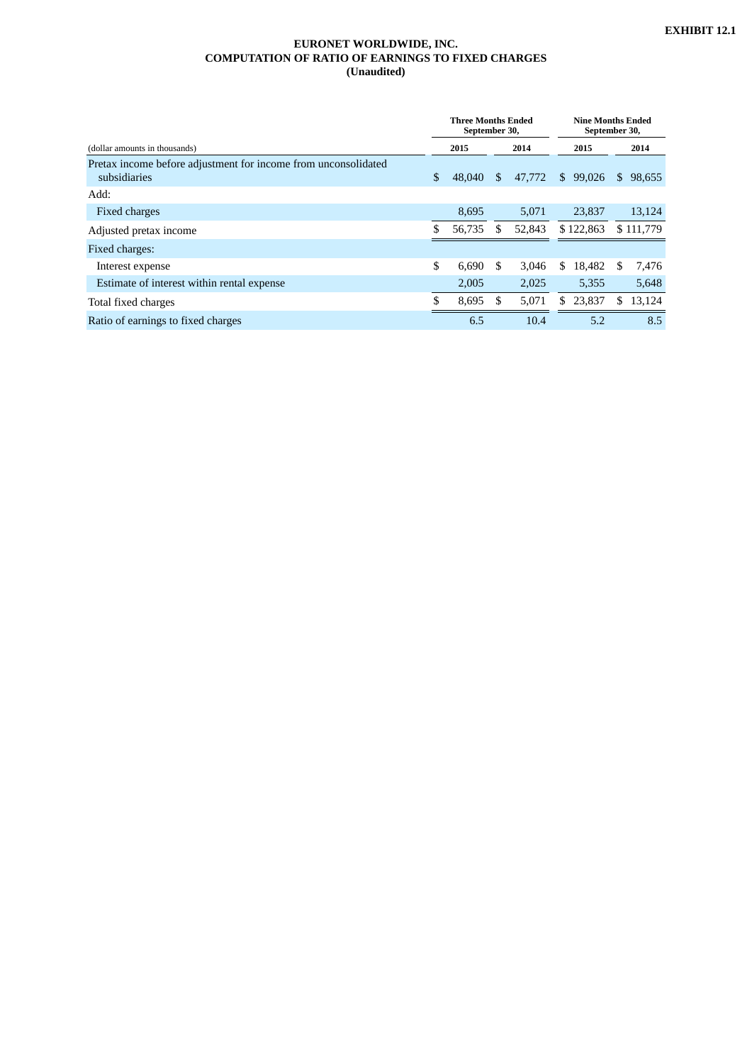**EXHIBIT 12.1**

**EURONET WORLDWIDE, INC.**
**COMPUTATION OF RATIO OF EARNINGS TO FIXED CHARGES**
**(Unaudited)**

| (dollar amounts in thousands) | Three Months Ended September 30, 2015 | Three Months Ended September 30, 2014 | Nine Months Ended September 30, 2015 | Nine Months Ended September 30, 2014 |
|---|---|---|---|---|
| Pretax income before adjustment for income from unconsolidated subsidiaries | $ 48,040 | $ 47,772 | $ 99,026 | $ 98,655 |
| Add: | | | | |
| Fixed charges | 8,695 | 5,071 | 23,837 | 13,124 |
| Adjusted pretax income | $ 56,735 | $ 52,843 | $ 122,863 | $ 111,779 |
| Fixed charges: | | | | |
| Interest expense | $ 6,690 | $ 3,046 | $ 18,482 | $ 7,476 |
| Estimate of interest within rental expense | 2,005 | 2,025 | 5,355 | 5,648 |
| Total fixed charges | $ 8,695 | $ 5,071 | $ 23,837 | $ 13,124 |
| Ratio of earnings to fixed charges | 6.5 | 10.4 | 5.2 | 8.5 |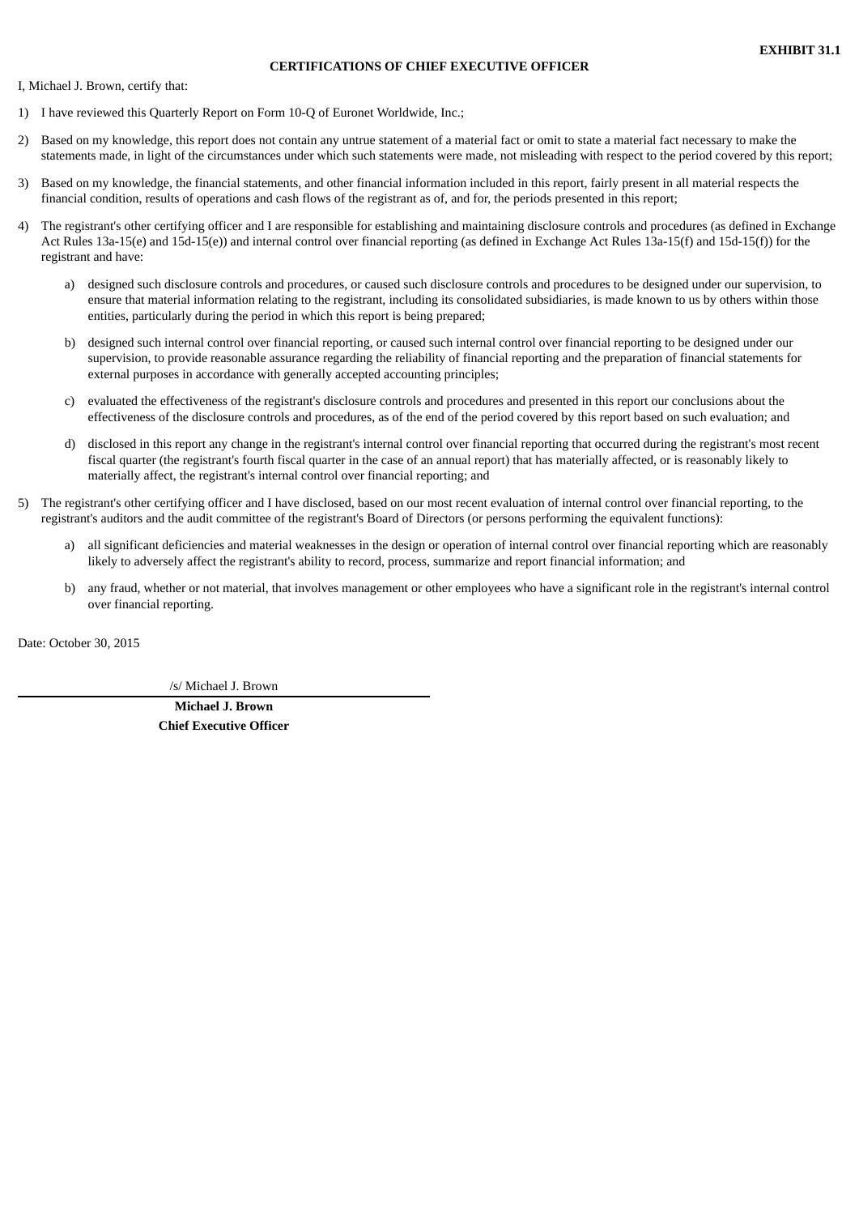**EXHIBIT 31.1**

**CERTIFICATIONS OF CHIEF EXECUTIVE OFFICER**

I, Michael J. Brown, certify that:

1) I have reviewed this Quarterly Report on Form 10-Q of Euronet Worldwide, Inc.;

2) Based on my knowledge, this report does not contain any untrue statement of a material fact or omit to state a material fact necessary to make the statements made, in light of the circumstances under which such statements were made, not misleading with respect to the period covered by this report;

3) Based on my knowledge, the financial statements, and other financial information included in this report, fairly present in all material respects the financial condition, results of operations and cash flows of the registrant as of, and for, the periods presented in this report;

4) The registrant's other certifying officer and I are responsible for establishing and maintaining disclosure controls and procedures (as defined in Exchange Act Rules 13a-15(e) and 15d-15(e)) and internal control over financial reporting (as defined in Exchange Act Rules 13a-15(f) and 15d-15(f)) for the registrant and have:

   a) designed such disclosure controls and procedures, or caused such disclosure controls and procedures to be designed under our supervision, to ensure that material information relating to the registrant, including its consolidated subsidiaries, is made known to us by others within those entities, particularly during the period in which this report is being prepared;

   b) designed such internal control over financial reporting, or caused such internal control over financial reporting to be designed under our supervision, to provide reasonable assurance regarding the reliability of financial reporting and the preparation of financial statements for external purposes in accordance with generally accepted accounting principles;

   c) evaluated the effectiveness of the registrant's disclosure controls and procedures and presented in this report our conclusions about the effectiveness of the disclosure controls and procedures, as of the end of the period covered by this report based on such evaluation; and

   d) disclosed in this report any change in the registrant's internal control over financial reporting that occurred during the registrant's most recent fiscal quarter (the registrant's fourth fiscal quarter in the case of an annual report) that has materially affected, or is reasonably likely to materially affect, the registrant's internal control over financial reporting; and

5) The registrant's other certifying officer and I have disclosed, based on our most recent evaluation of internal control over financial reporting, to the registrant's auditors and the audit committee of the registrant's Board of Directors (or persons performing the equivalent functions):

   a) all significant deficiencies and material weaknesses in the design or operation of internal control over financial reporting which are reasonably likely to adversely affect the registrant's ability to record, process, summarize and report financial information; and

   b) any fraud, whether or not material, that involves management or other employees who have a significant role in the registrant's internal control over financial reporting.

Date: October 30, 2015

/s/ Michael J. Brown

**Michael J. Brown**
**Chief Executive Officer**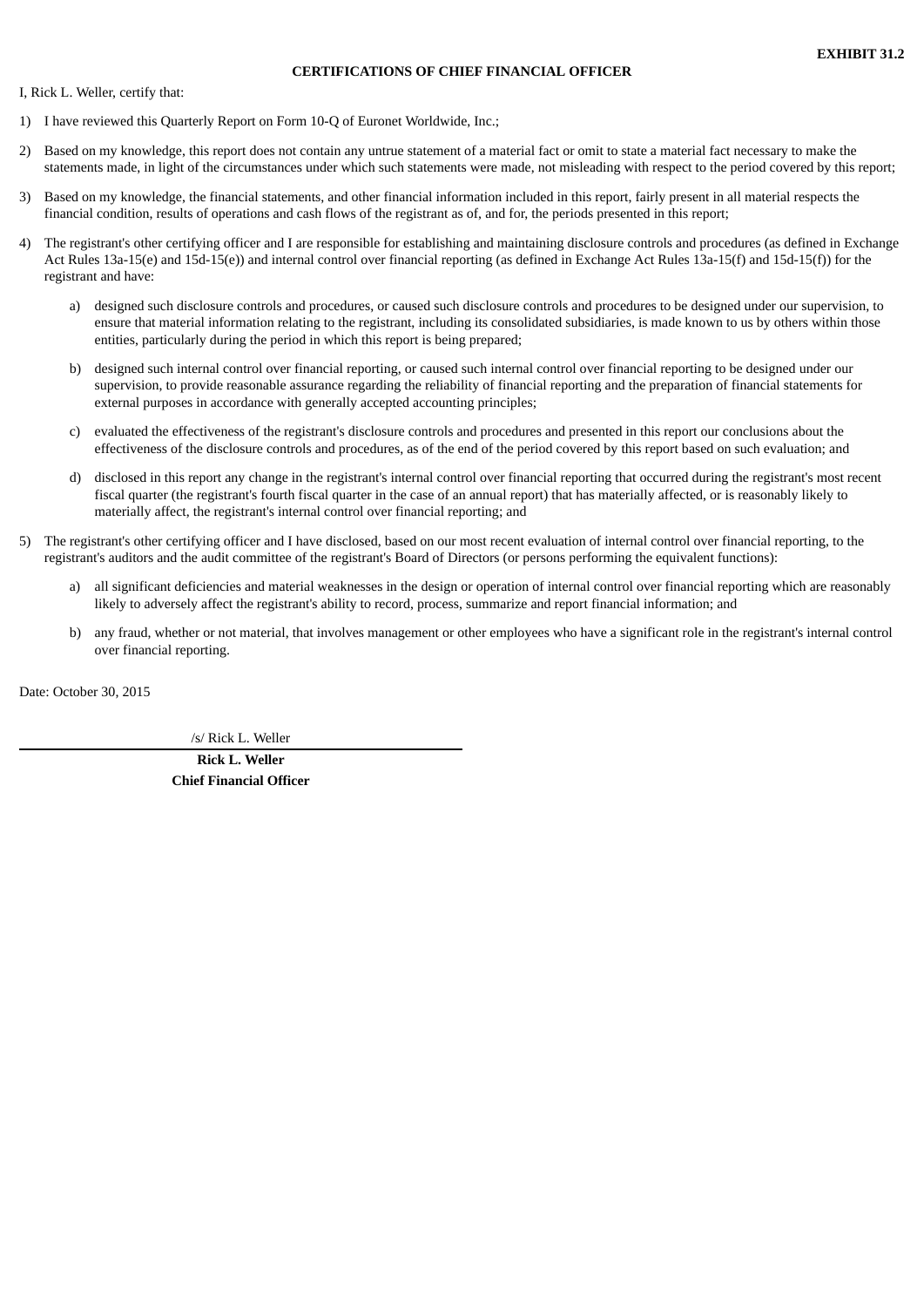**EXHIBIT 31.2**

**CERTIFICATIONS OF CHIEF FINANCIAL OFFICER**

I, Rick L. Weller, certify that:

1) I have reviewed this Quarterly Report on Form 10-Q of Euronet Worldwide, Inc.;

2) Based on my knowledge, this report does not contain any untrue statement of a material fact or omit to state a material fact necessary to make the statements made, in light of the circumstances under which such statements were made, not misleading with respect to the period covered by this report;

3) Based on my knowledge, the financial statements, and other financial information included in this report, fairly present in all material respects the financial condition, results of operations and cash flows of the registrant as of, and for, the periods presented in this report;

4) The registrant's other certifying officer and I are responsible for establishing and maintaining disclosure controls and procedures (as defined in Exchange Act Rules 13a-15(e) and 15d-15(e)) and internal control over financial reporting (as defined in Exchange Act Rules 13a-15(f) and 15d-15(f)) for the registrant and have:

   a) designed such disclosure controls and procedures, or caused such disclosure controls and procedures to be designed under our supervision, to ensure that material information relating to the registrant, including its consolidated subsidiaries, is made known to us by others within those entities, particularly during the period in which this report is being prepared;

   b) designed such internal control over financial reporting, or caused such internal control over financial reporting to be designed under our supervision, to provide reasonable assurance regarding the reliability of financial reporting and the preparation of financial statements for external purposes in accordance with generally accepted accounting principles;

   c) evaluated the effectiveness of the registrant's disclosure controls and procedures and presented in this report our conclusions about the effectiveness of the disclosure controls and procedures, as of the end of the period covered by this report based on such evaluation; and

   d) disclosed in this report any change in the registrant's internal control over financial reporting that occurred during the registrant's most recent fiscal quarter (the registrant's fourth fiscal quarter in the case of an annual report) that has materially affected, or is reasonably likely to materially affect, the registrant's internal control over financial reporting; and

5) The registrant's other certifying officer and I have disclosed, based on our most recent evaluation of internal control over financial reporting, to the registrant's auditors and the audit committee of the registrant's Board of Directors (or persons performing the equivalent functions):

   a) all significant deficiencies and material weaknesses in the design or operation of internal control over financial reporting which are reasonably likely to adversely affect the registrant's ability to record, process, summarize and report financial information; and

   b) any fraud, whether or not material, that involves management or other employees who have a significant role in the registrant's internal control over financial reporting.

Date: October 30, 2015

/s/ Rick L. Weller

**Rick L. Weller**
**Chief Financial Officer**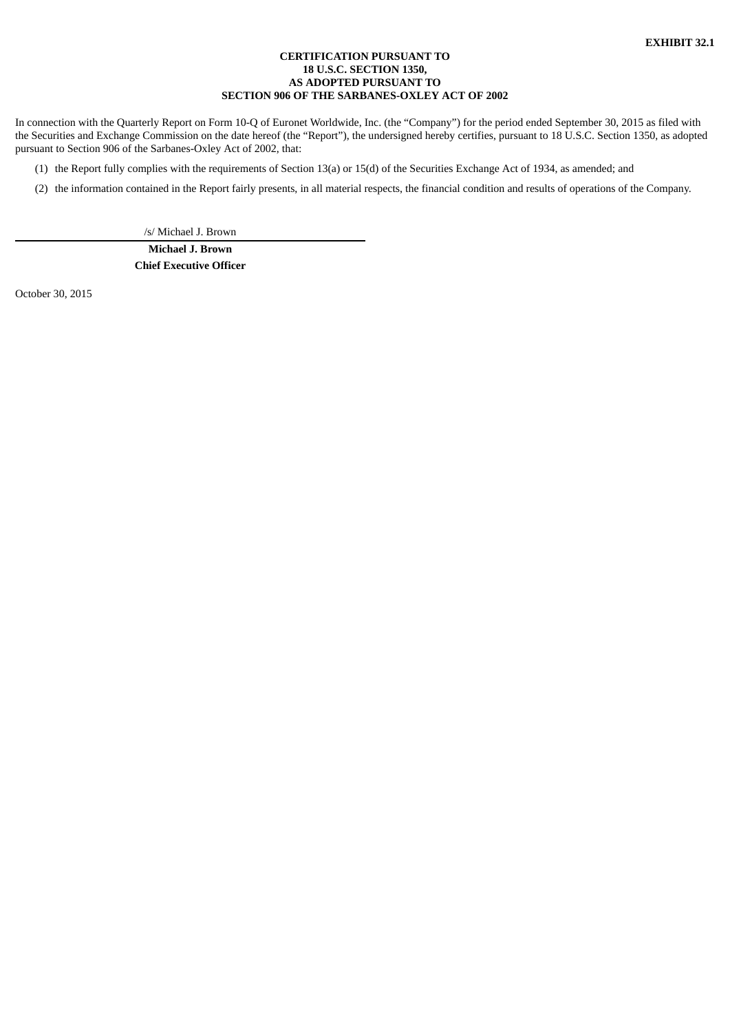**EXHIBIT 32.1**

**CERTIFICATION PURSUANT TO**
**18 U.S.C. SECTION 1350,**
**AS ADOPTED PURSUANT TO**
**SECTION 906 OF THE SARBANES-OXLEY ACT OF 2002**

In connection with the Quarterly Report on Form 10-Q of Euronet Worldwide, Inc. (the "Company") for the period ended September 30, 2015 as filed with the Securities and Exchange Commission on the date hereof (the "Report"), the undersigned hereby certifies, pursuant to 18 U.S.C. Section 1350, as adopted pursuant to Section 906 of the Sarbanes-Oxley Act of 2002, that:

(1) the Report fully complies with the requirements of Section 13(a) or 15(d) of the Securities Exchange Act of 1934, as amended; and

(2) the information contained in the Report fairly presents, in all material respects, the financial condition and results of operations of the Company.

/s/ Michael J. Brown

**Michael J. Brown**
**Chief Executive Officer**

October 30, 2015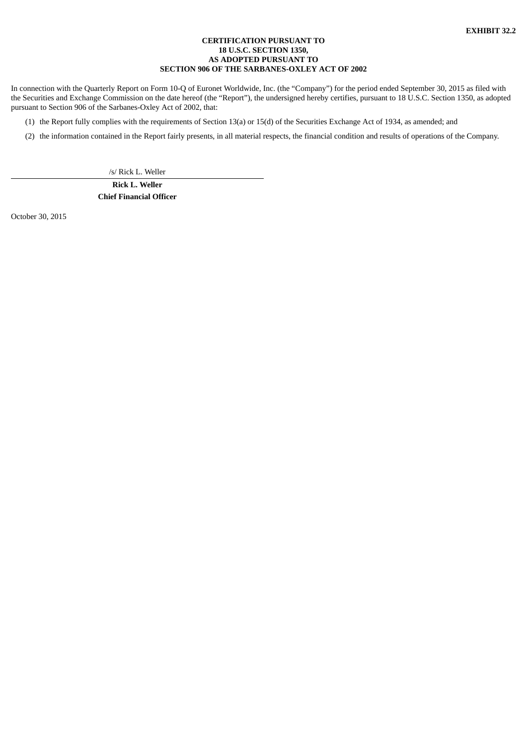**EXHIBIT 32.2**

**CERTIFICATION PURSUANT TO**
**18 U.S.C. SECTION 1350,**
**AS ADOPTED PURSUANT TO**
**SECTION 906 OF THE SARBANES-OXLEY ACT OF 2002**

In connection with the Quarterly Report on Form 10-Q of Euronet Worldwide, Inc. (the "Company") for the period ended September 30, 2015 as filed with the Securities and Exchange Commission on the date hereof (the "Report"), the undersigned hereby certifies, pursuant to 18 U.S.C. Section 1350, as adopted pursuant to Section 906 of the Sarbanes-Oxley Act of 2002, that:

(1) the Report fully complies with the requirements of Section 13(a) or 15(d) of the Securities Exchange Act of 1934, as amended; and

(2) the information contained in the Report fairly presents, in all material respects, the financial condition and results of operations of the Company.

/s/ Rick L. Weller

**Rick L. Weller**
**Chief Financial Officer**

October 30, 2015